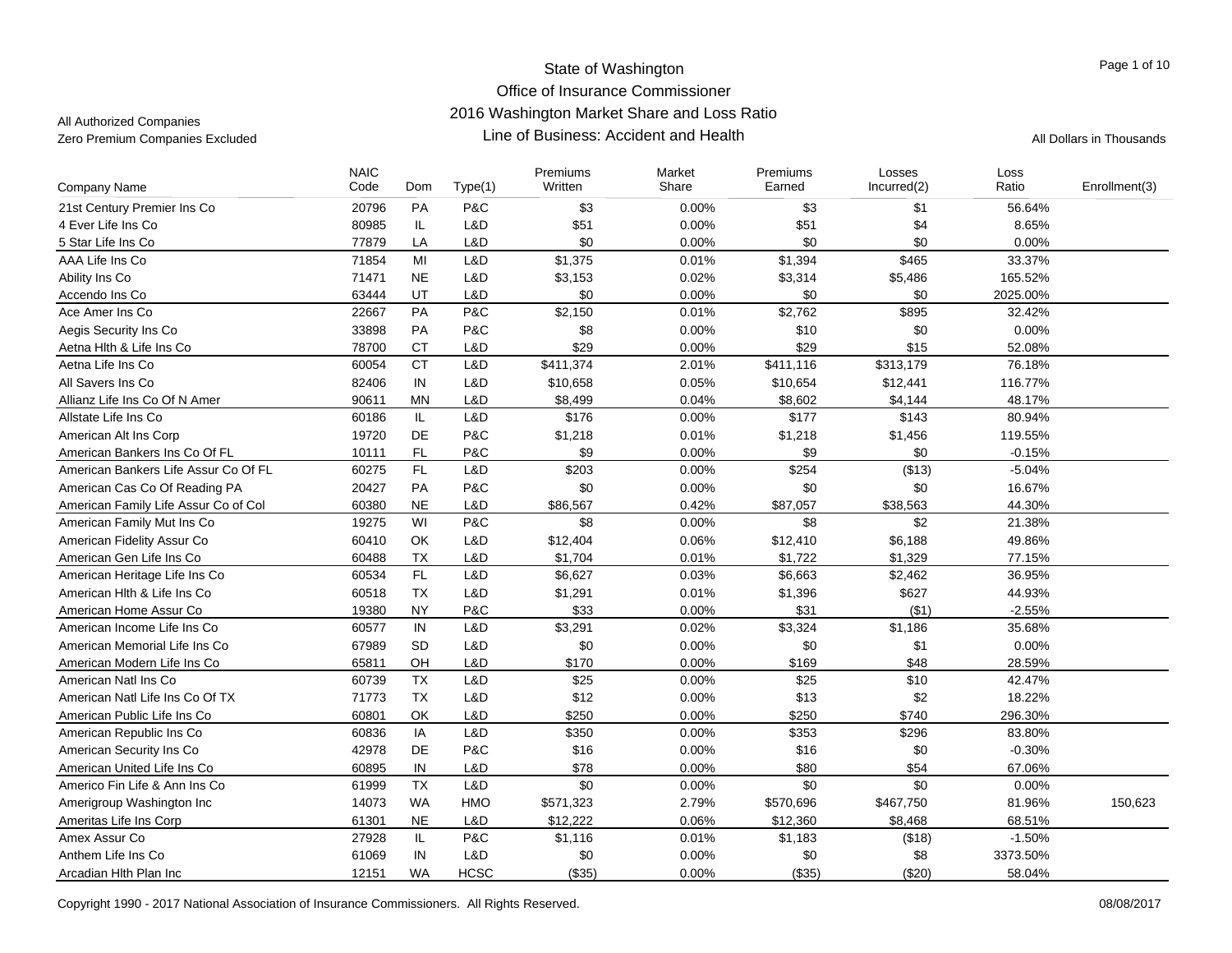State of Washington

Office of Insurance Commissioner

2016 Washington Market Share and Loss Ratio

Line of Business: Accident and Health

All Authorized Companies

Zero Premium Companies Excluded

All Dollars in Thousands

| Company Name | NAIC Code | Dom | Type(1) | Premiums Written | Market Share | Premiums Earned | Losses Incurred(2) | Loss Ratio | Enrollment(3) |
|---|---|---|---|---|---|---|---|---|---|
| 21st Century Premier Ins Co | 20796 | PA | P&C | $3 | 0.00% | $3 | $1 | 56.64% | |
| 4 Ever Life Ins Co | 80985 | IL | L&D | $51 | 0.00% | $51 | $4 | 8.65% | |
| 5 Star Life Ins Co | 77879 | LA | L&D | $0 | 0.00% | $0 | $0 | 0.00% | |
| AAA Life Ins Co | 71854 | MI | L&D | $1,375 | 0.01% | $1,394 | $465 | 33.37% | |
| Ability Ins Co | 71471 | NE | L&D | $3,153 | 0.02% | $3,314 | $5,486 | 165.52% | |
| Accendo Ins Co | 63444 | UT | L&D | $0 | 0.00% | $0 | $0 | 2025.00% | |
| Ace Amer Ins Co | 22667 | PA | P&C | $2,150 | 0.01% | $2,762 | $895 | 32.42% | |
| Aegis Security Ins Co | 33898 | PA | P&C | $8 | 0.00% | $10 | $0 | 0.00% | |
| Aetna Hlth & Life Ins Co | 78700 | CT | L&D | $29 | 0.00% | $29 | $15 | 52.08% | |
| Aetna Life Ins Co | 60054 | CT | L&D | $411,374 | 2.01% | $411,116 | $313,179 | 76.18% | |
| All Savers Ins Co | 82406 | IN | L&D | $10,658 | 0.05% | $10,654 | $12,441 | 116.77% | |
| Allianz Life Ins Co Of N Amer | 90611 | MN | L&D | $8,499 | 0.04% | $8,602 | $4,144 | 48.17% | |
| Allstate Life Ins Co | 60186 | IL | L&D | $176 | 0.00% | $177 | $143 | 80.94% | |
| American Alt Ins Corp | 19720 | DE | P&C | $1,218 | 0.01% | $1,218 | $1,456 | 119.55% | |
| American Bankers Ins Co Of FL | 10111 | FL | P&C | $9 | 0.00% | $9 | $0 | -0.15% | |
| American Bankers Life Assur Co Of FL | 60275 | FL | L&D | $203 | 0.00% | $254 | ($13) | -5.04% | |
| American Cas Co Of Reading PA | 20427 | PA | P&C | $0 | 0.00% | $0 | $0 | 16.67% | |
| American Family Life Assur Co of Col | 60380 | NE | L&D | $86,567 | 0.42% | $87,057 | $38,563 | 44.30% | |
| American Family Mut Ins Co | 19275 | WI | P&C | $8 | 0.00% | $8 | $2 | 21.38% | |
| American Fidelity Assur Co | 60410 | OK | L&D | $12,404 | 0.06% | $12,410 | $6,188 | 49.86% | |
| American Gen Life Ins Co | 60488 | TX | L&D | $1,704 | 0.01% | $1,722 | $1,329 | 77.15% | |
| American Heritage Life Ins Co | 60534 | FL | L&D | $6,627 | 0.03% | $6,663 | $2,462 | 36.95% | |
| American Hlth & Life Ins Co | 60518 | TX | L&D | $1,291 | 0.01% | $1,396 | $627 | 44.93% | |
| American Home Assur Co | 19380 | NY | P&C | $33 | 0.00% | $31 | ($1) | -2.55% | |
| American Income Life Ins Co | 60577 | IN | L&D | $3,291 | 0.02% | $3,324 | $1,186 | 35.68% | |
| American Memorial Life Ins Co | 67989 | SD | L&D | $0 | 0.00% | $0 | $1 | 0.00% | |
| American Modern Life Ins Co | 65811 | OH | L&D | $170 | 0.00% | $169 | $48 | 28.59% | |
| American Natl Ins Co | 60739 | TX | L&D | $25 | 0.00% | $25 | $10 | 42.47% | |
| American Natl Life Ins Co Of TX | 71773 | TX | L&D | $12 | 0.00% | $13 | $2 | 18.22% | |
| American Public Life Ins Co | 60801 | OK | L&D | $250 | 0.00% | $250 | $740 | 296.30% | |
| American Republic Ins Co | 60836 | IA | L&D | $350 | 0.00% | $353 | $296 | 83.80% | |
| American Security Ins Co | 42978 | DE | P&C | $16 | 0.00% | $16 | $0 | -0.30% | |
| American United Life Ins Co | 60895 | IN | L&D | $78 | 0.00% | $80 | $54 | 67.06% | |
| Americo Fin Life & Ann Ins Co | 61999 | TX | L&D | $0 | 0.00% | $0 | $0 | 0.00% | |
| Amerigroup Washington Inc | 14073 | WA | HMO | $571,323 | 2.79% | $570,696 | $467,750 | 81.96% | 150,623 |
| Ameritas Life Ins Corp | 61301 | NE | L&D | $12,222 | 0.06% | $12,360 | $8,468 | 68.51% | |
| Amex Assur Co | 27928 | IL | P&C | $1,116 | 0.01% | $1,183 | ($18) | -1.50% | |
| Anthem Life Ins Co | 61069 | IN | L&D | $0 | 0.00% | $0 | $8 | 3373.50% | |
| Arcadian Hlth Plan Inc | 12151 | WA | HCSC | ($35) | 0.00% | ($35) | ($20) | 58.04% | |

Copyright 1990 - 2017 National Association of Insurance Commissioners. All Rights Reserved.

08/08/2017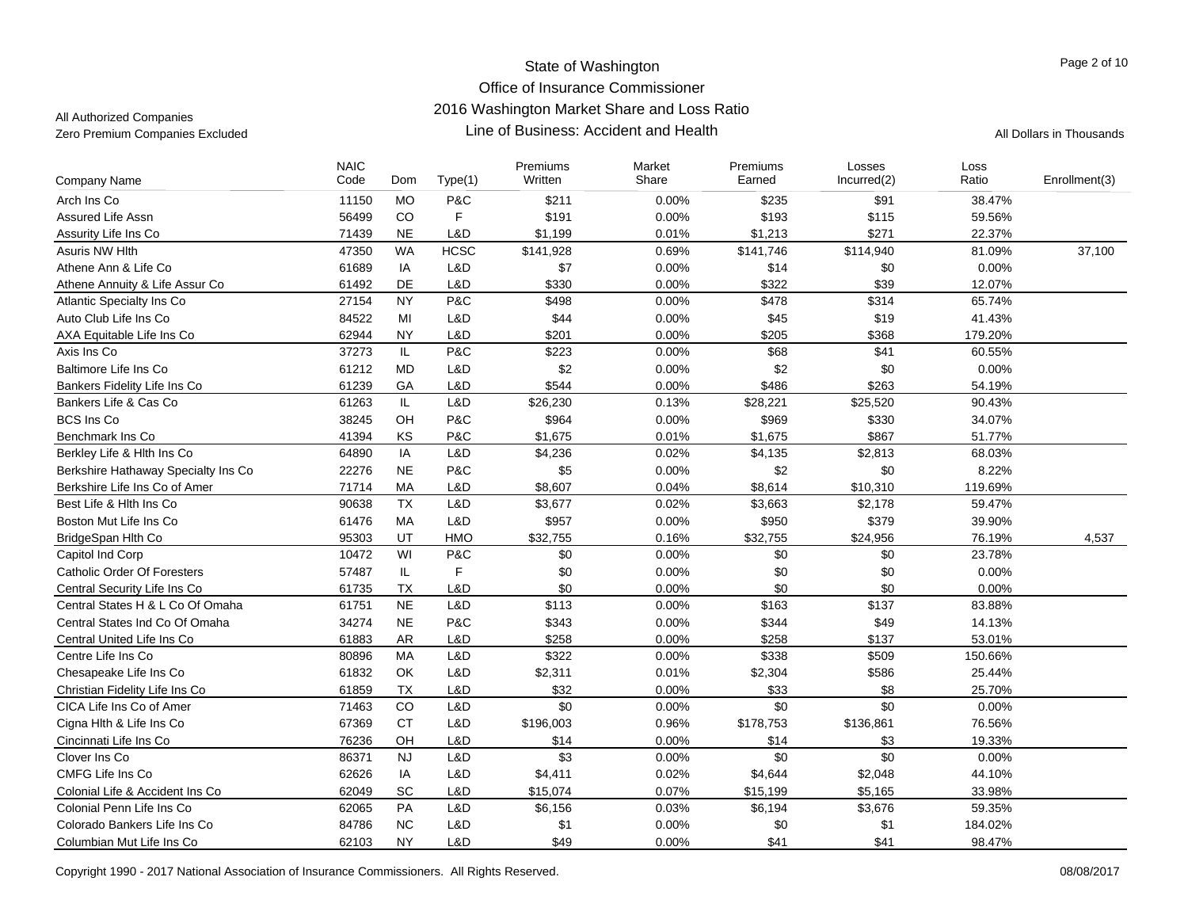# State of Washington
## Office of Insurance Commissioner
## 2016 Washington Market Share and Loss Ratio
## Line of Business: Accident and Health

All Authorized Companies
Zero Premium Companies Excluded

All Dollars in Thousands

| Company Name | NAIC Code | Dom | Type(1) | Premiums Written | Market Share | Premiums Earned | Losses Incurred(2) | Loss Ratio | Enrollment(3) |
|---|---|---|---|---|---|---|---|---|---|
| Arch Ins Co | 11150 | MO | P&C | $211 | 0.00% | $235 | $91 | 38.47% | |
| Assured Life Assn | 56499 | CO | F | $191 | 0.00% | $193 | $115 | 59.56% | |
| Assurity Life Ins Co | 71439 | NE | L&D | $1,199 | 0.01% | $1,213 | $271 | 22.37% | |
| Asuris NW Hlth | 47350 | WA | HCSC | $141,928 | 0.69% | $141,746 | $114,940 | 81.09% | 37,100 |
| Athene Ann & Life Co | 61689 | IA | L&D | $7 | 0.00% | $14 | $0 | 0.00% | |
| Athene Annuity & Life Assur Co | 61492 | DE | L&D | $330 | 0.00% | $322 | $39 | 12.07% | |
| Atlantic Specialty Ins Co | 27154 | NY | P&C | $498 | 0.00% | $478 | $314 | 65.74% | |
| Auto Club Life Ins Co | 84522 | MI | L&D | $44 | 0.00% | $45 | $19 | 41.43% | |
| AXA Equitable Life Ins Co | 62944 | NY | L&D | $201 | 0.00% | $205 | $368 | 179.20% | |
| Axis Ins Co | 37273 | IL | P&C | $223 | 0.00% | $68 | $41 | 60.55% | |
| Baltimore Life Ins Co | 61212 | MD | L&D | $2 | 0.00% | $2 | $0 | 0.00% | |
| Bankers Fidelity Life Ins Co | 61239 | GA | L&D | $544 | 0.00% | $486 | $263 | 54.19% | |
| Bankers Life & Cas Co | 61263 | IL | L&D | $26,230 | 0.13% | $28,221 | $25,520 | 90.43% | |
| BCS Ins Co | 38245 | OH | P&C | $964 | 0.00% | $969 | $330 | 34.07% | |
| Benchmark Ins Co | 41394 | KS | P&C | $1,675 | 0.01% | $1,675 | $867 | 51.77% | |
| Berkley Life & Hlth Ins Co | 64890 | IA | L&D | $4,236 | 0.02% | $4,135 | $2,813 | 68.03% | |
| Berkshire Hathaway Specialty Ins Co | 22276 | NE | P&C | $5 | 0.00% | $2 | $0 | 8.22% | |
| Berkshire Life Ins Co of Amer | 71714 | MA | L&D | $8,607 | 0.04% | $8,614 | $10,310 | 119.69% | |
| Best Life & Hlth Ins Co | 90638 | TX | L&D | $3,677 | 0.02% | $3,663 | $2,178 | 59.47% | |
| Boston Mut Life Ins Co | 61476 | MA | L&D | $957 | 0.00% | $950 | $379 | 39.90% | |
| BridgeSpan Hlth Co | 95303 | UT | HMO | $32,755 | 0.16% | $32,755 | $24,956 | 76.19% | 4,537 |
| Capitol Ind Corp | 10472 | WI | P&C | $0 | 0.00% | $0 | $0 | 23.78% | |
| Catholic Order Of Foresters | 57487 | IL | F | $0 | 0.00% | $0 | $0 | 0.00% | |
| Central Security Life Ins Co | 61735 | TX | L&D | $0 | 0.00% | $0 | $0 | 0.00% | |
| Central States H & L Co Of Omaha | 61751 | NE | L&D | $113 | 0.00% | $163 | $137 | 83.88% | |
| Central States Ind Co Of Omaha | 34274 | NE | P&C | $343 | 0.00% | $344 | $49 | 14.13% | |
| Central United Life Ins Co | 61883 | AR | L&D | $258 | 0.00% | $258 | $137 | 53.01% | |
| Centre Life Ins Co | 80896 | MA | L&D | $322 | 0.00% | $338 | $509 | 150.66% | |
| Chesapeake Life Ins Co | 61832 | OK | L&D | $2,311 | 0.01% | $2,304 | $586 | 25.44% | |
| Christian Fidelity Life Ins Co | 61859 | TX | L&D | $32 | 0.00% | $33 | $8 | 25.70% | |
| CICA Life Ins Co of Amer | 71463 | CO | L&D | $0 | 0.00% | $0 | $0 | 0.00% | |
| Cigna Hlth & Life Ins Co | 67369 | CT | L&D | $196,003 | 0.96% | $178,753 | $136,861 | 76.56% | |
| Cincinnati Life Ins Co | 76236 | OH | L&D | $14 | 0.00% | $14 | $3 | 19.33% | |
| Clover Ins Co | 86371 | NJ | L&D | $3 | 0.00% | $0 | $0 | 0.00% | |
| CMFG Life Ins Co | 62626 | IA | L&D | $4,411 | 0.02% | $4,644 | $2,048 | 44.10% | |
| Colonial Life & Accident Ins Co | 62049 | SC | L&D | $15,074 | 0.07% | $15,199 | $5,165 | 33.98% | |
| Colonial Penn Life Ins Co | 62065 | PA | L&D | $6,156 | 0.03% | $6,194 | $3,676 | 59.35% | |
| Colorado Bankers Life Ins Co | 84786 | NC | L&D | $1 | 0.00% | $0 | $1 | 184.02% | |
| Columbian Mut Life Ins Co | 62103 | NY | L&D | $49 | 0.00% | $41 | $41 | 98.47% | |

Copyright 1990 - 2017 National Association of Insurance Commissioners. All Rights Reserved.

08/08/2017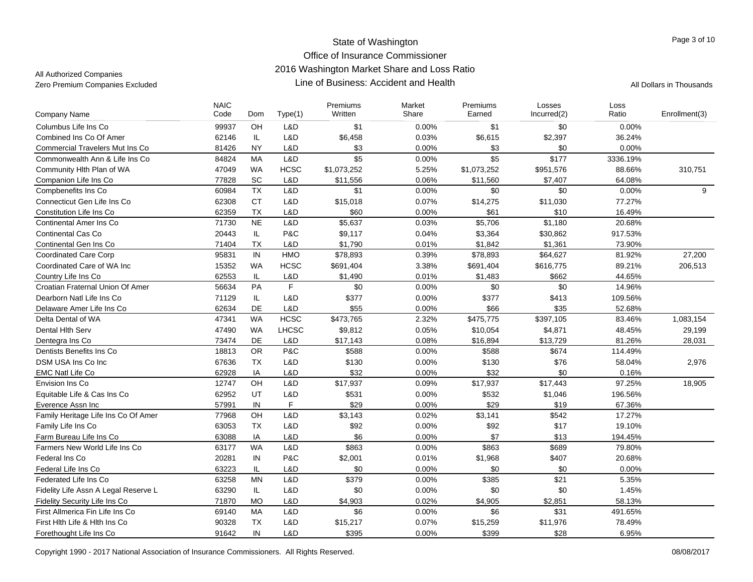# State of Washington
## Office of Insurance Commissioner
## 2016 Washington Market Share and Loss Ratio
## Line of Business: Accident and Health

All Authorized Companies
Zero Premium Companies Excluded

All Dollars in Thousands

| Company Name | NAIC Code | Dom | Type(1) | Premiums Written | Market Share | Premiums Earned | Losses Incurred(2) | Loss Ratio | Enrollment(3) |
|---|---|---|---|---|---|---|---|---|---|
| Columbus Life Ins Co | 99937 | OH | L&D | $1 | 0.00% | $1 | $0 | 0.00% | |
| Combined Ins Co Of Amer | 62146 | IL | L&D | $6,458 | 0.03% | $6,615 | $2,397 | 36.24% | |
| Commercial Travelers Mut Ins Co | 81426 | NY | L&D | $3 | 0.00% | $3 | $0 | 0.00% | |
| Commonwealth Ann & Life Ins Co | 84824 | MA | L&D | $5 | 0.00% | $5 | $177 | 3336.19% | |
| Community Hlth Plan of WA | 47049 | WA | HCSC | $1,073,252 | 5.25% | $1,073,252 | $951,576 | 88.66% | 310,751 |
| Companion Life Ins Co | 77828 | SC | L&D | $11,556 | 0.06% | $11,560 | $7,407 | 64.08% | |
| Compbenefits Ins Co | 60984 | TX | L&D | $1 | 0.00% | $0 | $0 | 0.00% | 9 |
| Connecticut Gen Life Ins Co | 62308 | CT | L&D | $15,018 | 0.07% | $14,275 | $11,030 | 77.27% | |
| Constitution Life Ins Co | 62359 | TX | L&D | $60 | 0.00% | $61 | $10 | 16.49% | |
| Continental Amer Ins Co | 71730 | NE | L&D | $5,637 | 0.03% | $5,706 | $1,180 | 20.68% | |
| Continental Cas Co | 20443 | IL | P&C | $9,117 | 0.04% | $3,364 | $30,862 | 917.53% | |
| Continental Gen Ins Co | 71404 | TX | L&D | $1,790 | 0.01% | $1,842 | $1,361 | 73.90% | |
| Coordinated Care Corp | 95831 | IN | HMO | $78,893 | 0.39% | $78,893 | $64,627 | 81.92% | 27,200 |
| Coordinated Care of WA Inc | 15352 | WA | HCSC | $691,404 | 3.38% | $691,404 | $616,775 | 89.21% | 206,513 |
| Country Life Ins Co | 62553 | IL | L&D | $1,490 | 0.01% | $1,483 | $662 | 44.65% | |
| Croatian Fraternal Union Of Amer | 56634 | PA | F | $0 | 0.00% | $0 | $0 | 14.96% | |
| Dearborn Natl Life Ins Co | 71129 | IL | L&D | $377 | 0.00% | $377 | $413 | 109.56% | |
| Delaware Amer Life Ins Co | 62634 | DE | L&D | $55 | 0.00% | $66 | $35 | 52.68% | |
| Delta Dental of WA | 47341 | WA | HCSC | $473,765 | 2.32% | $475,775 | $397,105 | 83.46% | 1,083,154 |
| Dental Hlth Serv | 47490 | WA | LHCSC | $9,812 | 0.05% | $10,054 | $4,871 | 48.45% | 29,199 |
| Dentegra Ins Co | 73474 | DE | L&D | $17,143 | 0.08% | $16,894 | $13,729 | 81.26% | 28,031 |
| Dentists Benefits Ins Co | 18813 | OR | P&C | $588 | 0.00% | $588 | $674 | 114.49% | |
| DSM USA Ins Co Inc | 67636 | TX | L&D | $130 | 0.00% | $130 | $76 | 58.04% | 2,976 |
| EMC Natl Life Co | 62928 | IA | L&D | $32 | 0.00% | $32 | $0 | 0.16% | |
| Envision Ins Co | 12747 | OH | L&D | $17,937 | 0.09% | $17,937 | $17,443 | 97.25% | 18,905 |
| Equitable Life & Cas Ins Co | 62952 | UT | L&D | $531 | 0.00% | $532 | $1,046 | 196.56% | |
| Everence Assn Inc | 57991 | IN | F | $29 | 0.00% | $29 | $19 | 67.36% | |
| Family Heritage Life Ins Co Of Amer | 77968 | OH | L&D | $3,143 | 0.02% | $3,141 | $542 | 17.27% | |
| Family Life Ins Co | 63053 | TX | L&D | $92 | 0.00% | $92 | $17 | 19.10% | |
| Farm Bureau Life Ins Co | 63088 | IA | L&D | $6 | 0.00% | $7 | $13 | 194.45% | |
| Farmers New World Life Ins Co | 63177 | WA | L&D | $863 | 0.00% | $863 | $689 | 79.80% | |
| Federal Ins Co | 20281 | IN | P&C | $2,001 | 0.01% | $1,968 | $407 | 20.68% | |
| Federal Life Ins Co | 63223 | IL | L&D | $0 | 0.00% | $0 | $0 | 0.00% | |
| Federated Life Ins Co | 63258 | MN | L&D | $379 | 0.00% | $385 | $21 | 5.35% | |
| Fidelity Life Assn A Legal Reserve L | 63290 | IL | L&D | $0 | 0.00% | $0 | $0 | 1.45% | |
| Fidelity Security Life Ins Co | 71870 | MO | L&D | $4,903 | 0.02% | $4,905 | $2,851 | 58.13% | |
| First Allmerica Fin Life Ins Co | 69140 | MA | L&D | $6 | 0.00% | $6 | $31 | 491.65% | |
| First Hlth Life & Hlth Ins Co | 90328 | TX | L&D | $15,217 | 0.07% | $15,259 | $11,976 | 78.49% | |
| Forethought Life Ins Co | 91642 | IN | L&D | $395 | 0.00% | $399 | $28 | 6.95% | |

Copyright 1990 - 2017 National Association of Insurance Commissioners. All Rights Reserved. 08/08/2017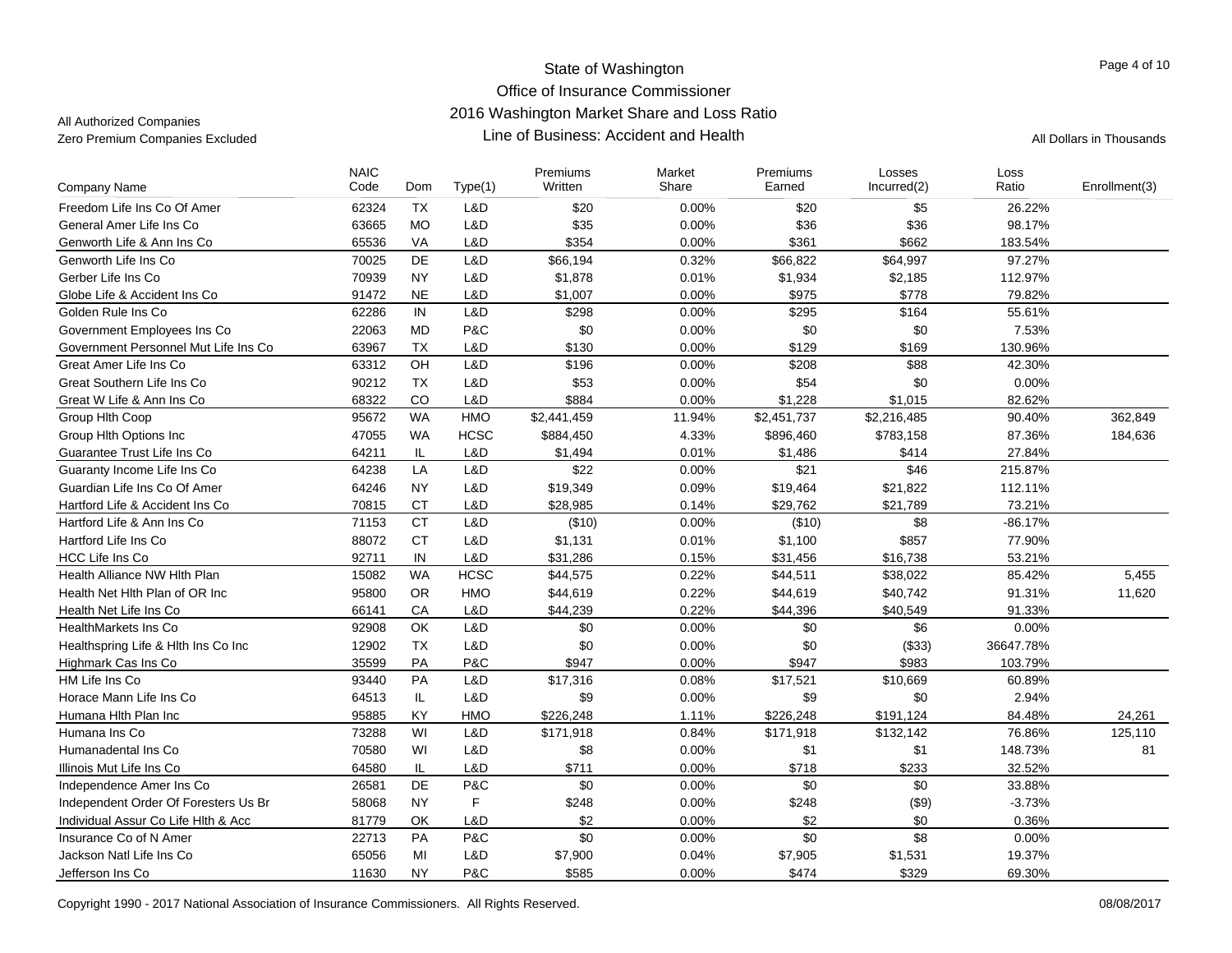# State of Washington
## Office of Insurance Commissioner
## 2016 Washington Market Share and Loss Ratio
## Line of Business: Accident and Health

All Authorized Companies
Zero Premium Companies Excluded

All Dollars in Thousands

| Company Name | NAIC Code | Dom | Type(1) | Premiums Written | Market Share | Premiums Earned | Losses Incurred(2) | Loss Ratio | Enrollment(3) |
|---|---|---|---|---|---|---|---|---|---|
| Freedom Life Ins Co Of Amer | 62324 | TX | L&D | $20 | 0.00% | $20 | $5 | 26.22% | |
| General Amer Life Ins Co | 63665 | MO | L&D | $35 | 0.00% | $36 | $36 | 98.17% | |
| Genworth Life & Ann Ins Co | 65536 | VA | L&D | $354 | 0.00% | $361 | $662 | 183.54% | |
| Genworth Life Ins Co | 70025 | DE | L&D | $66,194 | 0.32% | $66,822 | $64,997 | 97.27% | |
| Gerber Life Ins Co | 70939 | NY | L&D | $1,878 | 0.01% | $1,934 | $2,185 | 112.97% | |
| Globe Life & Accident Ins Co | 91472 | NE | L&D | $1,007 | 0.00% | $975 | $778 | 79.82% | |
| Golden Rule Ins Co | 62286 | IN | L&D | $298 | 0.00% | $295 | $164 | 55.61% | |
| Government Employees Ins Co | 22063 | MD | P&C | $0 | 0.00% | $0 | $0 | 7.53% | |
| Government Personnel Mut Life Ins Co | 63967 | TX | L&D | $130 | 0.00% | $129 | $169 | 130.96% | |
| Great Amer Life Ins Co | 63312 | OH | L&D | $196 | 0.00% | $208 | $88 | 42.30% | |
| Great Southern Life Ins Co | 90212 | TX | L&D | $53 | 0.00% | $54 | $0 | 0.00% | |
| Great W Life & Ann Ins Co | 68322 | CO | L&D | $884 | 0.00% | $1,228 | $1,015 | 82.62% | |
| Group Hlth Coop | 95672 | WA | HMO | $2,441,459 | 11.94% | $2,451,737 | $2,216,485 | 90.40% | 362,849 |
| Group Hlth Options Inc | 47055 | WA | HCSC | $884,450 | 4.33% | $896,460 | $783,158 | 87.36% | 184,636 |
| Guarantee Trust Life Ins Co | 64211 | IL | L&D | $1,494 | 0.01% | $1,486 | $414 | 27.84% | |
| Guaranty Income Life Ins Co | 64238 | LA | L&D | $22 | 0.00% | $21 | $46 | 215.87% | |
| Guardian Life Ins Co Of Amer | 64246 | NY | L&D | $19,349 | 0.09% | $19,464 | $21,822 | 112.11% | |
| Hartford Life & Accident Ins Co | 70815 | CT | L&D | $28,985 | 0.14% | $29,762 | $21,789 | 73.21% | |
| Hartford Life & Ann Ins Co | 71153 | CT | L&D | ($10) | 0.00% | ($10) | $8 | -86.17% | |
| Hartford Life Ins Co | 88072 | CT | L&D | $1,131 | 0.01% | $1,100 | $857 | 77.90% | |
| HCC Life Ins Co | 92711 | IN | L&D | $31,286 | 0.15% | $31,456 | $16,738 | 53.21% | |
| Health Alliance NW Hlth Plan | 15082 | WA | HCSC | $44,575 | 0.22% | $44,511 | $38,022 | 85.42% | 5,455 |
| Health Net Hlth Plan of OR Inc | 95800 | OR | HMO | $44,619 | 0.22% | $44,619 | $40,742 | 91.31% | 11,620 |
| Health Net Life Ins Co | 66141 | CA | L&D | $44,239 | 0.22% | $44,396 | $40,549 | 91.33% | |
| HealthMarkets Ins Co | 92908 | OK | L&D | $0 | 0.00% | $0 | $6 | 0.00% | |
| Healthspring Life & Hlth Ins Co Inc | 12902 | TX | L&D | $0 | 0.00% | $0 | ($33) | 36647.78% | |
| Highmark Cas Ins Co | 35599 | PA | P&C | $947 | 0.00% | $947 | $983 | 103.79% | |
| HM Life Ins Co | 93440 | PA | L&D | $17,316 | 0.08% | $17,521 | $10,669 | 60.89% | |
| Horace Mann Life Ins Co | 64513 | IL | L&D | $9 | 0.00% | $9 | $0 | 2.94% | |
| Humana Hlth Plan Inc | 95885 | KY | HMO | $226,248 | 1.11% | $226,248 | $191,124 | 84.48% | 24,261 |
| Humana Ins Co | 73288 | WI | L&D | $171,918 | 0.84% | $171,918 | $132,142 | 76.86% | 125,110 |
| Humanadental Ins Co | 70580 | WI | L&D | $8 | 0.00% | $1 | $1 | 148.73% | 81 |
| Illinois Mut Life Ins Co | 64580 | IL | L&D | $711 | 0.00% | $718 | $233 | 32.52% | |
| Independence Amer Ins Co | 26581 | DE | P&C | $0 | 0.00% | $0 | $0 | 33.88% | |
| Independent Order Of Foresters Us Br | 58068 | NY | F | $248 | 0.00% | $248 | ($9) | -3.73% | |
| Individual Assur Co Life Hlth & Acc | 81779 | OK | L&D | $2 | 0.00% | $2 | $0 | 0.36% | |
| Insurance Co of N Amer | 22713 | PA | P&C | $0 | 0.00% | $0 | $8 | 0.00% | |
| Jackson Natl Life Ins Co | 65056 | MI | L&D | $7,900 | 0.04% | $7,905 | $1,531 | 19.37% | |
| Jefferson Ins Co | 11630 | NY | P&C | $585 | 0.00% | $474 | $329 | 69.30% | |

Copyright 1990 - 2017 National Association of Insurance Commissioners. All Rights Reserved.

08/08/2017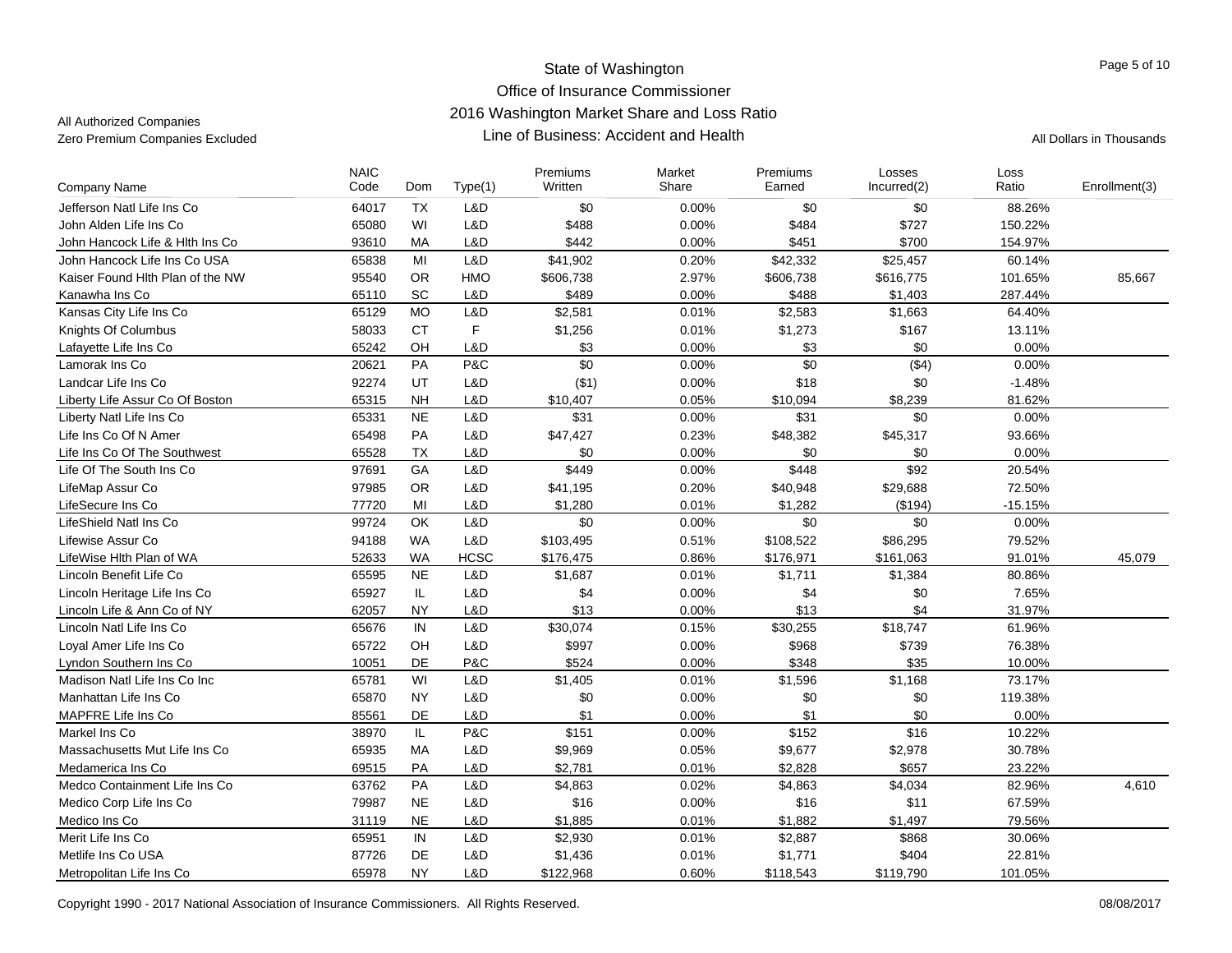State of Washington
Office of Insurance Commissioner
2016 Washington Market Share and Loss Ratio
Line of Business: Accident and Health

All Authorized Companies
Zero Premium Companies Excluded

All Dollars in Thousands

| Company Name | NAIC Code | Dom | Type(1) | Premiums Written | Market Share | Premiums Earned | Losses Incurred(2) | Loss Ratio | Enrollment(3) |
|---|---|---|---|---|---|---|---|---|---|
| Jefferson Natl Life Ins Co | 64017 | TX | L&D | $0 | 0.00% | $0 | $0 | 88.26% | |
| John Alden Life Ins Co | 65080 | WI | L&D | $488 | 0.00% | $484 | $727 | 150.22% | |
| John Hancock Life & Hlth Ins Co | 93610 | MA | L&D | $442 | 0.00% | $451 | $700 | 154.97% | |
| John Hancock Life Ins Co USA | 65838 | MI | L&D | $41,902 | 0.20% | $42,332 | $25,457 | 60.14% | |
| Kaiser Found Hlth Plan of the NW | 95540 | OR | HMO | $606,738 | 2.97% | $606,738 | $616,775 | 101.65% | 85,667 |
| Kanawha Ins Co | 65110 | SC | L&D | $489 | 0.00% | $488 | $1,403 | 287.44% | |
| Kansas City Life Ins Co | 65129 | MO | L&D | $2,581 | 0.01% | $2,583 | $1,663 | 64.40% | |
| Knights Of Columbus | 58033 | CT | F | $1,256 | 0.01% | $1,273 | $167 | 13.11% | |
| Lafayette Life Ins Co | 65242 | OH | L&D | $3 | 0.00% | $3 | $0 | 0.00% | |
| Lamorak Ins Co | 20621 | PA | P&C | $0 | 0.00% | $0 | ($4) | 0.00% | |
| Landcar Life Ins Co | 92274 | UT | L&D | ($1) | 0.00% | $18 | $0 | -1.48% | |
| Liberty Life Assur Co Of Boston | 65315 | NH | L&D | $10,407 | 0.05% | $10,094 | $8,239 | 81.62% | |
| Liberty Natl Life Ins Co | 65331 | NE | L&D | $31 | 0.00% | $31 | $0 | 0.00% | |
| Life Ins Co Of N Amer | 65498 | PA | L&D | $47,427 | 0.23% | $48,382 | $45,317 | 93.66% | |
| Life Ins Co Of The Southwest | 65528 | TX | L&D | $0 | 0.00% | $0 | $0 | 0.00% | |
| Life Of The South Ins Co | 97691 | GA | L&D | $449 | 0.00% | $448 | $92 | 20.54% | |
| LifeMap Assur Co | 97985 | OR | L&D | $41,195 | 0.20% | $40,948 | $29,688 | 72.50% | |
| LifeSecure Ins Co | 77720 | MI | L&D | $1,280 | 0.01% | $1,282 | ($194) | -15.15% | |
| LifeShield Natl Ins Co | 99724 | OK | L&D | $0 | 0.00% | $0 | $0 | 0.00% | |
| Lifewise Assur Co | 94188 | WA | L&D | $103,495 | 0.51% | $108,522 | $86,295 | 79.52% | |
| LifeWise Hlth Plan of WA | 52633 | WA | HCSC | $176,475 | 0.86% | $176,971 | $161,063 | 91.01% | 45,079 |
| Lincoln Benefit Life Co | 65595 | NE | L&D | $1,687 | 0.01% | $1,711 | $1,384 | 80.86% | |
| Lincoln Heritage Life Ins Co | 65927 | IL | L&D | $4 | 0.00% | $4 | $0 | 7.65% | |
| Lincoln Life & Ann Co of NY | 62057 | NY | L&D | $13 | 0.00% | $13 | $4 | 31.97% | |
| Lincoln Natl Life Ins Co | 65676 | IN | L&D | $30,074 | 0.15% | $30,255 | $18,747 | 61.96% | |
| Loyal Amer Life Ins Co | 65722 | OH | L&D | $997 | 0.00% | $968 | $739 | 76.38% | |
| Lyndon Southern Ins Co | 10051 | DE | P&C | $524 | 0.00% | $348 | $35 | 10.00% | |
| Madison Natl Life Ins Co Inc | 65781 | WI | L&D | $1,405 | 0.01% | $1,596 | $1,168 | 73.17% | |
| Manhattan Life Ins Co | 65870 | NY | L&D | $0 | 0.00% | $0 | $0 | 119.38% | |
| MAPFRE Life Ins Co | 85561 | DE | L&D | $1 | 0.00% | $1 | $0 | 0.00% | |
| Markel Ins Co | 38970 | IL | P&C | $151 | 0.00% | $152 | $16 | 10.22% | |
| Massachusetts Mut Life Ins Co | 65935 | MA | L&D | $9,969 | 0.05% | $9,677 | $2,978 | 30.78% | |
| Medamerica Ins Co | 69515 | PA | L&D | $2,781 | 0.01% | $2,828 | $657 | 23.22% | |
| Medco Containment Life Ins Co | 63762 | PA | L&D | $4,863 | 0.02% | $4,863 | $4,034 | 82.96% | 4,610 |
| Medico Corp Life Ins Co | 79987 | NE | L&D | $16 | 0.00% | $16 | $11 | 67.59% | |
| Medico Ins Co | 31119 | NE | L&D | $1,885 | 0.01% | $1,882 | $1,497 | 79.56% | |
| Merit Life Ins Co | 65951 | IN | L&D | $2,930 | 0.01% | $2,887 | $868 | 30.06% | |
| Metlife Ins Co USA | 87726 | DE | L&D | $1,436 | 0.01% | $1,771 | $404 | 22.81% | |
| Metropolitan Life Ins Co | 65978 | NY | L&D | $122,968 | 0.60% | $118,543 | $119,790 | 101.05% | |

Copyright 1990 - 2017 National Association of Insurance Commissioners. All Rights Reserved. 08/08/2017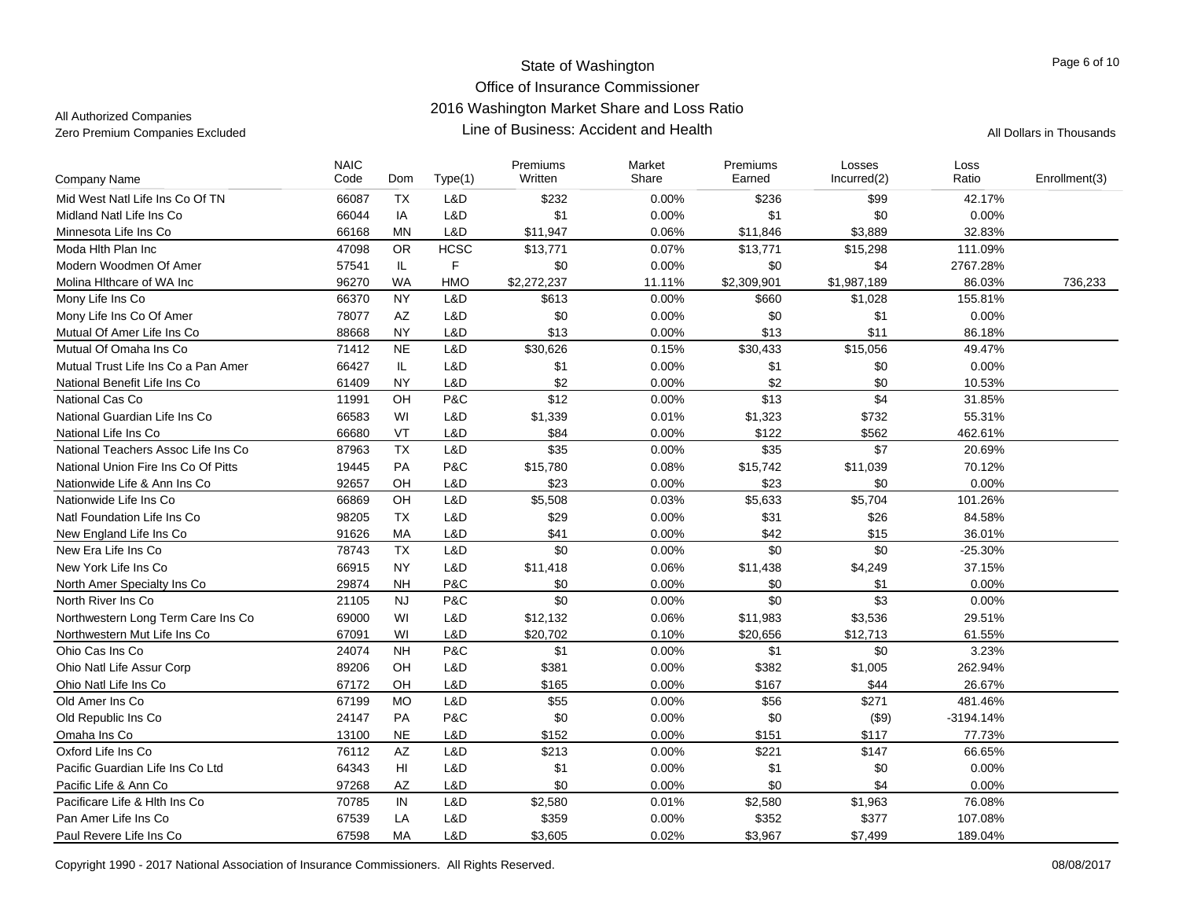State of Washington
Office of Insurance Commissioner
2016 Washington Market Share and Loss Ratio
Line of Business: Accident and Health

All Authorized Companies
Zero Premium Companies Excluded

All Dollars in Thousands

| Company Name | NAIC Code | Dom | Type(1) | Premiums Written | Market Share | Premiums Earned | Losses Incurred(2) | Loss Ratio | Enrollment(3) |
|---|---|---|---|---|---|---|---|---|---|
| Mid West Natl Life Ins Co Of TN | 66087 | TX | L&D | $232 | 0.00% | $236 | $99 | 42.17% | |
| Midland Natl Life Ins Co | 66044 | IA | L&D | $1 | 0.00% | $1 | $0 | 0.00% | |
| Minnesota Life Ins Co | 66168 | MN | L&D | $11,947 | 0.06% | $11,846 | $3,889 | 32.83% | |
| Moda Hlth Plan Inc | 47098 | OR | HCSC | $13,771 | 0.07% | $13,771 | $15,298 | 111.09% | |
| Modern Woodmen Of Amer | 57541 | IL | F | $0 | 0.00% | $0 | $4 | 2767.28% | |
| Molina Hlthcare of WA Inc | 96270 | WA | HMO | $2,272,237 | 11.11% | $2,309,901 | $1,987,189 | 86.03% | 736,233 |
| Mony Life Ins Co | 66370 | NY | L&D | $613 | 0.00% | $660 | $1,028 | 155.81% | |
| Mony Life Ins Co Of Amer | 78077 | AZ | L&D | $0 | 0.00% | $0 | $1 | 0.00% | |
| Mutual Of Amer Life Ins Co | 88668 | NY | L&D | $13 | 0.00% | $13 | $11 | 86.18% | |
| Mutual Of Omaha Ins Co | 71412 | NE | L&D | $30,626 | 0.15% | $30,433 | $15,056 | 49.47% | |
| Mutual Trust Life Ins Co a Pan Amer | 66427 | IL | L&D | $1 | 0.00% | $1 | $0 | 0.00% | |
| National Benefit Life Ins Co | 61409 | NY | L&D | $2 | 0.00% | $2 | $0 | 10.53% | |
| National Cas Co | 11991 | OH | P&C | $12 | 0.00% | $13 | $4 | 31.85% | |
| National Guardian Life Ins Co | 66583 | WI | L&D | $1,339 | 0.01% | $1,323 | $732 | 55.31% | |
| National Life Ins Co | 66680 | VT | L&D | $84 | 0.00% | $122 | $562 | 462.61% | |
| National Teachers Assoc Life Ins Co | 87963 | TX | L&D | $35 | 0.00% | $35 | $7 | 20.69% | |
| National Union Fire Ins Co Of Pitts | 19445 | PA | P&C | $15,780 | 0.08% | $15,742 | $11,039 | 70.12% | |
| Nationwide Life & Ann Ins Co | 92657 | OH | L&D | $23 | 0.00% | $23 | $0 | 0.00% | |
| Nationwide Life Ins Co | 66869 | OH | L&D | $5,508 | 0.03% | $5,633 | $5,704 | 101.26% | |
| Natl Foundation Life Ins Co | 98205 | TX | L&D | $29 | 0.00% | $31 | $26 | 84.58% | |
| New England Life Ins Co | 91626 | MA | L&D | $41 | 0.00% | $42 | $15 | 36.01% | |
| New Era Life Ins Co | 78743 | TX | L&D | $0 | 0.00% | $0 | $0 | -25.30% | |
| New York Life Ins Co | 66915 | NY | L&D | $11,418 | 0.06% | $11,438 | $4,249 | 37.15% | |
| North Amer Specialty Ins Co | 29874 | NH | P&C | $0 | 0.00% | $0 | $1 | 0.00% | |
| North River Ins Co | 21105 | NJ | P&C | $0 | 0.00% | $0 | $3 | 0.00% | |
| Northwestern Long Term Care Ins Co | 69000 | WI | L&D | $12,132 | 0.06% | $11,983 | $3,536 | 29.51% | |
| Northwestern Mut Life Ins Co | 67091 | WI | L&D | $20,702 | 0.10% | $20,656 | $12,713 | 61.55% | |
| Ohio Cas Ins Co | 24074 | NH | P&C | $1 | 0.00% | $1 | $0 | 3.23% | |
| Ohio Natl Life Assur Corp | 89206 | OH | L&D | $381 | 0.00% | $382 | $1,005 | 262.94% | |
| Ohio Natl Life Ins Co | 67172 | OH | L&D | $165 | 0.00% | $167 | $44 | 26.67% | |
| Old Amer Ins Co | 67199 | MO | L&D | $55 | 0.00% | $56 | $271 | 481.46% | |
| Old Republic Ins Co | 24147 | PA | P&C | $0 | 0.00% | $0 | ($9) | -3194.14% | |
| Omaha Ins Co | 13100 | NE | L&D | $152 | 0.00% | $151 | $117 | 77.73% | |
| Oxford Life Ins Co | 76112 | AZ | L&D | $213 | 0.00% | $221 | $147 | 66.65% | |
| Pacific Guardian Life Ins Co Ltd | 64343 | HI | L&D | $1 | 0.00% | $1 | $0 | 0.00% | |
| Pacific Life & Ann Co | 97268 | AZ | L&D | $0 | 0.00% | $0 | $4 | 0.00% | |
| Pacificare Life & Hlth Ins Co | 70785 | IN | L&D | $2,580 | 0.01% | $2,580 | $1,963 | 76.08% | |
| Pan Amer Life Ins Co | 67539 | LA | L&D | $359 | 0.00% | $352 | $377 | 107.08% | |
| Paul Revere Life Ins Co | 67598 | MA | L&D | $3,605 | 0.02% | $3,967 | $7,499 | 189.04% | |

Copyright 1990 - 2017 National Association of Insurance Commissioners. All Rights Reserved. 08/08/2017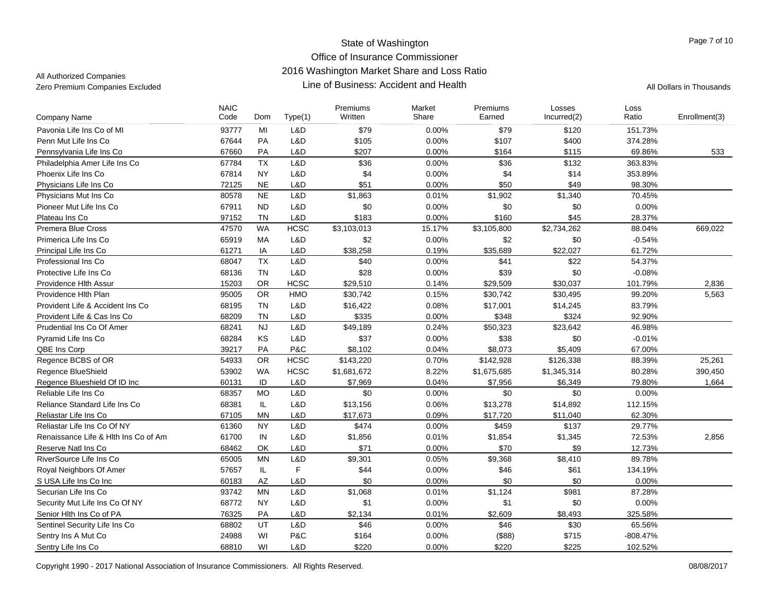# State of Washington
# Office of Insurance Commissioner
# 2016 Washington Market Share and Loss Ratio
# Line of Business: Accident and Health

All Authorized Companies
Zero Premium Companies Excluded

All Dollars in Thousands

| Company Name | NAIC Code | Dom | Type(1) | Premiums Written | Market Share | Premiums Earned | Losses Incurred(2) | Loss Ratio | Enrollment(3) |
|---|---|---|---|---|---|---|---|---|---|
| Pavonia Life Ins Co of MI | 93777 | MI | L&D | $79 | 0.00% | $79 | $120 | 151.73% | |
| Penn Mut Life Ins Co | 67644 | PA | L&D | $105 | 0.00% | $107 | $400 | 374.28% | |
| Pennsylvania Life Ins Co | 67660 | PA | L&D | $207 | 0.00% | $164 | $115 | 69.86% | 533 |
| Philadelphia Amer Life Ins Co | 67784 | TX | L&D | $36 | 0.00% | $36 | $132 | 363.83% | |
| Phoenix Life Ins Co | 67814 | NY | L&D | $4 | 0.00% | $4 | $14 | 353.89% | |
| Physicians Life Ins Co | 72125 | NE | L&D | $51 | 0.00% | $50 | $49 | 98.30% | |
| Physicians Mut Ins Co | 80578 | NE | L&D | $1,863 | 0.01% | $1,902 | $1,340 | 70.45% | |
| Pioneer Mut Life Ins Co | 67911 | ND | L&D | $0 | 0.00% | $0 | $0 | 0.00% | |
| Plateau Ins Co | 97152 | TN | L&D | $183 | 0.00% | $160 | $45 | 28.37% | |
| Premera Blue Cross | 47570 | WA | HCSC | $3,103,013 | 15.17% | $3,105,800 | $2,734,262 | 88.04% | 669,022 |
| Primerica Life Ins Co | 65919 | MA | L&D | $2 | 0.00% | $2 | $0 | -0.54% | |
| Principal Life Ins Co | 61271 | IA | L&D | $38,258 | 0.19% | $35,689 | $22,027 | 61.72% | |
| Professional Ins Co | 68047 | TX | L&D | $40 | 0.00% | $41 | $22 | 54.37% | |
| Protective Life Ins Co | 68136 | TN | L&D | $28 | 0.00% | $39 | $0 | -0.08% | |
| Providence Hlth Assur | 15203 | OR | HCSC | $29,510 | 0.14% | $29,509 | $30,037 | 101.79% | 2,836 |
| Providence Hlth Plan | 95005 | OR | HMO | $30,742 | 0.15% | $30,742 | $30,495 | 99.20% | 5,563 |
| Provident Life & Accident Ins Co | 68195 | TN | L&D | $16,422 | 0.08% | $17,001 | $14,245 | 83.79% | |
| Provident Life & Cas Ins Co | 68209 | TN | L&D | $335 | 0.00% | $348 | $324 | 92.90% | |
| Prudential Ins Co Of Amer | 68241 | NJ | L&D | $49,189 | 0.24% | $50,323 | $23,642 | 46.98% | |
| Pyramid Life Ins Co | 68284 | KS | L&D | $37 | 0.00% | $38 | $0 | -0.01% | |
| QBE Ins Corp | 39217 | PA | P&C | $8,102 | 0.04% | $8,073 | $5,409 | 67.00% | |
| Regence BCBS of OR | 54933 | OR | HCSC | $143,220 | 0.70% | $142,928 | $126,338 | 88.39% | 25,261 |
| Regence BlueShield | 53902 | WA | HCSC | $1,681,672 | 8.22% | $1,675,685 | $1,345,314 | 80.28% | 390,450 |
| Regence Blueshield Of ID Inc | 60131 | ID | L&D | $7,969 | 0.04% | $7,956 | $6,349 | 79.80% | 1,664 |
| Reliable Life Ins Co | 68357 | MO | L&D | $0 | 0.00% | $0 | $0 | 0.00% | |
| Reliance Standard Life Ins Co | 68381 | IL | L&D | $13,156 | 0.06% | $13,278 | $14,892 | 112.15% | |
| Reliastar Life Ins Co | 67105 | MN | L&D | $17,673 | 0.09% | $17,720 | $11,040 | 62.30% | |
| Reliastar Life Ins Co Of NY | 61360 | NY | L&D | $474 | 0.00% | $459 | $137 | 29.77% | |
| Renaissance Life & Hlth Ins Co of Am | 61700 | IN | L&D | $1,856 | 0.01% | $1,854 | $1,345 | 72.53% | 2,856 |
| Reserve Natl Ins Co | 68462 | OK | L&D | $71 | 0.00% | $70 | $9 | 12.73% | |
| RiverSource Life Ins Co | 65005 | MN | L&D | $9,301 | 0.05% | $9,368 | $8,410 | 89.78% | |
| Royal Neighbors Of Amer | 57657 | IL | F | $44 | 0.00% | $46 | $61 | 134.19% | |
| S USA Life Ins Co Inc | 60183 | AZ | L&D | $0 | 0.00% | $0 | $0 | 0.00% | |
| Securian Life Ins Co | 93742 | MN | L&D | $1,068 | 0.01% | $1,124 | $981 | 87.28% | |
| Security Mut Life Ins Co Of NY | 68772 | NY | L&D | $1 | 0.00% | $1 | $0 | 0.00% | |
| Senior Hlth Ins Co of PA | 76325 | PA | L&D | $2,134 | 0.01% | $2,609 | $8,493 | 325.58% | |
| Sentinel Security Life Ins Co | 68802 | UT | L&D | $46 | 0.00% | $46 | $30 | 65.56% | |
| Sentry Ins A Mut Co | 24988 | WI | P&C | $164 | 0.00% | ($88) | $715 | -808.47% | |
| Sentry Life Ins Co | 68810 | WI | L&D | $220 | 0.00% | $220 | $225 | 102.52% | |

Copyright 1990 - 2017 National Association of Insurance Commissioners. All Rights Reserved. 08/08/2017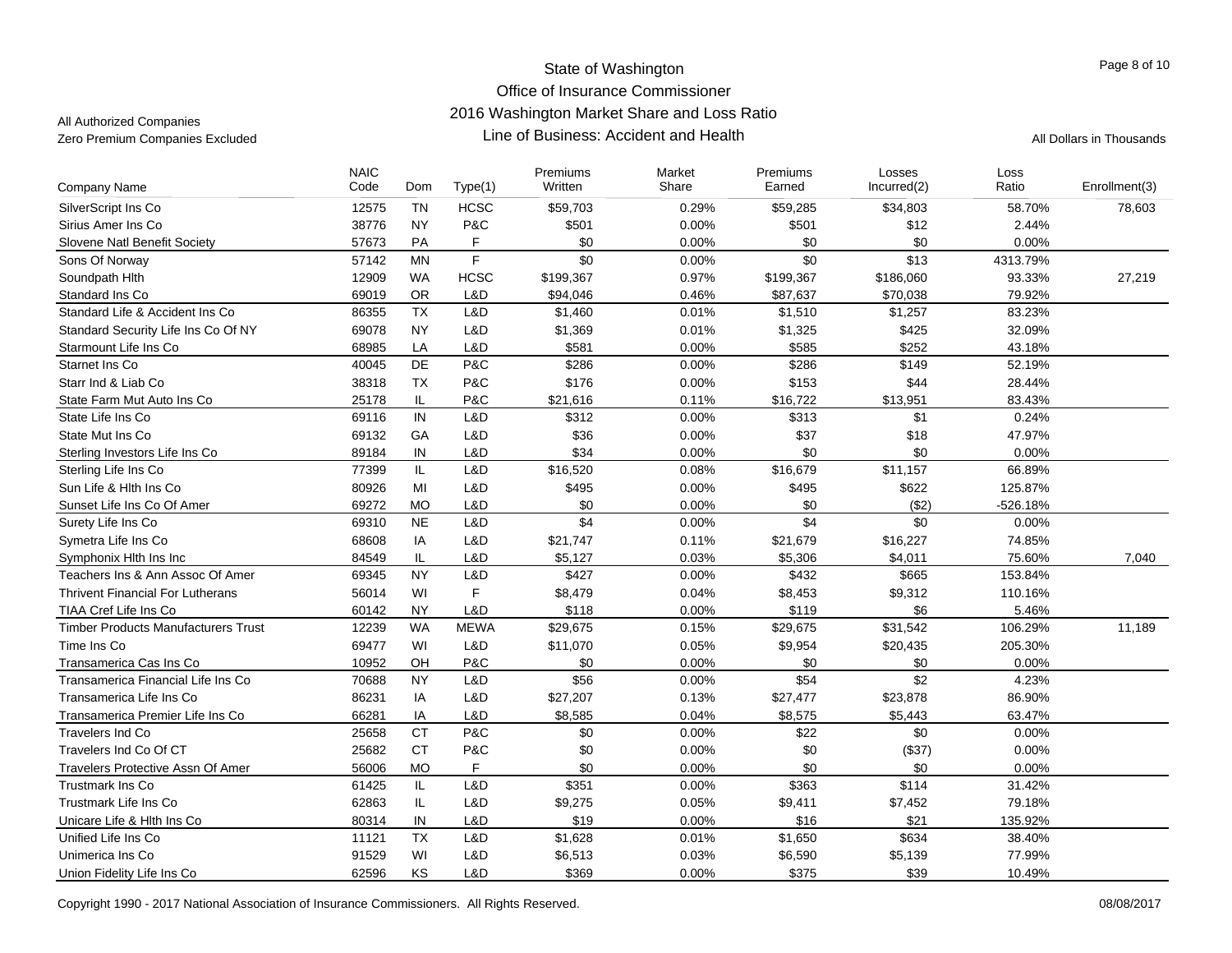State of Washington
Office of Insurance Commissioner
2016 Washington Market Share and Loss Ratio
Line of Business: Accident and Health

All Authorized Companies
Zero Premium Companies Excluded

All Dollars in Thousands

| Company Name | NAIC Code | Dom | Type(1) | Premiums Written | Market Share | Premiums Earned | Losses Incurred(2) | Loss Ratio | Enrollment(3) |
|---|---|---|---|---|---|---|---|---|---|
| SilverScript Ins Co | 12575 | TN | HCSC | $59,703 | 0.29% | $59,285 | $34,803 | 58.70% | 78,603 |
| Sirius Amer Ins Co | 38776 | NY | P&C | $501 | 0.00% | $501 | $12 | 2.44% | |
| Slovene Natl Benefit Society | 57673 | PA | F | $0 | 0.00% | $0 | $0 | 0.00% | |
| Sons Of Norway | 57142 | MN | F | $0 | 0.00% | $0 | $13 | 4313.79% | |
| Soundpath Hlth | 12909 | WA | HCSC | $199,367 | 0.97% | $199,367 | $186,060 | 93.33% | 27,219 |
| Standard Ins Co | 69019 | OR | L&D | $94,046 | 0.46% | $87,637 | $70,038 | 79.92% | |
| Standard Life & Accident Ins Co | 86355 | TX | L&D | $1,460 | 0.01% | $1,510 | $1,257 | 83.23% | |
| Standard Security Life Ins Co Of NY | 69078 | NY | L&D | $1,369 | 0.01% | $1,325 | $425 | 32.09% | |
| Starmount Life Ins Co | 68985 | LA | L&D | $581 | 0.00% | $585 | $252 | 43.18% | |
| Starnet Ins Co | 40045 | DE | P&C | $286 | 0.00% | $286 | $149 | 52.19% | |
| Starr Ind & Liab Co | 38318 | TX | P&C | $176 | 0.00% | $153 | $44 | 28.44% | |
| State Farm Mut Auto Ins Co | 25178 | IL | P&C | $21,616 | 0.11% | $16,722 | $13,951 | 83.43% | |
| State Life Ins Co | 69116 | IN | L&D | $312 | 0.00% | $313 | $1 | 0.24% | |
| State Mut Ins Co | 69132 | GA | L&D | $36 | 0.00% | $37 | $18 | 47.97% | |
| Sterling Investors Life Ins Co | 89184 | IN | L&D | $34 | 0.00% | $0 | $0 | 0.00% | |
| Sterling Life Ins Co | 77399 | IL | L&D | $16,520 | 0.08% | $16,679 | $11,157 | 66.89% | |
| Sun Life & Hlth Ins Co | 80926 | MI | L&D | $495 | 0.00% | $495 | $622 | 125.87% | |
| Sunset Life Ins Co Of Amer | 69272 | MO | L&D | $0 | 0.00% | $0 | ($2) | -526.18% | |
| Surety Life Ins Co | 69310 | NE | L&D | $4 | 0.00% | $4 | $0 | 0.00% | |
| Symetra Life Ins Co | 68608 | IA | L&D | $21,747 | 0.11% | $21,679 | $16,227 | 74.85% | |
| Symphonix Hlth Ins Inc | 84549 | IL | L&D | $5,127 | 0.03% | $5,306 | $4,011 | 75.60% | 7,040 |
| Teachers Ins & Ann Assoc Of Amer | 69345 | NY | L&D | $427 | 0.00% | $432 | $665 | 153.84% | |
| Thrivent Financial For Lutherans | 56014 | WI | F | $8,479 | 0.04% | $8,453 | $9,312 | 110.16% | |
| TIAA Cref Life Ins Co | 60142 | NY | L&D | $118 | 0.00% | $119 | $6 | 5.46% | |
| Timber Products Manufacturers Trust | 12239 | WA | MEWA | $29,675 | 0.15% | $29,675 | $31,542 | 106.29% | 11,189 |
| Time Ins Co | 69477 | WI | L&D | $11,070 | 0.05% | $9,954 | $20,435 | 205.30% | |
| Transamerica Cas Ins Co | 10952 | OH | P&C | $0 | 0.00% | $0 | $0 | 0.00% | |
| Transamerica Financial Life Ins Co | 70688 | NY | L&D | $56 | 0.00% | $54 | $2 | 4.23% | |
| Transamerica Life Ins Co | 86231 | IA | L&D | $27,207 | 0.13% | $27,477 | $23,878 | 86.90% | |
| Transamerica Premier Life Ins Co | 66281 | IA | L&D | $8,585 | 0.04% | $8,575 | $5,443 | 63.47% | |
| Travelers Ind Co | 25658 | CT | P&C | $0 | 0.00% | $22 | $0 | 0.00% | |
| Travelers Ind Co Of CT | 25682 | CT | P&C | $0 | 0.00% | $0 | ($37) | 0.00% | |
| Travelers Protective Assn Of Amer | 56006 | MO | F | $0 | 0.00% | $0 | $0 | 0.00% | |
| Trustmark Ins Co | 61425 | IL | L&D | $351 | 0.00% | $363 | $114 | 31.42% | |
| Trustmark Life Ins Co | 62863 | IL | L&D | $9,275 | 0.05% | $9,411 | $7,452 | 79.18% | |
| Unicare Life & Hlth Ins Co | 80314 | IN | L&D | $19 | 0.00% | $16 | $21 | 135.92% | |
| Unified Life Ins Co | 11121 | TX | L&D | $1,628 | 0.01% | $1,650 | $634 | 38.40% | |
| Unimerica Ins Co | 91529 | WI | L&D | $6,513 | 0.03% | $6,590 | $5,139 | 77.99% | |
| Union Fidelity Life Ins Co | 62596 | KS | L&D | $369 | 0.00% | $375 | $39 | 10.49% | |

Copyright 1990 - 2017 National Association of Insurance Commissioners. All Rights Reserved. 08/08/2017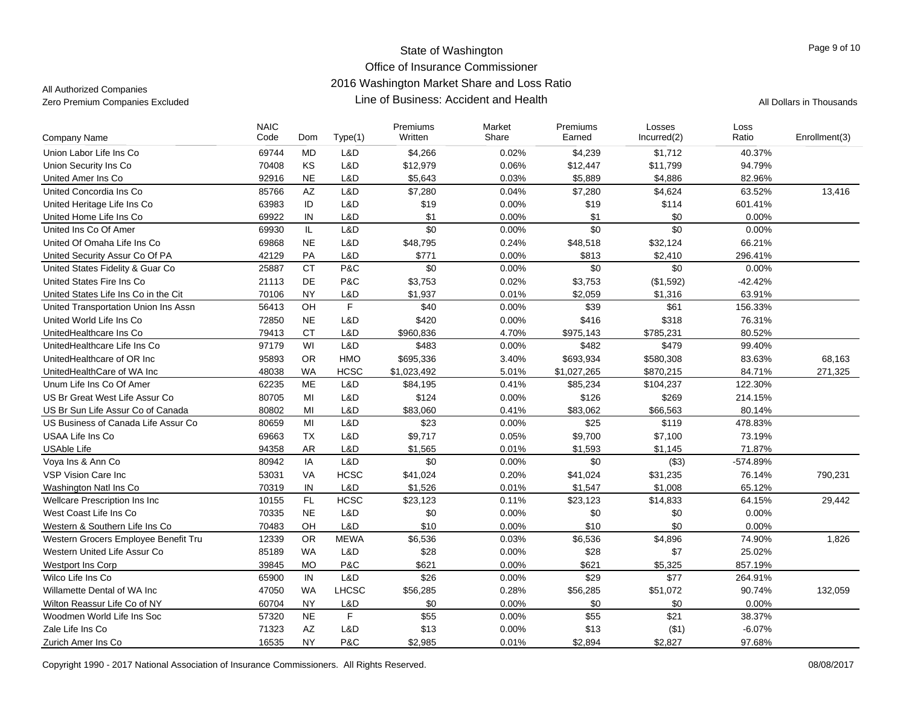All Authorized Companies
Zero Premium Companies Excluded

# State of Washington
## Office of Insurance Commissioner
## 2016 Washington Market Share and Loss Ratio
## Line of Business: Accident and Health

All Dollars in Thousands

| Company Name | NAIC Code | Dom | Type(1) | Premiums Written | Market Share | Premiums Earned | Losses Incurred(2) | Loss Ratio | Enrollment(3) |
|---|---|---|---|---|---|---|---|---|---|
| Union Labor Life Ins Co | 69744 | MD | L&D | $4,266 | 0.02% | $4,239 | $1,712 | 40.37% | |
| Union Security Ins Co | 70408 | KS | L&D | $12,979 | 0.06% | $12,447 | $11,799 | 94.79% | |
| United Amer Ins Co | 92916 | NE | L&D | $5,643 | 0.03% | $5,889 | $4,886 | 82.96% | |
| United Concordia Ins Co | 85766 | AZ | L&D | $7,280 | 0.04% | $7,280 | $4,624 | 63.52% | 13,416 |
| United Heritage Life Ins Co | 63983 | ID | L&D | $19 | 0.00% | $19 | $114 | 601.41% | |
| United Home Life Ins Co | 69922 | IN | L&D | $1 | 0.00% | $1 | $0 | 0.00% | |
| United Ins Co Of Amer | 69930 | IL | L&D | $0 | 0.00% | $0 | $0 | 0.00% | |
| United Of Omaha Life Ins Co | 69868 | NE | L&D | $48,795 | 0.24% | $48,518 | $32,124 | 66.21% | |
| United Security Assur Co Of PA | 42129 | PA | L&D | $771 | 0.00% | $813 | $2,410 | 296.41% | |
| United States Fidelity & Guar Co | 25887 | CT | P&C | $0 | 0.00% | $0 | $0 | 0.00% | |
| United States Fire Ins Co | 21113 | DE | P&C | $3,753 | 0.02% | $3,753 | ($1,592) | -42.42% | |
| United States Life Ins Co in the Cit | 70106 | NY | L&D | $1,937 | 0.01% | $2,059 | $1,316 | 63.91% | |
| United Transportation Union Ins Assn | 56413 | OH | F | $40 | 0.00% | $39 | $61 | 156.33% | |
| United World Life Ins Co | 72850 | NE | L&D | $420 | 0.00% | $416 | $318 | 76.31% | |
| UnitedHealthcare Ins Co | 79413 | CT | L&D | $960,836 | 4.70% | $975,143 | $785,231 | 80.52% | |
| UnitedHealthcare Life Ins Co | 97179 | WI | L&D | $483 | 0.00% | $482 | $479 | 99.40% | |
| UnitedHealthcare of OR Inc | 95893 | OR | HMO | $695,336 | 3.40% | $693,934 | $580,308 | 83.63% | 68,163 |
| UnitedHealthCare of WA Inc | 48038 | WA | HCSC | $1,023,492 | 5.01% | $1,027,265 | $870,215 | 84.71% | 271,325 |
| Unum Life Ins Co Of Amer | 62235 | ME | L&D | $84,195 | 0.41% | $85,234 | $104,237 | 122.30% | |
| US Br Great West Life Assur Co | 80705 | MI | L&D | $124 | 0.00% | $126 | $269 | 214.15% | |
| US Br Sun Life Assur Co of Canada | 80802 | MI | L&D | $83,060 | 0.41% | $83,062 | $66,563 | 80.14% | |
| US Business of Canada Life Assur Co | 80659 | MI | L&D | $23 | 0.00% | $25 | $119 | 478.83% | |
| USAA Life Ins Co | 69663 | TX | L&D | $9,717 | 0.05% | $9,700 | $7,100 | 73.19% | |
| USAble Life | 94358 | AR | L&D | $1,565 | 0.01% | $1,593 | $1,145 | 71.87% | |
| Voya Ins & Ann Co | 80942 | IA | L&D | $0 | 0.00% | $0 | ($3) | -574.89% | |
| VSP Vision Care Inc | 53031 | VA | HCSC | $41,024 | 0.20% | $41,024 | $31,235 | 76.14% | 790,231 |
| Washington Natl Ins Co | 70319 | IN | L&D | $1,526 | 0.01% | $1,547 | $1,008 | 65.12% | |
| Wellcare Prescription Ins Inc | 10155 | FL | HCSC | $23,123 | 0.11% | $23,123 | $14,833 | 64.15% | 29,442 |
| West Coast Life Ins Co | 70335 | NE | L&D | $0 | 0.00% | $0 | $0 | 0.00% | |
| Western & Southern Life Ins Co | 70483 | OH | L&D | $10 | 0.00% | $10 | $0 | 0.00% | |
| Western Grocers Employee Benefit Tru | 12339 | OR | MEWA | $6,536 | 0.03% | $6,536 | $4,896 | 74.90% | 1,826 |
| Western United Life Assur Co | 85189 | WA | L&D | $28 | 0.00% | $28 | $7 | 25.02% | |
| Westport Ins Corp | 39845 | MO | P&C | $621 | 0.00% | $621 | $5,325 | 857.19% | |
| Wilco Life Ins Co | 65900 | IN | L&D | $26 | 0.00% | $29 | $77 | 264.91% | |
| Willamette Dental of WA Inc | 47050 | WA | LHCSC | $56,285 | 0.28% | $56,285 | $51,072 | 90.74% | 132,059 |
| Wilton Reassur Life Co of NY | 60704 | NY | L&D | $0 | 0.00% | $0 | $0 | 0.00% | |
| Woodmen World Life Ins Soc | 57320 | NE | F | $55 | 0.00% | $55 | $21 | 38.37% | |
| Zale Life Ins Co | 71323 | AZ | L&D | $13 | 0.00% | $13 | ($1) | -6.07% | |
| Zurich Amer Ins Co | 16535 | NY | P&C | $2,985 | 0.01% | $2,894 | $2,827 | 97.68% | |

Copyright 1990 - 2017 National Association of Insurance Commissioners. All Rights Reserved. 08/08/2017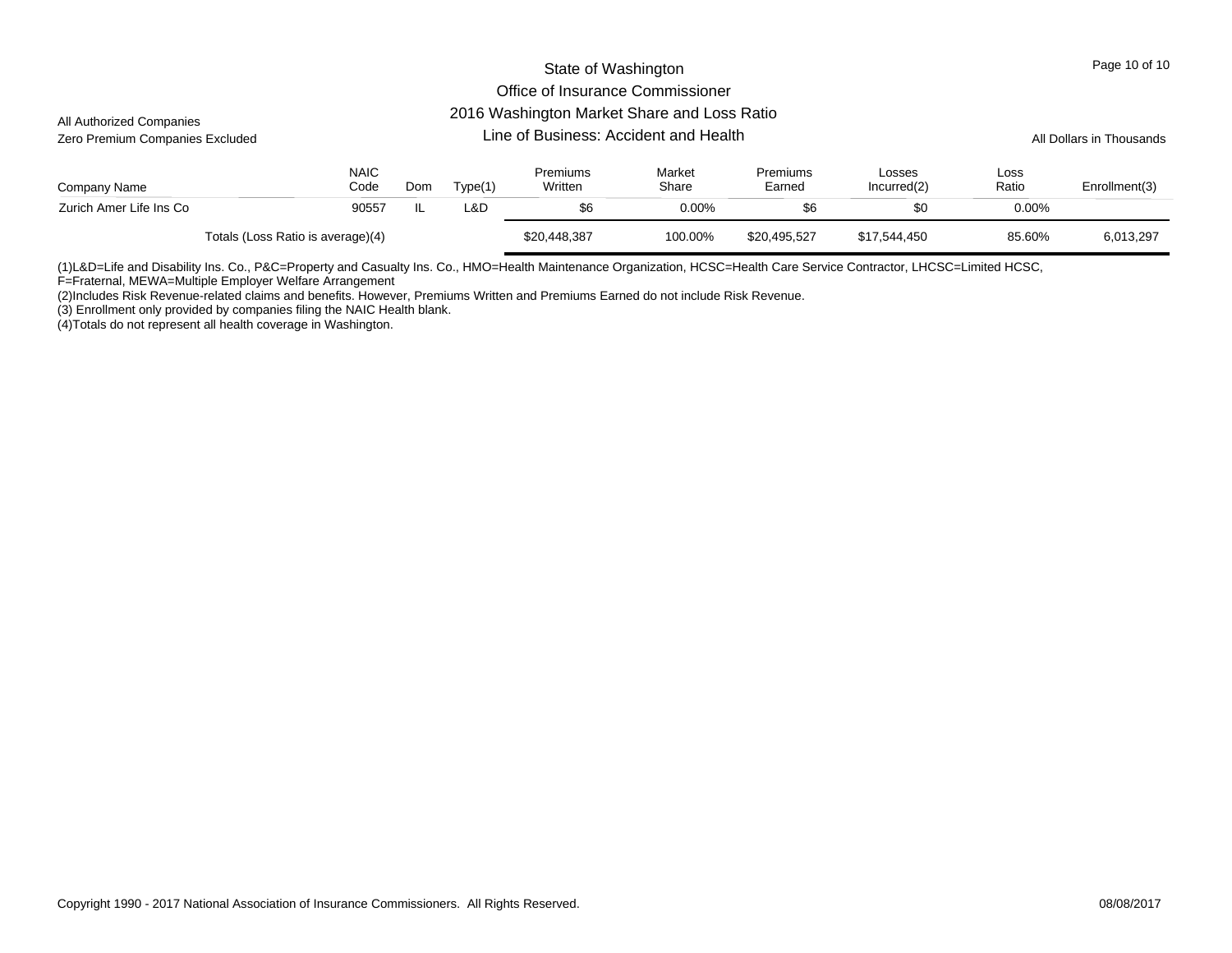All Authorized Companies
Zero Premium Companies Excluded

# State of Washington
## Office of Insurance Commissioner
## 2016 Washington Market Share and Loss Ratio
### Line of Business: Accident and Health

All Dollars in Thousands

| Company Name | NAIC Code | Dom | Type(1) | Premiums Written | Market Share | Premiums Earned | Losses Incurred(2) | Loss Ratio | Enrollment(3) |
|---|---|---|---|---|---|---|---|---|---|
| Zurich Amer Life Ins Co | 90557 | IL | L&D | $6 | 0.00% | $6 | $0 | 0.00% | |
| Totals (Loss Ratio is average)(4) | | | | $20,448,387 | 100.00% | $20,495,527 | $17,544,450 | 85.60% | 6,013,297 |

(1)L&D=Life and Disability Ins. Co., P&C=Property and Casualty Ins. Co., HMO=Health Maintenance Organization, HCSC=Health Care Service Contractor, LHCSC=Limited HCSC, F=Fraternal, MEWA=Multiple Employer Welfare Arrangement
(2)Includes Risk Revenue-related claims and benefits. However, Premiums Written and Premiums Earned do not include Risk Revenue.
(3) Enrollment only provided by companies filing the NAIC Health blank.
(4)Totals do not represent all health coverage in Washington.

Copyright 1990 - 2017 National Association of Insurance Commissioners. All Rights Reserved. 08/08/2017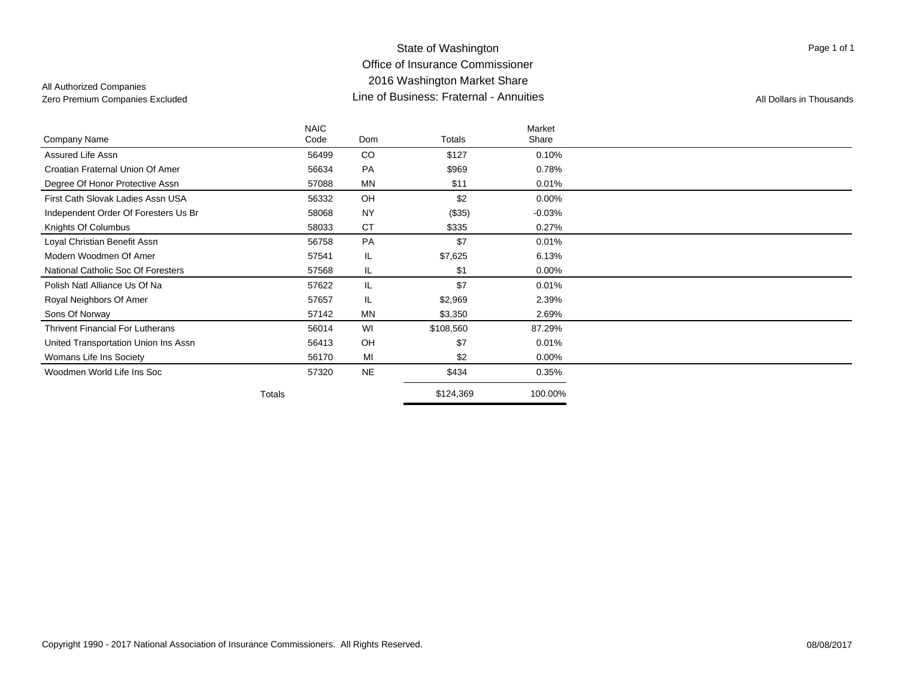State of Washington
Office of Insurance Commissioner
2016 Washington Market Share
Line of Business: Fraternal - Annuities

All Authorized Companies
Zero Premium Companies Excluded

All Dollars in Thousands

| Company Name | NAIC Code | Dom | Totals | Market Share |
|---|---|---|---|---|
| Assured Life Assn | 56499 | CO | $127 | 0.10% |
| Croatian Fraternal Union Of Amer | 56634 | PA | $969 | 0.78% |
| Degree Of Honor Protective Assn | 57088 | MN | $11 | 0.01% |
| First Cath Slovak Ladies Assn USA | 56332 | OH | $2 | 0.00% |
| Independent Order Of Foresters Us Br | 58068 | NY | ($35) | -0.03% |
| Knights Of Columbus | 58033 | CT | $335 | 0.27% |
| Loyal Christian Benefit Assn | 56758 | PA | $7 | 0.01% |
| Modern Woodmen Of Amer | 57541 | IL | $7,625 | 6.13% |
| National Catholic Soc Of Foresters | 57568 | IL | $1 | 0.00% |
| Polish Natl Alliance Us Of Na | 57622 | IL | $7 | 0.01% |
| Royal Neighbors Of Amer | 57657 | IL | $2,969 | 2.39% |
| Sons Of Norway | 57142 | MN | $3,350 | 2.69% |
| Thrivent Financial For Lutherans | 56014 | WI | $108,560 | 87.29% |
| United Transportation Union Ins Assn | 56413 | OH | $7 | 0.01% |
| Womans Life Ins Society | 56170 | MI | $2 | 0.00% |
| Woodmen World Life Ins Soc | 57320 | NE | $434 | 0.35% |
| Totals | | | $124,369 | 100.00% |

Copyright 1990 - 2017 National Association of Insurance Commissioners. All Rights Reserved.

08/08/2017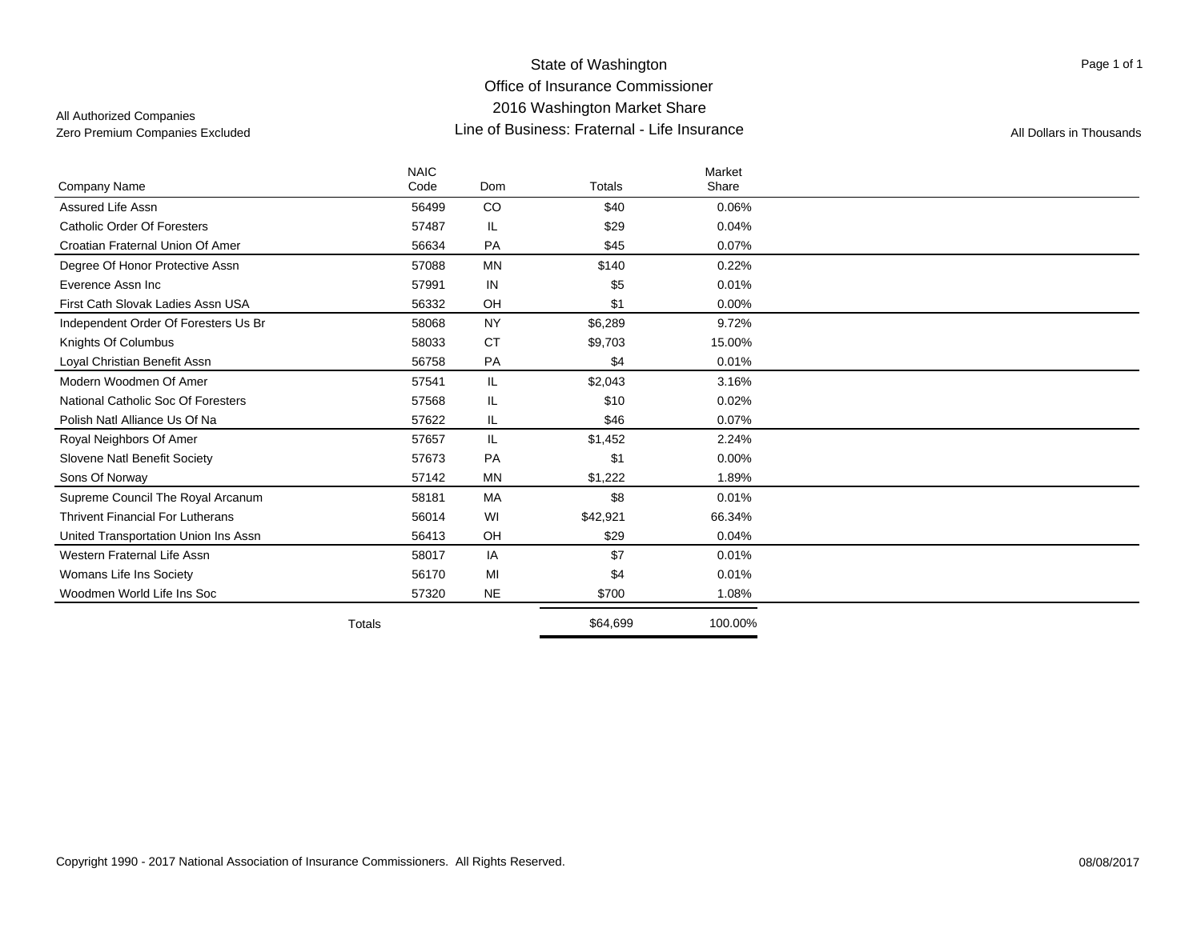# State of Washington
## Office of Insurance Commissioner
## 2016 Washington Market Share
## Line of Business: Fraternal - Life Insurance

All Authorized Companies
Zero Premium Companies Excluded

All Dollars in Thousands

| Company Name | NAIC Code | Dom | Totals | Market Share |
|---|---|---|---|---|
| Assured Life Assn | 56499 | CO | $40 | 0.06% |
| Catholic Order Of Foresters | 57487 | IL | $29 | 0.04% |
| Croatian Fraternal Union Of Amer | 56634 | PA | $45 | 0.07% |
| Degree Of Honor Protective Assn | 57088 | MN | $140 | 0.22% |
| Everence Assn Inc | 57991 | IN | $5 | 0.01% |
| First Cath Slovak Ladies Assn USA | 56332 | OH | $1 | 0.00% |
| Independent Order Of Foresters Us Br | 58068 | NY | $6,289 | 9.72% |
| Knights Of Columbus | 58033 | CT | $9,703 | 15.00% |
| Loyal Christian Benefit Assn | 56758 | PA | $4 | 0.01% |
| Modern Woodmen Of Amer | 57541 | IL | $2,043 | 3.16% |
| National Catholic Soc Of Foresters | 57568 | IL | $10 | 0.02% |
| Polish Natl Alliance Us Of Na | 57622 | IL | $46 | 0.07% |
| Royal Neighbors Of Amer | 57657 | IL | $1,452 | 2.24% |
| Slovene Natl Benefit Society | 57673 | PA | $1 | 0.00% |
| Sons Of Norway | 57142 | MN | $1,222 | 1.89% |
| Supreme Council The Royal Arcanum | 58181 | MA | $8 | 0.01% |
| Thrivent Financial For Lutherans | 56014 | WI | $42,921 | 66.34% |
| United Transportation Union Ins Assn | 56413 | OH | $29 | 0.04% |
| Western Fraternal Life Assn | 58017 | IA | $7 | 0.01% |
| Womans Life Ins Society | 56170 | MI | $4 | 0.01% |
| Woodmen World Life Ins Soc | 57320 | NE | $700 | 1.08% |
| Totals | | | $64,699 | 100.00% |

Copyright 1990 - 2017 National Association of Insurance Commissioners. All Rights Reserved.

08/08/2017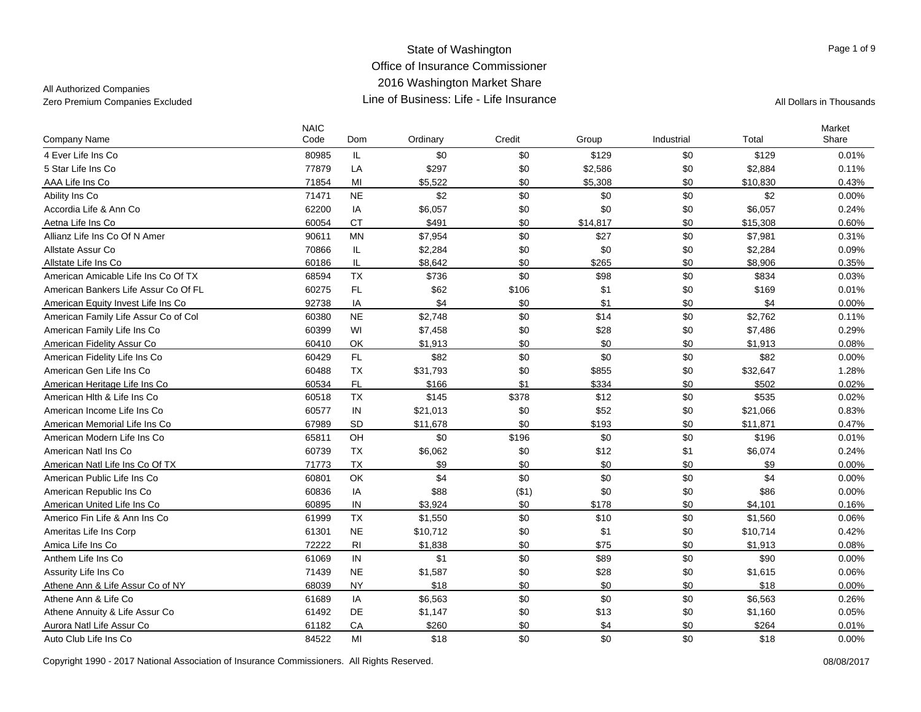State of Washington
Office of Insurance Commissioner
2016 Washington Market Share
Line of Business: Life - Life Insurance

All Authorized Companies
Zero Premium Companies Excluded

All Dollars in Thousands

| Company Name | NAIC Code | Dom | Ordinary | Credit | Group | Industrial | Total | Market Share |
|---|---|---|---|---|---|---|---|---|
| 4 Ever Life Ins Co | 80985 | IL | $0 | $0 | $129 | $0 | $129 | 0.01% |
| 5 Star Life Ins Co | 77879 | LA | $297 | $0 | $2,586 | $0 | $2,884 | 0.11% |
| AAA Life Ins Co | 71854 | MI | $5,522 | $0 | $5,308 | $0 | $10,830 | 0.43% |
| Ability Ins Co | 71471 | NE | $2 | $0 | $0 | $0 | $2 | 0.00% |
| Accordia Life & Ann Co | 62200 | IA | $6,057 | $0 | $0 | $0 | $6,057 | 0.24% |
| Aetna Life Ins Co | 60054 | CT | $491 | $0 | $14,817 | $0 | $15,308 | 0.60% |
| Allianz Life Ins Co Of N Amer | 90611 | MN | $7,954 | $0 | $27 | $0 | $7,981 | 0.31% |
| Allstate Assur Co | 70866 | IL | $2,284 | $0 | $0 | $0 | $2,284 | 0.09% |
| Allstate Life Ins Co | 60186 | IL | $8,642 | $0 | $265 | $0 | $8,906 | 0.35% |
| American Amicable Life Ins Co Of TX | 68594 | TX | $736 | $0 | $98 | $0 | $834 | 0.03% |
| American Bankers Life Assur Co Of FL | 60275 | FL | $62 | $106 | $1 | $0 | $169 | 0.01% |
| American Equity Invest Life Ins Co | 92738 | IA | $4 | $0 | $1 | $0 | $4 | 0.00% |
| American Family Life Assur Co of Col | 60380 | NE | $2,748 | $0 | $14 | $0 | $2,762 | 0.11% |
| American Family Life Ins Co | 60399 | WI | $7,458 | $0 | $28 | $0 | $7,486 | 0.29% |
| American Fidelity Assur Co | 60410 | OK | $1,913 | $0 | $0 | $0 | $1,913 | 0.08% |
| American Fidelity Life Ins Co | 60429 | FL | $82 | $0 | $0 | $0 | $82 | 0.00% |
| American Gen Life Ins Co | 60488 | TX | $31,793 | $0 | $855 | $0 | $32,647 | 1.28% |
| American Heritage Life Ins Co | 60534 | FL | $166 | $1 | $334 | $0 | $502 | 0.02% |
| American Hlth & Life Ins Co | 60518 | TX | $145 | $378 | $12 | $0 | $535 | 0.02% |
| American Income Life Ins Co | 60577 | IN | $21,013 | $0 | $52 | $0 | $21,066 | 0.83% |
| American Memorial Life Ins Co | 67989 | SD | $11,678 | $0 | $193 | $0 | $11,871 | 0.47% |
| American Modern Life Ins Co | 65811 | OH | $0 | $196 | $0 | $0 | $196 | 0.01% |
| American Natl Ins Co | 60739 | TX | $6,062 | $0 | $12 | $1 | $6,074 | 0.24% |
| American Natl Life Ins Co Of TX | 71773 | TX | $9 | $0 | $0 | $0 | $9 | 0.00% |
| American Public Life Ins Co | 60801 | OK | $4 | $0 | $0 | $0 | $4 | 0.00% |
| American Republic Ins Co | 60836 | IA | $88 | ($1) | $0 | $0 | $86 | 0.00% |
| American United Life Ins Co | 60895 | IN | $3,924 | $0 | $178 | $0 | $4,101 | 0.16% |
| Americo Fin Life & Ann Ins Co | 61999 | TX | $1,550 | $0 | $10 | $0 | $1,560 | 0.06% |
| Ameritas Life Ins Corp | 61301 | NE | $10,712 | $0 | $1 | $0 | $10,714 | 0.42% |
| Amica Life Ins Co | 72222 | RI | $1,838 | $0 | $75 | $0 | $1,913 | 0.08% |
| Anthem Life Ins Co | 61069 | IN | $1 | $0 | $89 | $0 | $90 | 0.00% |
| Assurity Life Ins Co | 71439 | NE | $1,587 | $0 | $28 | $0 | $1,615 | 0.06% |
| Athene Ann & Life Assur Co of NY | 68039 | NY | $18 | $0 | $0 | $0 | $18 | 0.00% |
| Athene Ann & Life Co | 61689 | IA | $6,563 | $0 | $0 | $0 | $6,563 | 0.26% |
| Athene Annuity & Life Assur Co | 61492 | DE | $1,147 | $0 | $13 | $0 | $1,160 | 0.05% |
| Aurora Natl Life Assur Co | 61182 | CA | $260 | $0 | $4 | $0 | $264 | 0.01% |
| Auto Club Life Ins Co | 84522 | MI | $18 | $0 | $0 | $0 | $18 | 0.00% |

Copyright 1990 - 2017 National Association of Insurance Commissioners. All Rights Reserved. 08/08/2017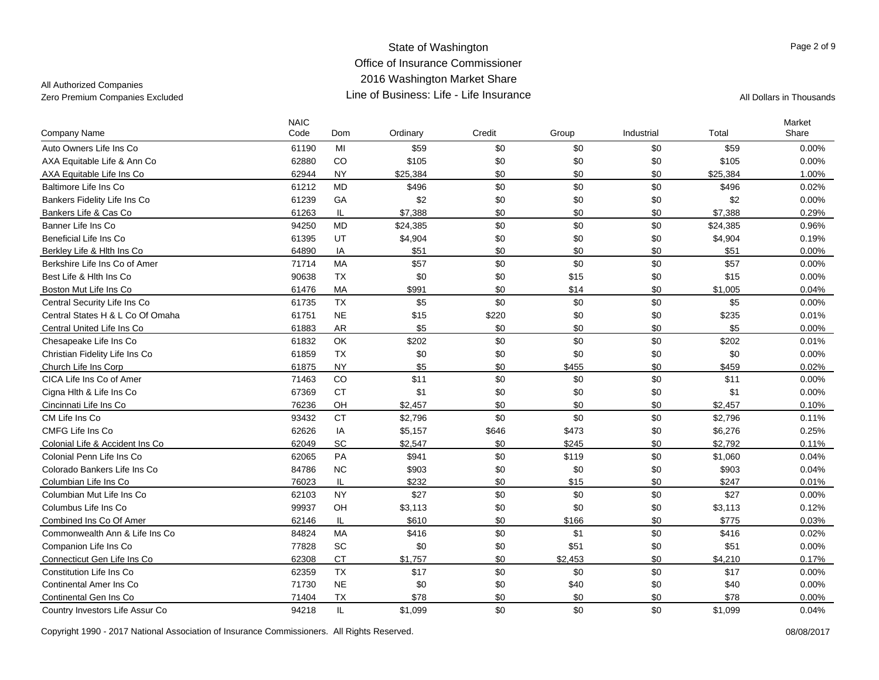All Authorized Companies
Zero Premium Companies Excluded

# State of Washington
## Office of Insurance Commissioner
## 2016 Washington Market Share
## Line of Business: Life - Life Insurance

All Dollars in Thousands

| Company Name | NAIC Code | Dom | Ordinary | Credit | Group | Industrial | Total | Market Share |
|---|---|---|---|---|---|---|---|---|
| Auto Owners Life Ins Co | 61190 | MI | $59 | $0 | $0 | $0 | $59 | 0.00% |
| AXA Equitable Life & Ann Co | 62880 | CO | $105 | $0 | $0 | $0 | $105 | 0.00% |
| AXA Equitable Life Ins Co | 62944 | NY | $25,384 | $0 | $0 | $0 | $25,384 | 1.00% |
| Baltimore Life Ins Co | 61212 | MD | $496 | $0 | $0 | $0 | $496 | 0.02% |
| Bankers Fidelity Life Ins Co | 61239 | GA | $2 | $0 | $0 | $0 | $2 | 0.00% |
| Bankers Life & Cas Co | 61263 | IL | $7,388 | $0 | $0 | $0 | $7,388 | 0.29% |
| Banner Life Ins Co | 94250 | MD | $24,385 | $0 | $0 | $0 | $24,385 | 0.96% |
| Beneficial Life Ins Co | 61395 | UT | $4,904 | $0 | $0 | $0 | $4,904 | 0.19% |
| Berkley Life & Hlth Ins Co | 64890 | IA | $51 | $0 | $0 | $0 | $51 | 0.00% |
| Berkshire Life Ins Co of Amer | 71714 | MA | $57 | $0 | $0 | $0 | $57 | 0.00% |
| Best Life & Hlth Ins Co | 90638 | TX | $0 | $0 | $15 | $0 | $15 | 0.00% |
| Boston Mut Life Ins Co | 61476 | MA | $991 | $0 | $14 | $0 | $1,005 | 0.04% |
| Central Security Life Ins Co | 61735 | TX | $5 | $0 | $0 | $0 | $5 | 0.00% |
| Central States H & L Co Of Omaha | 61751 | NE | $15 | $220 | $0 | $0 | $235 | 0.01% |
| Central United Life Ins Co | 61883 | AR | $5 | $0 | $0 | $0 | $5 | 0.00% |
| Chesapeake Life Ins Co | 61832 | OK | $202 | $0 | $0 | $0 | $202 | 0.01% |
| Christian Fidelity Life Ins Co | 61859 | TX | $0 | $0 | $0 | $0 | $0 | 0.00% |
| Church Life Ins Corp | 61875 | NY | $5 | $0 | $455 | $0 | $459 | 0.02% |
| CICA Life Ins Co of Amer | 71463 | CO | $11 | $0 | $0 | $0 | $11 | 0.00% |
| Cigna Hlth & Life Ins Co | 67369 | CT | $1 | $0 | $0 | $0 | $1 | 0.00% |
| Cincinnati Life Ins Co | 76236 | OH | $2,457 | $0 | $0 | $0 | $2,457 | 0.10% |
| CM Life Ins Co | 93432 | CT | $2,796 | $0 | $0 | $0 | $2,796 | 0.11% |
| CMFG Life Ins Co | 62626 | IA | $5,157 | $646 | $473 | $0 | $6,276 | 0.25% |
| Colonial Life & Accident Ins Co | 62049 | SC | $2,547 | $0 | $245 | $0 | $2,792 | 0.11% |
| Colonial Penn Life Ins Co | 62065 | PA | $941 | $0 | $119 | $0 | $1,060 | 0.04% |
| Colorado Bankers Life Ins Co | 84786 | NC | $903 | $0 | $0 | $0 | $903 | 0.04% |
| Columbian Life Ins Co | 76023 | IL | $232 | $0 | $15 | $0 | $247 | 0.01% |
| Columbian Mut Life Ins Co | 62103 | NY | $27 | $0 | $0 | $0 | $27 | 0.00% |
| Columbus Life Ins Co | 99937 | OH | $3,113 | $0 | $0 | $0 | $3,113 | 0.12% |
| Combined Ins Co Of Amer | 62146 | IL | $610 | $0 | $166 | $0 | $775 | 0.03% |
| Commonwealth Ann & Life Ins Co | 84824 | MA | $416 | $0 | $1 | $0 | $416 | 0.02% |
| Companion Life Ins Co | 77828 | SC | $0 | $0 | $51 | $0 | $51 | 0.00% |
| Connecticut Gen Life Ins Co | 62308 | CT | $1,757 | $0 | $2,453 | $0 | $4,210 | 0.17% |
| Constitution Life Ins Co | 62359 | TX | $17 | $0 | $0 | $0 | $17 | 0.00% |
| Continental Amer Ins Co | 71730 | NE | $0 | $0 | $40 | $0 | $40 | 0.00% |
| Continental Gen Ins Co | 71404 | TX | $78 | $0 | $0 | $0 | $78 | 0.00% |
| Country Investors Life Assur Co | 94218 | IL | $1,099 | $0 | $0 | $0 | $1,099 | 0.04% |

Copyright 1990 - 2017 National Association of Insurance Commissioners. All Rights Reserved. 08/08/2017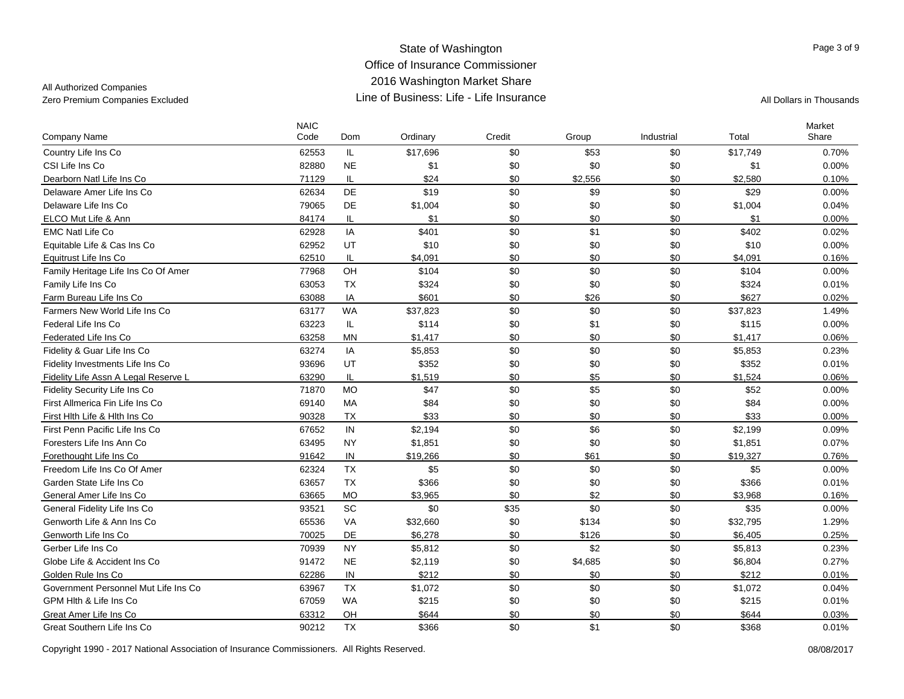State of Washington
Office of Insurance Commissioner
2016 Washington Market Share
Line of Business: Life - Life Insurance

All Authorized Companies
Zero Premium Companies Excluded

All Dollars in Thousands

| Company Name | NAIC Code | Dom | Ordinary | Credit | Group | Industrial | Total | Market Share |
|---|---|---|---|---|---|---|---|---|
| Country Life Ins Co | 62553 | IL | $17,696 | $0 | $53 | $0 | $17,749 | 0.70% |
| CSI Life Ins Co | 82880 | NE | $1 | $0 | $0 | $0 | $1 | 0.00% |
| Dearborn Natl Life Ins Co | 71129 | IL | $24 | $0 | $2,556 | $0 | $2,580 | 0.10% |
| Delaware Amer Life Ins Co | 62634 | DE | $19 | $0 | $9 | $0 | $29 | 0.00% |
| Delaware Life Ins Co | 79065 | DE | $1,004 | $0 | $0 | $0 | $1,004 | 0.04% |
| ELCO Mut Life & Ann | 84174 | IL | $1 | $0 | $0 | $0 | $1 | 0.00% |
| EMC Natl Life Co | 62928 | IA | $401 | $0 | $1 | $0 | $402 | 0.02% |
| Equitable Life & Cas Ins Co | 62952 | UT | $10 | $0 | $0 | $0 | $10 | 0.00% |
| Equitrust Life Ins Co | 62510 | IL | $4,091 | $0 | $0 | $0 | $4,091 | 0.16% |
| Family Heritage Life Ins Co Of Amer | 77968 | OH | $104 | $0 | $0 | $0 | $104 | 0.00% |
| Family Life Ins Co | 63053 | TX | $324 | $0 | $0 | $0 | $324 | 0.01% |
| Farm Bureau Life Ins Co | 63088 | IA | $601 | $0 | $26 | $0 | $627 | 0.02% |
| Farmers New World Life Ins Co | 63177 | WA | $37,823 | $0 | $0 | $0 | $37,823 | 1.49% |
| Federal Life Ins Co | 63223 | IL | $114 | $0 | $1 | $0 | $115 | 0.00% |
| Federated Life Ins Co | 63258 | MN | $1,417 | $0 | $0 | $0 | $1,417 | 0.06% |
| Fidelity & Guar Life Ins Co | 63274 | IA | $5,853 | $0 | $0 | $0 | $5,853 | 0.23% |
| Fidelity Investments Life Ins Co | 93696 | UT | $352 | $0 | $0 | $0 | $352 | 0.01% |
| Fidelity Life Assn A Legal Reserve L | 63290 | IL | $1,519 | $0 | $5 | $0 | $1,524 | 0.06% |
| Fidelity Security Life Ins Co | 71870 | MO | $47 | $0 | $5 | $0 | $52 | 0.00% |
| First Allmerica Fin Life Ins Co | 69140 | MA | $84 | $0 | $0 | $0 | $84 | 0.00% |
| First Hlth Life & Hlth Ins Co | 90328 | TX | $33 | $0 | $0 | $0 | $33 | 0.00% |
| First Penn Pacific Life Ins Co | 67652 | IN | $2,194 | $0 | $6 | $0 | $2,199 | 0.09% |
| Foresters Life Ins Ann Co | 63495 | NY | $1,851 | $0 | $0 | $0 | $1,851 | 0.07% |
| Forethought Life Ins Co | 91642 | IN | $19,266 | $0 | $61 | $0 | $19,327 | 0.76% |
| Freedom Life Ins Co Of Amer | 62324 | TX | $5 | $0 | $0 | $0 | $5 | 0.00% |
| Garden State Life Ins Co | 63657 | TX | $366 | $0 | $0 | $0 | $366 | 0.01% |
| General Amer Life Ins Co | 63665 | MO | $3,965 | $0 | $2 | $0 | $3,968 | 0.16% |
| General Fidelity Life Ins Co | 93521 | SC | $0 | $35 | $0 | $0 | $35 | 0.00% |
| Genworth Life & Ann Ins Co | 65536 | VA | $32,660 | $0 | $134 | $0 | $32,795 | 1.29% |
| Genworth Life Ins Co | 70025 | DE | $6,278 | $0 | $126 | $0 | $6,405 | 0.25% |
| Gerber Life Ins Co | 70939 | NY | $5,812 | $0 | $2 | $0 | $5,813 | 0.23% |
| Globe Life & Accident Ins Co | 91472 | NE | $2,119 | $0 | $4,685 | $0 | $6,804 | 0.27% |
| Golden Rule Ins Co | 62286 | IN | $212 | $0 | $0 | $0 | $212 | 0.01% |
| Government Personnel Mut Life Ins Co | 63967 | TX | $1,072 | $0 | $0 | $0 | $1,072 | 0.04% |
| GPM Hlth & Life Ins Co | 67059 | WA | $215 | $0 | $0 | $0 | $215 | 0.01% |
| Great Amer Life Ins Co | 63312 | OH | $644 | $0 | $0 | $0 | $644 | 0.03% |
| Great Southern Life Ins Co | 90212 | TX | $366 | $0 | $1 | $0 | $368 | 0.01% |

Copyright 1990 - 2017 National Association of Insurance Commissioners. All Rights Reserved.

08/08/2017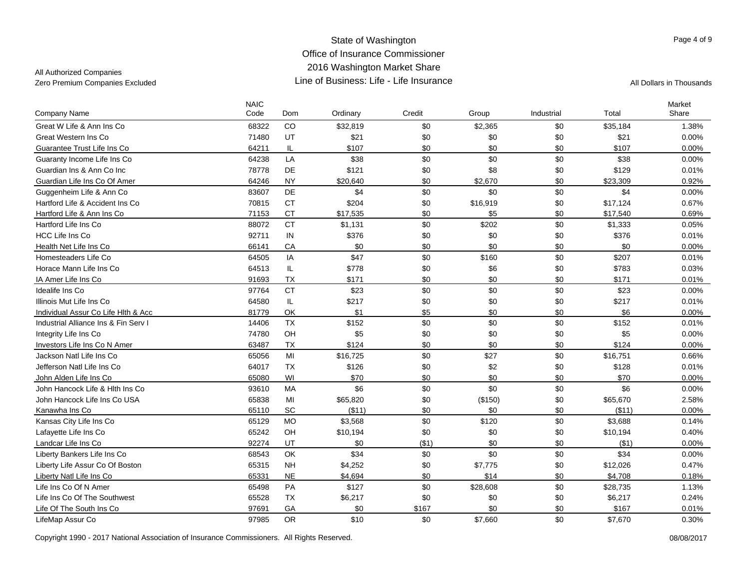State of Washington
Office of Insurance Commissioner
2016 Washington Market Share
Line of Business: Life - Life Insurance

All Authorized Companies
Zero Premium Companies Excluded

All Dollars in Thousands

| Company Name | NAIC Code | Dom | Ordinary | Credit | Group | Industrial | Total | Market Share |
|---|---|---|---|---|---|---|---|---|
| Great W Life & Ann Ins Co | 68322 | CO | $32,819 | $0 | $2,365 | $0 | $35,184 | 1.38% |
| Great Western Ins Co | 71480 | UT | $21 | $0 | $0 | $0 | $21 | 0.00% |
| Guarantee Trust Life Ins Co | 64211 | IL | $107 | $0 | $0 | $0 | $107 | 0.00% |
| Guaranty Income Life Ins Co | 64238 | LA | $38 | $0 | $0 | $0 | $38 | 0.00% |
| Guardian Ins & Ann Co Inc | 78778 | DE | $121 | $0 | $8 | $0 | $129 | 0.01% |
| Guardian Life Ins Co Of Amer | 64246 | NY | $20,640 | $0 | $2,670 | $0 | $23,309 | 0.92% |
| Guggenheim Life & Ann Co | 83607 | DE | $4 | $0 | $0 | $0 | $4 | 0.00% |
| Hartford Life & Accident Ins Co | 70815 | CT | $204 | $0 | $16,919 | $0 | $17,124 | 0.67% |
| Hartford Life & Ann Ins Co | 71153 | CT | $17,535 | $0 | $5 | $0 | $17,540 | 0.69% |
| Hartford Life Ins Co | 88072 | CT | $1,131 | $0 | $202 | $0 | $1,333 | 0.05% |
| HCC Life Ins Co | 92711 | IN | $376 | $0 | $0 | $0 | $376 | 0.01% |
| Health Net Life Ins Co | 66141 | CA | $0 | $0 | $0 | $0 | $0 | 0.00% |
| Homesteaders Life Co | 64505 | IA | $47 | $0 | $160 | $0 | $207 | 0.01% |
| Horace Mann Life Ins Co | 64513 | IL | $778 | $0 | $6 | $0 | $783 | 0.03% |
| IA Amer Life Ins Co | 91693 | TX | $171 | $0 | $0 | $0 | $171 | 0.01% |
| Idealife Ins Co | 97764 | CT | $23 | $0 | $0 | $0 | $23 | 0.00% |
| Illinois Mut Life Ins Co | 64580 | IL | $217 | $0 | $0 | $0 | $217 | 0.01% |
| Individual Assur Co Life Hlth & Acc | 81779 | OK | $1 | $5 | $0 | $0 | $6 | 0.00% |
| Industrial Alliance Ins & Fin Serv I | 14406 | TX | $152 | $0 | $0 | $0 | $152 | 0.01% |
| Integrity Life Ins Co | 74780 | OH | $5 | $0 | $0 | $0 | $5 | 0.00% |
| Investors Life Ins Co N Amer | 63487 | TX | $124 | $0 | $0 | $0 | $124 | 0.00% |
| Jackson Natl Life Ins Co | 65056 | MI | $16,725 | $0 | $27 | $0 | $16,751 | 0.66% |
| Jefferson Natl Life Ins Co | 64017 | TX | $126 | $0 | $2 | $0 | $128 | 0.01% |
| John Alden Life Ins Co | 65080 | WI | $70 | $0 | $0 | $0 | $70 | 0.00% |
| John Hancock Life & Hlth Ins Co | 93610 | MA | $6 | $0 | $0 | $0 | $6 | 0.00% |
| John Hancock Life Ins Co USA | 65838 | MI | $65,820 | $0 | ($150) | $0 | $65,670 | 2.58% |
| Kanawha Ins Co | 65110 | SC | ($11) | $0 | $0 | $0 | ($11) | 0.00% |
| Kansas City Life Ins Co | 65129 | MO | $3,568 | $0 | $120 | $0 | $3,688 | 0.14% |
| Lafayette Life Ins Co | 65242 | OH | $10,194 | $0 | $0 | $0 | $10,194 | 0.40% |
| Landcar Life Ins Co | 92274 | UT | $0 | ($1) | $0 | $0 | ($1) | 0.00% |
| Liberty Bankers Life Ins Co | 68543 | OK | $34 | $0 | $0 | $0 | $34 | 0.00% |
| Liberty Life Assur Co Of Boston | 65315 | NH | $4,252 | $0 | $7,775 | $0 | $12,026 | 0.47% |
| Liberty Natl Life Ins Co | 65331 | NE | $4,694 | $0 | $14 | $0 | $4,708 | 0.18% |
| Life Ins Co Of N Amer | 65498 | PA | $127 | $0 | $28,608 | $0 | $28,735 | 1.13% |
| Life Ins Co Of The Southwest | 65528 | TX | $6,217 | $0 | $0 | $0 | $6,217 | 0.24% |
| Life Of The South Ins Co | 97691 | GA | $0 | $167 | $0 | $0 | $167 | 0.01% |
| LifeMap Assur Co | 97985 | OR | $10 | $0 | $7,660 | $0 | $7,670 | 0.30% |

Copyright 1990 - 2017 National Association of Insurance Commissioners. All Rights Reserved. 08/08/2017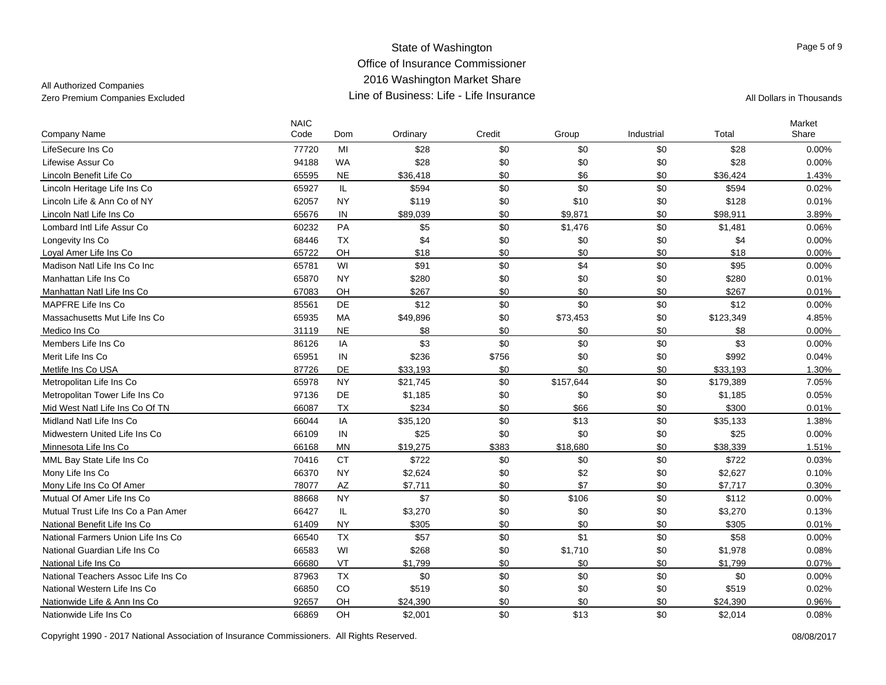All Authorized Companies
Zero Premium Companies Excluded

# State of Washington
## Office of Insurance Commissioner
## 2016 Washington Market Share
## Line of Business: Life - Life Insurance

All Dollars in Thousands

| Company Name | NAIC Code | Dom | Ordinary | Credit | Group | Industrial | Total | Market Share |
|---|---|---|---|---|---|---|---|---|
| LifeSecure Ins Co | 77720 | MI | $28 | $0 | $0 | $0 | $28 | 0.00% |
| Lifewise Assur Co | 94188 | WA | $28 | $0 | $0 | $0 | $28 | 0.00% |
| Lincoln Benefit Life Co | 65595 | NE | $36,418 | $0 | $6 | $0 | $36,424 | 1.43% |
| Lincoln Heritage Life Ins Co | 65927 | IL | $594 | $0 | $0 | $0 | $594 | 0.02% |
| Lincoln Life & Ann Co of NY | 62057 | NY | $119 | $0 | $10 | $0 | $128 | 0.01% |
| Lincoln Natl Life Ins Co | 65676 | IN | $89,039 | $0 | $9,871 | $0 | $98,911 | 3.89% |
| Lombard Intl Life Assur Co | 60232 | PA | $5 | $0 | $1,476 | $0 | $1,481 | 0.06% |
| Longevity Ins Co | 68446 | TX | $4 | $0 | $0 | $0 | $4 | 0.00% |
| Loyal Amer Life Ins Co | 65722 | OH | $18 | $0 | $0 | $0 | $18 | 0.00% |
| Madison Natl Life Ins Co Inc | 65781 | WI | $91 | $0 | $4 | $0 | $95 | 0.00% |
| Manhattan Life Ins Co | 65870 | NY | $280 | $0 | $0 | $0 | $280 | 0.01% |
| Manhattan Natl Life Ins Co | 67083 | OH | $267 | $0 | $0 | $0 | $267 | 0.01% |
| MAPFRE Life Ins Co | 85561 | DE | $12 | $0 | $0 | $0 | $12 | 0.00% |
| Massachusetts Mut Life Ins Co | 65935 | MA | $49,896 | $0 | $73,453 | $0 | $123,349 | 4.85% |
| Medico Ins Co | 31119 | NE | $8 | $0 | $0 | $0 | $8 | 0.00% |
| Members Life Ins Co | 86126 | IA | $3 | $0 | $0 | $0 | $3 | 0.00% |
| Merit Life Ins Co | 65951 | IN | $236 | $756 | $0 | $0 | $992 | 0.04% |
| Metlife Ins Co USA | 87726 | DE | $33,193 | $0 | $0 | $0 | $33,193 | 1.30% |
| Metropolitan Life Ins Co | 65978 | NY | $21,745 | $0 | $157,644 | $0 | $179,389 | 7.05% |
| Metropolitan Tower Life Ins Co | 97136 | DE | $1,185 | $0 | $0 | $0 | $1,185 | 0.05% |
| Mid West Natl Life Ins Co Of TN | 66087 | TX | $234 | $0 | $66 | $0 | $300 | 0.01% |
| Midland Natl Life Ins Co | 66044 | IA | $35,120 | $0 | $13 | $0 | $35,133 | 1.38% |
| Midwestern United Life Ins Co | 66109 | IN | $25 | $0 | $0 | $0 | $25 | 0.00% |
| Minnesota Life Ins Co | 66168 | MN | $19,275 | $383 | $18,680 | $0 | $38,339 | 1.51% |
| MML Bay State Life Ins Co | 70416 | CT | $722 | $0 | $0 | $0 | $722 | 0.03% |
| Mony Life Ins Co | 66370 | NY | $2,624 | $0 | $2 | $0 | $2,627 | 0.10% |
| Mony Life Ins Co Of Amer | 78077 | AZ | $7,711 | $0 | $7 | $0 | $7,717 | 0.30% |
| Mutual Of Amer Life Ins Co | 88668 | NY | $7 | $0 | $106 | $0 | $112 | 0.00% |
| Mutual Trust Life Ins Co a Pan Amer | 66427 | IL | $3,270 | $0 | $0 | $0 | $3,270 | 0.13% |
| National Benefit Life Ins Co | 61409 | NY | $305 | $0 | $0 | $0 | $305 | 0.01% |
| National Farmers Union Life Ins Co | 66540 | TX | $57 | $0 | $1 | $0 | $58 | 0.00% |
| National Guardian Life Ins Co | 66583 | WI | $268 | $0 | $1,710 | $0 | $1,978 | 0.08% |
| National Life Ins Co | 66680 | VT | $1,799 | $0 | $0 | $0 | $1,799 | 0.07% |
| National Teachers Assoc Life Ins Co | 87963 | TX | $0 | $0 | $0 | $0 | $0 | 0.00% |
| National Western Life Ins Co | 66850 | CO | $519 | $0 | $0 | $0 | $519 | 0.02% |
| Nationwide Life & Ann Ins Co | 92657 | OH | $24,390 | $0 | $0 | $0 | $24,390 | 0.96% |
| Nationwide Life Ins Co | 66869 | OH | $2,001 | $0 | $13 | $0 | $2,014 | 0.08% |

Copyright 1990 - 2017 National Association of Insurance Commissioners. All Rights Reserved. 08/08/2017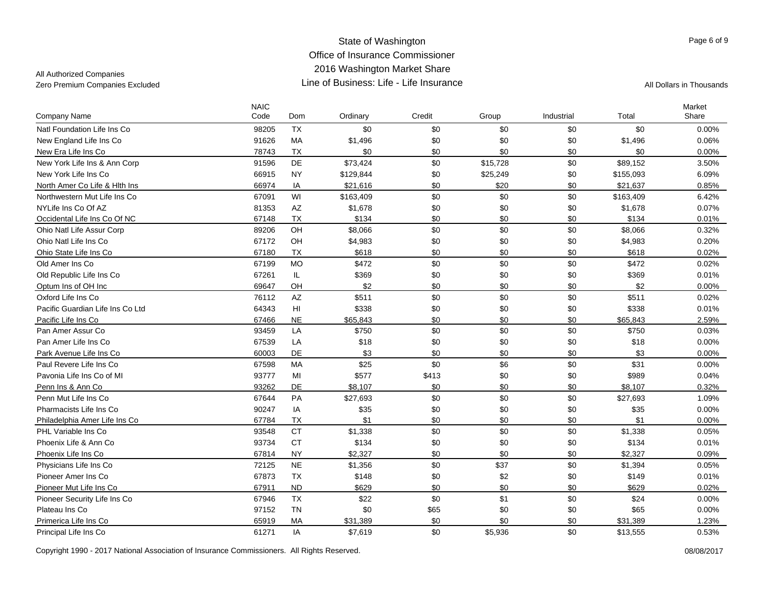# State of Washington
## Office of Insurance Commissioner
## 2016 Washington Market Share
## Line of Business: Life - Life Insurance

All Authorized Companies
Zero Premium Companies Excluded

All Dollars in Thousands

| Company Name | NAIC Code | Dom | Ordinary | Credit | Group | Industrial | Total | Market Share |
|---|---|---|---|---|---|---|---|---|
| Natl Foundation Life Ins Co | 98205 | TX | $0 | $0 | $0 | $0 | $0 | 0.00% |
| New England Life Ins Co | 91626 | MA | $1,496 | $0 | $0 | $0 | $1,496 | 0.06% |
| New Era Life Ins Co | 78743 | TX | $0 | $0 | $0 | $0 | $0 | 0.00% |
| New York Life Ins & Ann Corp | 91596 | DE | $73,424 | $0 | $15,728 | $0 | $89,152 | 3.50% |
| New York Life Ins Co | 66915 | NY | $129,844 | $0 | $25,249 | $0 | $155,093 | 6.09% |
| North Amer Co Life & Hlth Ins | 66974 | IA | $21,616 | $0 | $20 | $0 | $21,637 | 0.85% |
| Northwestern Mut Life Ins Co | 67091 | WI | $163,409 | $0 | $0 | $0 | $163,409 | 6.42% |
| NYLife Ins Co Of AZ | 81353 | AZ | $1,678 | $0 | $0 | $0 | $1,678 | 0.07% |
| Occidental Life Ins Co Of NC | 67148 | TX | $134 | $0 | $0 | $0 | $134 | 0.01% |
| Ohio Natl Life Assur Corp | 89206 | OH | $8,066 | $0 | $0 | $0 | $8,066 | 0.32% |
| Ohio Natl Life Ins Co | 67172 | OH | $4,983 | $0 | $0 | $0 | $4,983 | 0.20% |
| Ohio State Life Ins Co | 67180 | TX | $618 | $0 | $0 | $0 | $618 | 0.02% |
| Old Amer Ins Co | 67199 | MO | $472 | $0 | $0 | $0 | $472 | 0.02% |
| Old Republic Life Ins Co | 67261 | IL | $369 | $0 | $0 | $0 | $369 | 0.01% |
| Optum Ins of OH Inc | 69647 | OH | $2 | $0 | $0 | $0 | $2 | 0.00% |
| Oxford Life Ins Co | 76112 | AZ | $511 | $0 | $0 | $0 | $511 | 0.02% |
| Pacific Guardian Life Ins Co Ltd | 64343 | HI | $338 | $0 | $0 | $0 | $338 | 0.01% |
| Pacific Life Ins Co | 67466 | NE | $65,843 | $0 | $0 | $0 | $65,843 | 2.59% |
| Pan Amer Assur Co | 93459 | LA | $750 | $0 | $0 | $0 | $750 | 0.03% |
| Pan Amer Life Ins Co | 67539 | LA | $18 | $0 | $0 | $0 | $18 | 0.00% |
| Park Avenue Life Ins Co | 60003 | DE | $3 | $0 | $0 | $0 | $3 | 0.00% |
| Paul Revere Life Ins Co | 67598 | MA | $25 | $0 | $6 | $0 | $31 | 0.00% |
| Pavonia Life Ins Co of MI | 93777 | MI | $577 | $413 | $0 | $0 | $989 | 0.04% |
| Penn Ins & Ann Co | 93262 | DE | $8,107 | $0 | $0 | $0 | $8,107 | 0.32% |
| Penn Mut Life Ins Co | 67644 | PA | $27,693 | $0 | $0 | $0 | $27,693 | 1.09% |
| Pharmacists Life Ins Co | 90247 | IA | $35 | $0 | $0 | $0 | $35 | 0.00% |
| Philadelphia Amer Life Ins Co | 67784 | TX | $1 | $0 | $0 | $0 | $1 | 0.00% |
| PHL Variable Ins Co | 93548 | CT | $1,338 | $0 | $0 | $0 | $1,338 | 0.05% |
| Phoenix Life & Ann Co | 93734 | CT | $134 | $0 | $0 | $0 | $134 | 0.01% |
| Phoenix Life Ins Co | 67814 | NY | $2,327 | $0 | $0 | $0 | $2,327 | 0.09% |
| Physicians Life Ins Co | 72125 | NE | $1,356 | $0 | $37 | $0 | $1,394 | 0.05% |
| Pioneer Amer Ins Co | 67873 | TX | $148 | $0 | $2 | $0 | $149 | 0.01% |
| Pioneer Mut Life Ins Co | 67911 | ND | $629 | $0 | $0 | $0 | $629 | 0.02% |
| Pioneer Security Life Ins Co | 67946 | TX | $22 | $0 | $1 | $0 | $24 | 0.00% |
| Plateau Ins Co | 97152 | TN | $0 | $65 | $0 | $0 | $65 | 0.00% |
| Primerica Life Ins Co | 65919 | MA | $31,389 | $0 | $0 | $0 | $31,389 | 1.23% |
| Principal Life Ins Co | 61271 | IA | $7,619 | $0 | $5,936 | $0 | $13,555 | 0.53% |

Copyright 1990 - 2017 National Association of Insurance Commissioners. All Rights Reserved. 08/08/2017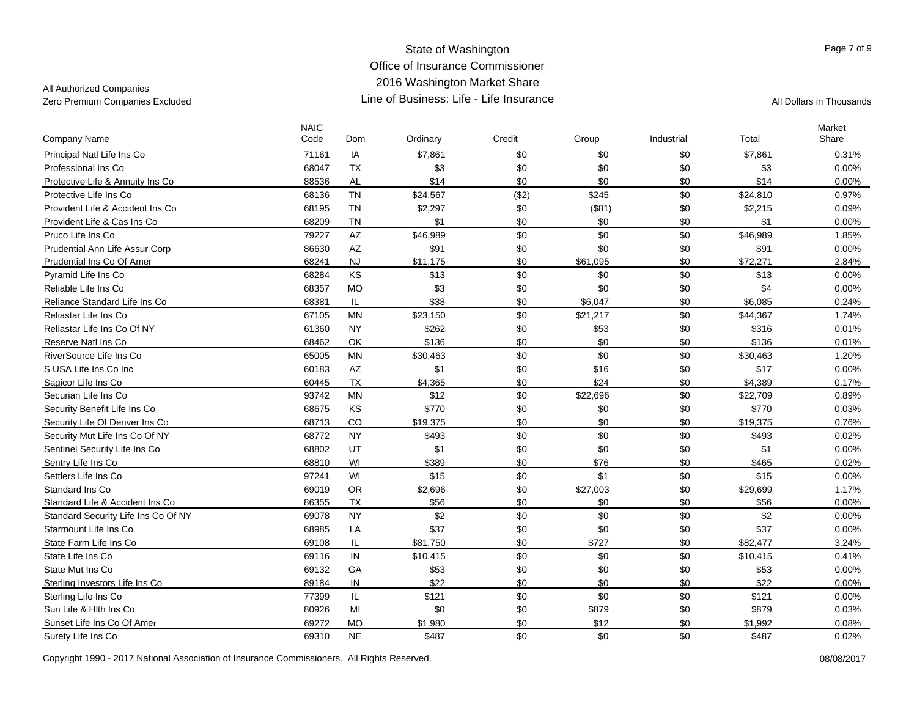State of Washington
Office of Insurance Commissioner
2016 Washington Market Share
Line of Business: Life - Life Insurance

All Authorized Companies
Zero Premium Companies Excluded

All Dollars in Thousands

| Company Name | NAIC Code | Dom | Ordinary | Credit | Group | Industrial | Total | Market Share |
|---|---|---|---|---|---|---|---|---|
| Principal Natl Life Ins Co | 71161 | IA | $7,861 | $0 | $0 | $0 | $7,861 | 0.31% |
| Professional Ins Co | 68047 | TX | $3 | $0 | $0 | $0 | $3 | 0.00% |
| Protective Life & Annuity Ins Co | 88536 | AL | $14 | $0 | $0 | $0 | $14 | 0.00% |
| Protective Life Ins Co | 68136 | TN | $24,567 | ($2) | $245 | $0 | $24,810 | 0.97% |
| Provident Life & Accident Ins Co | 68195 | TN | $2,297 | $0 | ($81) | $0 | $2,215 | 0.09% |
| Provident Life & Cas Ins Co | 68209 | TN | $1 | $0 | $0 | $0 | $1 | 0.00% |
| Pruco Life Ins Co | 79227 | AZ | $46,989 | $0 | $0 | $0 | $46,989 | 1.85% |
| Prudential Ann Life Assur Corp | 86630 | AZ | $91 | $0 | $0 | $0 | $91 | 0.00% |
| Prudential Ins Co Of Amer | 68241 | NJ | $11,175 | $0 | $61,095 | $0 | $72,271 | 2.84% |
| Pyramid Life Ins Co | 68284 | KS | $13 | $0 | $0 | $0 | $13 | 0.00% |
| Reliable Life Ins Co | 68357 | MO | $3 | $0 | $0 | $0 | $4 | 0.00% |
| Reliance Standard Life Ins Co | 68381 | IL | $38 | $0 | $6,047 | $0 | $6,085 | 0.24% |
| Reliastar Life Ins Co | 67105 | MN | $23,150 | $0 | $21,217 | $0 | $44,367 | 1.74% |
| Reliastar Life Ins Co Of NY | 61360 | NY | $262 | $0 | $53 | $0 | $316 | 0.01% |
| Reserve Natl Ins Co | 68462 | OK | $136 | $0 | $0 | $0 | $136 | 0.01% |
| RiverSource Life Ins Co | 65005 | MN | $30,463 | $0 | $0 | $0 | $30,463 | 1.20% |
| S USA Life Ins Co Inc | 60183 | AZ | $1 | $0 | $16 | $0 | $17 | 0.00% |
| Sagicor Life Ins Co | 60445 | TX | $4,365 | $0 | $24 | $0 | $4,389 | 0.17% |
| Securian Life Ins Co | 93742 | MN | $12 | $0 | $22,696 | $0 | $22,709 | 0.89% |
| Security Benefit Life Ins Co | 68675 | KS | $770 | $0 | $0 | $0 | $770 | 0.03% |
| Security Life Of Denver Ins Co | 68713 | CO | $19,375 | $0 | $0 | $0 | $19,375 | 0.76% |
| Security Mut Life Ins Co Of NY | 68772 | NY | $493 | $0 | $0 | $0 | $493 | 0.02% |
| Sentinel Security Life Ins Co | 68802 | UT | $1 | $0 | $0 | $0 | $1 | 0.00% |
| Sentry Life Ins Co | 68810 | WI | $389 | $0 | $76 | $0 | $465 | 0.02% |
| Settlers Life Ins Co | 97241 | WI | $15 | $0 | $1 | $0 | $15 | 0.00% |
| Standard Ins Co | 69019 | OR | $2,696 | $0 | $27,003 | $0 | $29,699 | 1.17% |
| Standard Life & Accident Ins Co | 86355 | TX | $56 | $0 | $0 | $0 | $56 | 0.00% |
| Standard Security Life Ins Co Of NY | 69078 | NY | $2 | $0 | $0 | $0 | $2 | 0.00% |
| Starmount Life Ins Co | 68985 | LA | $37 | $0 | $0 | $0 | $37 | 0.00% |
| State Farm Life Ins Co | 69108 | IL | $81,750 | $0 | $727 | $0 | $82,477 | 3.24% |
| State Life Ins Co | 69116 | IN | $10,415 | $0 | $0 | $0 | $10,415 | 0.41% |
| State Mut Ins Co | 69132 | GA | $53 | $0 | $0 | $0 | $53 | 0.00% |
| Sterling Investors Life Ins Co | 89184 | IN | $22 | $0 | $0 | $0 | $22 | 0.00% |
| Sterling Life Ins Co | 77399 | IL | $121 | $0 | $0 | $0 | $121 | 0.00% |
| Sun Life & Hlth Ins Co | 80926 | MI | $0 | $0 | $879 | $0 | $879 | 0.03% |
| Sunset Life Ins Co Of Amer | 69272 | MO | $1,980 | $0 | $12 | $0 | $1,992 | 0.08% |
| Surety Life Ins Co | 69310 | NE | $487 | $0 | $0 | $0 | $487 | 0.02% |

Copyright 1990 - 2017 National Association of Insurance Commissioners. All Rights Reserved. 08/08/2017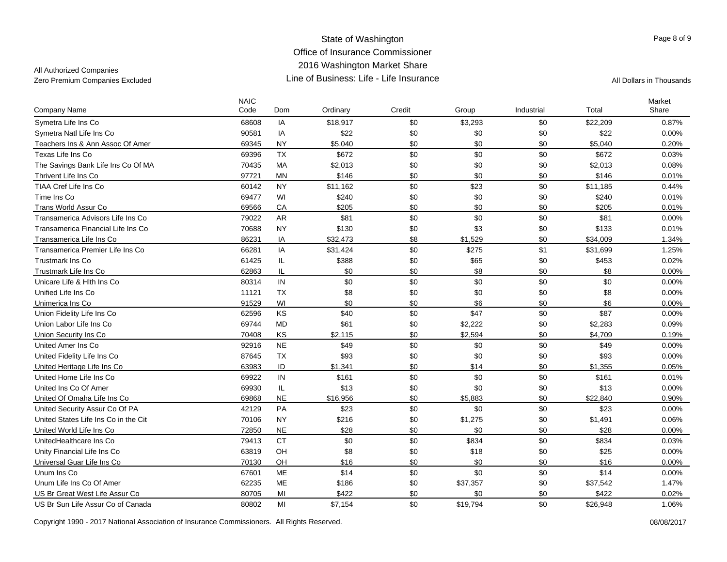State of Washington
Office of Insurance Commissioner
2016 Washington Market Share
Line of Business: Life - Life Insurance

All Authorized Companies
Zero Premium Companies Excluded

All Dollars in Thousands

| Company Name | NAIC Code | Dom | Ordinary | Credit | Group | Industrial | Total | Market Share |
|---|---|---|---|---|---|---|---|---|
| Symetra Life Ins Co | 68608 | IA | $18,917 | $0 | $3,293 | $0 | $22,209 | 0.87% |
| Symetra Natl Life Ins Co | 90581 | IA | $22 | $0 | $0 | $0 | $22 | 0.00% |
| Teachers Ins & Ann Assoc Of Amer | 69345 | NY | $5,040 | $0 | $0 | $0 | $5,040 | 0.20% |
| Texas Life Ins Co | 69396 | TX | $672 | $0 | $0 | $0 | $672 | 0.03% |
| The Savings Bank Life Ins Co Of MA | 70435 | MA | $2,013 | $0 | $0 | $0 | $2,013 | 0.08% |
| Thrivent Life Ins Co | 97721 | MN | $146 | $0 | $0 | $0 | $146 | 0.01% |
| TIAA Cref Life Ins Co | 60142 | NY | $11,162 | $0 | $23 | $0 | $11,185 | 0.44% |
| Time Ins Co | 69477 | WI | $240 | $0 | $0 | $0 | $240 | 0.01% |
| Trans World Assur Co | 69566 | CA | $205 | $0 | $0 | $0 | $205 | 0.01% |
| Transamerica Advisors Life Ins Co | 79022 | AR | $81 | $0 | $0 | $0 | $81 | 0.00% |
| Transamerica Financial Life Ins Co | 70688 | NY | $130 | $0 | $3 | $0 | $133 | 0.01% |
| Transamerica Life Ins Co | 86231 | IA | $32,473 | $8 | $1,529 | $0 | $34,009 | 1.34% |
| Transamerica Premier Life Ins Co | 66281 | IA | $31,424 | $0 | $275 | $1 | $31,699 | 1.25% |
| Trustmark Ins Co | 61425 | IL | $388 | $0 | $65 | $0 | $453 | 0.02% |
| Trustmark Life Ins Co | 62863 | IL | $0 | $0 | $8 | $0 | $8 | 0.00% |
| Unicare Life & Hlth Ins Co | 80314 | IN | $0 | $0 | $0 | $0 | $0 | 0.00% |
| Unified Life Ins Co | 11121 | TX | $8 | $0 | $0 | $0 | $8 | 0.00% |
| Unimerica Ins Co | 91529 | WI | $0 | $0 | $6 | $0 | $6 | 0.00% |
| Union Fidelity Life Ins Co | 62596 | KS | $40 | $0 | $47 | $0 | $87 | 0.00% |
| Union Labor Life Ins Co | 69744 | MD | $61 | $0 | $2,222 | $0 | $2,283 | 0.09% |
| Union Security Ins Co | 70408 | KS | $2,115 | $0 | $2,594 | $0 | $4,709 | 0.19% |
| United Amer Ins Co | 92916 | NE | $49 | $0 | $0 | $0 | $49 | 0.00% |
| United Fidelity Life Ins Co | 87645 | TX | $93 | $0 | $0 | $0 | $93 | 0.00% |
| United Heritage Life Ins Co | 63983 | ID | $1,341 | $0 | $14 | $0 | $1,355 | 0.05% |
| United Home Life Ins Co | 69922 | IN | $161 | $0 | $0 | $0 | $161 | 0.01% |
| United Ins Co Of Amer | 69930 | IL | $13 | $0 | $0 | $0 | $13 | 0.00% |
| United Of Omaha Life Ins Co | 69868 | NE | $16,956 | $0 | $5,883 | $0 | $22,840 | 0.90% |
| United Security Assur Co Of PA | 42129 | PA | $23 | $0 | $0 | $0 | $23 | 0.00% |
| United States Life Ins Co in the Cit | 70106 | NY | $216 | $0 | $1,275 | $0 | $1,491 | 0.06% |
| United World Life Ins Co | 72850 | NE | $28 | $0 | $0 | $0 | $28 | 0.00% |
| UnitedHealthcare Ins Co | 79413 | CT | $0 | $0 | $834 | $0 | $834 | 0.03% |
| Unity Financial Life Ins Co | 63819 | OH | $8 | $0 | $18 | $0 | $25 | 0.00% |
| Universal Guar Life Ins Co | 70130 | OH | $16 | $0 | $0 | $0 | $16 | 0.00% |
| Unum Ins Co | 67601 | ME | $14 | $0 | $0 | $0 | $14 | 0.00% |
| Unum Life Ins Co Of Amer | 62235 | ME | $186 | $0 | $37,357 | $0 | $37,542 | 1.47% |
| US Br Great West Life Assur Co | 80705 | MI | $422 | $0 | $0 | $0 | $422 | 0.02% |
| US Br Sun Life Assur Co of Canada | 80802 | MI | $7,154 | $0 | $19,794 | $0 | $26,948 | 1.06% |

Copyright 1990 - 2017 National Association of Insurance Commissioners. All Rights Reserved. 08/08/2017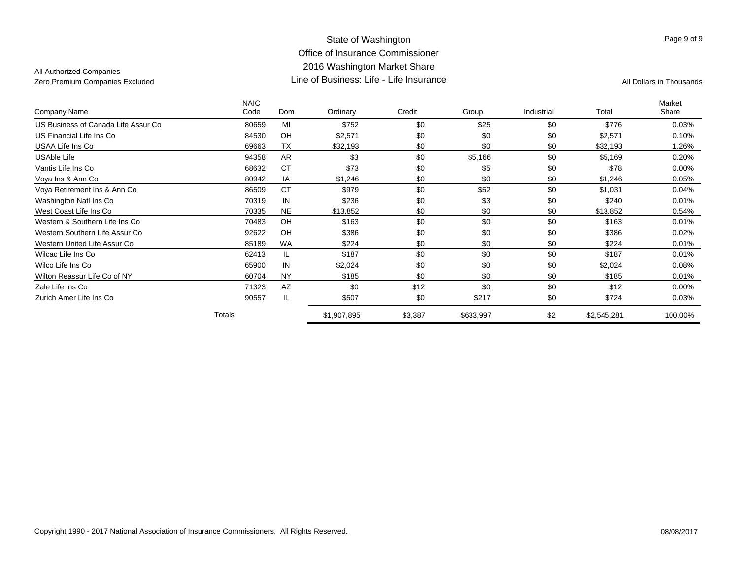State of Washington
Office of Insurance Commissioner
2016 Washington Market Share
Line of Business: Life - Life Insurance

All Authorized Companies
Zero Premium Companies Excluded

All Dollars in Thousands

| Company Name | NAIC Code | Dom | Ordinary | Credit | Group | Industrial | Total | Market Share |
|---|---|---|---|---|---|---|---|---|
| US Business of Canada Life Assur Co | 80659 | MI | $752 | $0 | $25 | $0 | $776 | 0.03% |
| US Financial Life Ins Co | 84530 | OH | $2,571 | $0 | $0 | $0 | $2,571 | 0.10% |
| USAA Life Ins Co | 69663 | TX | $32,193 | $0 | $0 | $0 | $32,193 | 1.26% |
| USAble Life | 94358 | AR | $3 | $0 | $5,166 | $0 | $5,169 | 0.20% |
| Vantis Life Ins Co | 68632 | CT | $73 | $0 | $5 | $0 | $78 | 0.00% |
| Voya Ins & Ann Co | 80942 | IA | $1,246 | $0 | $0 | $0 | $1,246 | 0.05% |
| Voya Retirement Ins & Ann Co | 86509 | CT | $979 | $0 | $52 | $0 | $1,031 | 0.04% |
| Washington Natl Ins Co | 70319 | IN | $236 | $0 | $3 | $0 | $240 | 0.01% |
| West Coast Life Ins Co | 70335 | NE | $13,852 | $0 | $0 | $0 | $13,852 | 0.54% |
| Western & Southern Life Ins Co | 70483 | OH | $163 | $0 | $0 | $0 | $163 | 0.01% |
| Western Southern Life Assur Co | 92622 | OH | $386 | $0 | $0 | $0 | $386 | 0.02% |
| Western United Life Assur Co | 85189 | WA | $224 | $0 | $0 | $0 | $224 | 0.01% |
| Wilcac Life Ins Co | 62413 | IL | $187 | $0 | $0 | $0 | $187 | 0.01% |
| Wilco Life Ins Co | 65900 | IN | $2,024 | $0 | $0 | $0 | $2,024 | 0.08% |
| Wilton Reassur Life Co of NY | 60704 | NY | $185 | $0 | $0 | $0 | $185 | 0.01% |
| Zale Life Ins Co | 71323 | AZ | $0 | $12 | $0 | $0 | $12 | 0.00% |
| Zurich Amer Life Ins Co | 90557 | IL | $507 | $0 | $217 | $0 | $724 | 0.03% |
| Totals | | | $1,907,895 | $3,387 | $633,997 | $2 | $2,545,281 | 100.00% |

Copyright 1990 - 2017 National Association of Insurance Commissioners. All Rights Reserved.

08/08/2017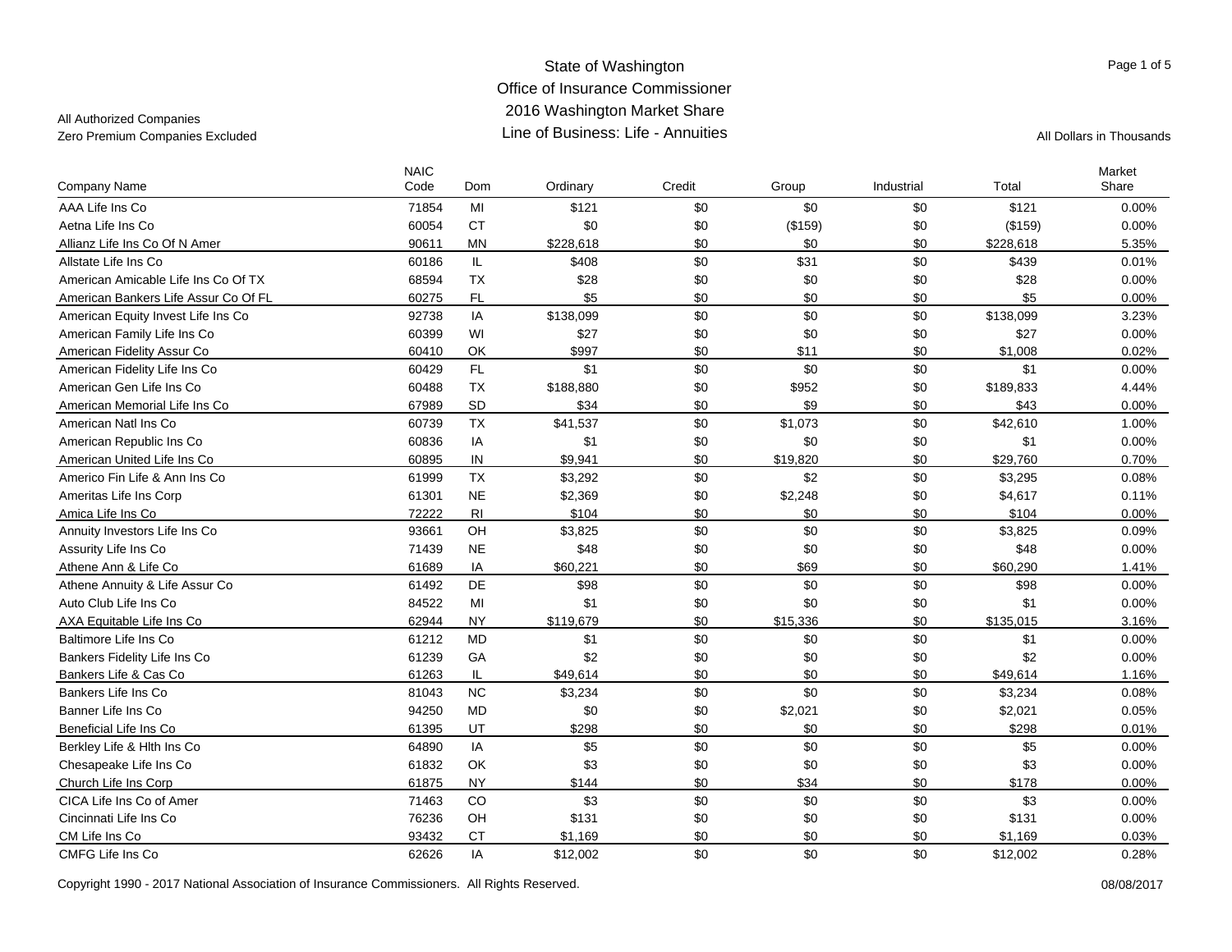State of Washington
Office of Insurance Commissioner
2016 Washington Market Share
Line of Business: Life - Annuities

All Authorized Companies
Zero Premium Companies Excluded

All Dollars in Thousands

| Company Name | NAIC Code | Dom | Ordinary | Credit | Group | Industrial | Total | Market Share |
|---|---|---|---|---|---|---|---|---|
| AAA Life Ins Co | 71854 | MI | $121 | $0 | $0 | $0 | $121 | 0.00% |
| Aetna Life Ins Co | 60054 | CT | $0 | $0 | ($159) | $0 | ($159) | 0.00% |
| Allianz Life Ins Co Of N Amer | 90611 | MN | $228,618 | $0 | $0 | $0 | $228,618 | 5.35% |
| Allstate Life Ins Co | 60186 | IL | $408 | $0 | $31 | $0 | $439 | 0.01% |
| American Amicable Life Ins Co Of TX | 68594 | TX | $28 | $0 | $0 | $0 | $28 | 0.00% |
| American Bankers Life Assur Co Of FL | 60275 | FL | $5 | $0 | $0 | $0 | $5 | 0.00% |
| American Equity Invest Life Ins Co | 92738 | IA | $138,099 | $0 | $0 | $0 | $138,099 | 3.23% |
| American Family Life Ins Co | 60399 | WI | $27 | $0 | $0 | $0 | $27 | 0.00% |
| American Fidelity Assur Co | 60410 | OK | $997 | $0 | $11 | $0 | $1,008 | 0.02% |
| American Fidelity Life Ins Co | 60429 | FL | $1 | $0 | $0 | $0 | $1 | 0.00% |
| American Gen Life Ins Co | 60488 | TX | $188,880 | $0 | $952 | $0 | $189,833 | 4.44% |
| American Memorial Life Ins Co | 67989 | SD | $34 | $0 | $9 | $0 | $43 | 0.00% |
| American Natl Ins Co | 60739 | TX | $41,537 | $0 | $1,073 | $0 | $42,610 | 1.00% |
| American Republic Ins Co | 60836 | IA | $1 | $0 | $0 | $0 | $1 | 0.00% |
| American United Life Ins Co | 60895 | IN | $9,941 | $0 | $19,820 | $0 | $29,760 | 0.70% |
| Americo Fin Life & Ann Ins Co | 61999 | TX | $3,292 | $0 | $2 | $0 | $3,295 | 0.08% |
| Ameritas Life Ins Corp | 61301 | NE | $2,369 | $0 | $2,248 | $0 | $4,617 | 0.11% |
| Amica Life Ins Co | 72222 | RI | $104 | $0 | $0 | $0 | $104 | 0.00% |
| Annuity Investors Life Ins Co | 93661 | OH | $3,825 | $0 | $0 | $0 | $3,825 | 0.09% |
| Assurity Life Ins Co | 71439 | NE | $48 | $0 | $0 | $0 | $48 | 0.00% |
| Athene Ann & Life Co | 61689 | IA | $60,221 | $0 | $69 | $0 | $60,290 | 1.41% |
| Athene Annuity & Life Assur Co | 61492 | DE | $98 | $0 | $0 | $0 | $98 | 0.00% |
| Auto Club Life Ins Co | 84522 | MI | $1 | $0 | $0 | $0 | $1 | 0.00% |
| AXA Equitable Life Ins Co | 62944 | NY | $119,679 | $0 | $15,336 | $0 | $135,015 | 3.16% |
| Baltimore Life Ins Co | 61212 | MD | $1 | $0 | $0 | $0 | $1 | 0.00% |
| Bankers Fidelity Life Ins Co | 61239 | GA | $2 | $0 | $0 | $0 | $2 | 0.00% |
| Bankers Life & Cas Co | 61263 | IL | $49,614 | $0 | $0 | $0 | $49,614 | 1.16% |
| Bankers Life Ins Co | 81043 | NC | $3,234 | $0 | $0 | $0 | $3,234 | 0.08% |
| Banner Life Ins Co | 94250 | MD | $0 | $0 | $2,021 | $0 | $2,021 | 0.05% |
| Beneficial Life Ins Co | 61395 | UT | $298 | $0 | $0 | $0 | $298 | 0.01% |
| Berkley Life & Hlth Ins Co | 64890 | IA | $5 | $0 | $0 | $0 | $5 | 0.00% |
| Chesapeake Life Ins Co | 61832 | OK | $3 | $0 | $0 | $0 | $3 | 0.00% |
| Church Life Ins Corp | 61875 | NY | $144 | $0 | $34 | $0 | $178 | 0.00% |
| CICA Life Ins Co of Amer | 71463 | CO | $3 | $0 | $0 | $0 | $3 | 0.00% |
| Cincinnati Life Ins Co | 76236 | OH | $131 | $0 | $0 | $0 | $131 | 0.00% |
| CM Life Ins Co | 93432 | CT | $1,169 | $0 | $0 | $0 | $1,169 | 0.03% |
| CMFG Life Ins Co | 62626 | IA | $12,002 | $0 | $0 | $0 | $12,002 | 0.28% |

Copyright 1990 - 2017 National Association of Insurance Commissioners. All Rights Reserved. 08/08/2017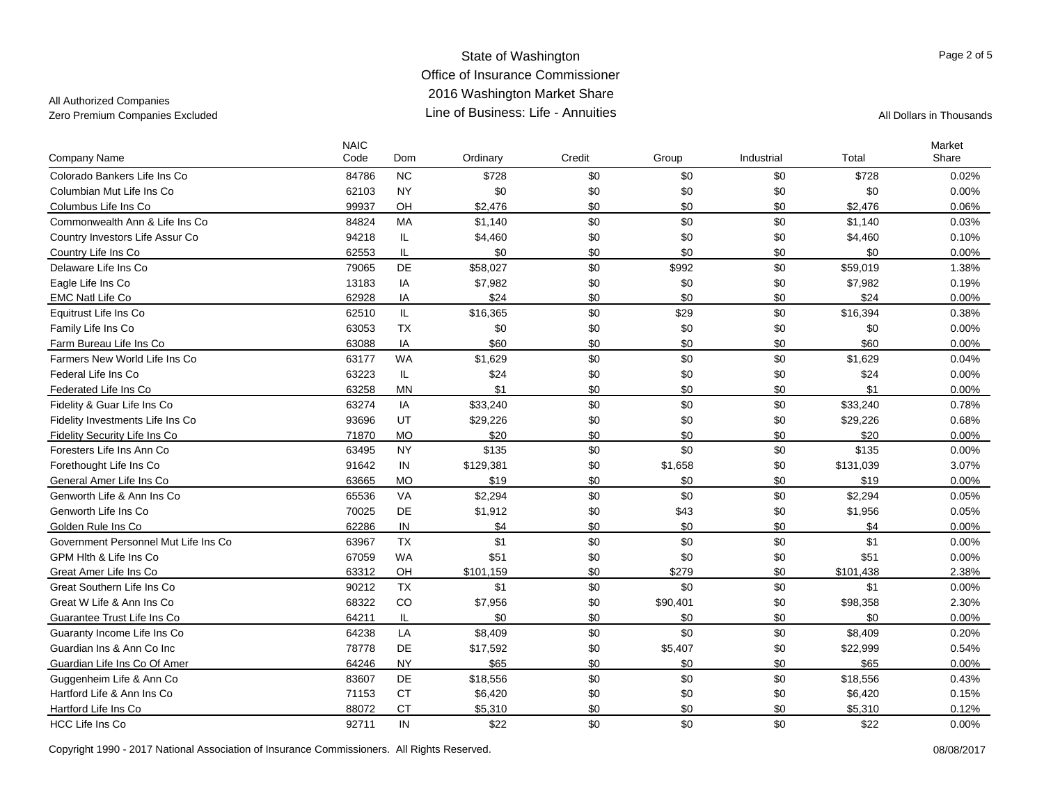All Authorized Companies
Zero Premium Companies Excluded

# State of Washington
## Office of Insurance Commissioner
## 2016 Washington Market Share
## Line of Business: Life - Annuities

All Dollars in Thousands

| Company Name | NAIC Code | Dom | Ordinary | Credit | Group | Industrial | Total | Market Share |
|---|---|---|---|---|---|---|---|---|
| Colorado Bankers Life Ins Co | 84786 | NC | $728 | $0 | $0 | $0 | $728 | 0.02% |
| Columbian Mut Life Ins Co | 62103 | NY | $0 | $0 | $0 | $0 | $0 | 0.00% |
| Columbus Life Ins Co | 99937 | OH | $2,476 | $0 | $0 | $0 | $2,476 | 0.06% |
| Commonwealth Ann & Life Ins Co | 84824 | MA | $1,140 | $0 | $0 | $0 | $1,140 | 0.03% |
| Country Investors Life Assur Co | 94218 | IL | $4,460 | $0 | $0 | $0 | $4,460 | 0.10% |
| Country Life Ins Co | 62553 | IL | $0 | $0 | $0 | $0 | $0 | 0.00% |
| Delaware Life Ins Co | 79065 | DE | $58,027 | $0 | $992 | $0 | $59,019 | 1.38% |
| Eagle Life Ins Co | 13183 | IA | $7,982 | $0 | $0 | $0 | $7,982 | 0.19% |
| EMC Natl Life Co | 62928 | IA | $24 | $0 | $0 | $0 | $24 | 0.00% |
| Equitrust Life Ins Co | 62510 | IL | $16,365 | $0 | $29 | $0 | $16,394 | 0.38% |
| Family Life Ins Co | 63053 | TX | $0 | $0 | $0 | $0 | $0 | 0.00% |
| Farm Bureau Life Ins Co | 63088 | IA | $60 | $0 | $0 | $0 | $60 | 0.00% |
| Farmers New World Life Ins Co | 63177 | WA | $1,629 | $0 | $0 | $0 | $1,629 | 0.04% |
| Federal Life Ins Co | 63223 | IL | $24 | $0 | $0 | $0 | $24 | 0.00% |
| Federated Life Ins Co | 63258 | MN | $1 | $0 | $0 | $0 | $1 | 0.00% |
| Fidelity & Guar Life Ins Co | 63274 | IA | $33,240 | $0 | $0 | $0 | $33,240 | 0.78% |
| Fidelity Investments Life Ins Co | 93696 | UT | $29,226 | $0 | $0 | $0 | $29,226 | 0.68% |
| Fidelity Security Life Ins Co | 71870 | MO | $20 | $0 | $0 | $0 | $20 | 0.00% |
| Foresters Life Ins Ann Co | 63495 | NY | $135 | $0 | $0 | $0 | $135 | 0.00% |
| Forethought Life Ins Co | 91642 | IN | $129,381 | $0 | $1,658 | $0 | $131,039 | 3.07% |
| General Amer Life Ins Co | 63665 | MO | $19 | $0 | $0 | $0 | $19 | 0.00% |
| Genworth Life & Ann Ins Co | 65536 | VA | $2,294 | $0 | $0 | $0 | $2,294 | 0.05% |
| Genworth Life Ins Co | 70025 | DE | $1,912 | $0 | $43 | $0 | $1,956 | 0.05% |
| Golden Rule Ins Co | 62286 | IN | $4 | $0 | $0 | $0 | $4 | 0.00% |
| Government Personnel Mut Life Ins Co | 63967 | TX | $1 | $0 | $0 | $0 | $1 | 0.00% |
| GPM Hlth & Life Ins Co | 67059 | WA | $51 | $0 | $0 | $0 | $51 | 0.00% |
| Great Amer Life Ins Co | 63312 | OH | $101,159 | $0 | $279 | $0 | $101,438 | 2.38% |
| Great Southern Life Ins Co | 90212 | TX | $1 | $0 | $0 | $0 | $1 | 0.00% |
| Great W Life & Ann Ins Co | 68322 | CO | $7,956 | $0 | $90,401 | $0 | $98,358 | 2.30% |
| Guarantee Trust Life Ins Co | 64211 | IL | $0 | $0 | $0 | $0 | $0 | 0.00% |
| Guaranty Income Life Ins Co | 64238 | LA | $8,409 | $0 | $0 | $0 | $8,409 | 0.20% |
| Guardian Ins & Ann Co Inc | 78778 | DE | $17,592 | $0 | $5,407 | $0 | $22,999 | 0.54% |
| Guardian Life Ins Co Of Amer | 64246 | NY | $65 | $0 | $0 | $0 | $65 | 0.00% |
| Guggenheim Life & Ann Co | 83607 | DE | $18,556 | $0 | $0 | $0 | $18,556 | 0.43% |
| Hartford Life & Ann Ins Co | 71153 | CT | $6,420 | $0 | $0 | $0 | $6,420 | 0.15% |
| Hartford Life Ins Co | 88072 | CT | $5,310 | $0 | $0 | $0 | $5,310 | 0.12% |
| HCC Life Ins Co | 92711 | IN | $22 | $0 | $0 | $0 | $22 | 0.00% |

Copyright 1990 - 2017 National Association of Insurance Commissioners. All Rights Reserved.

08/08/2017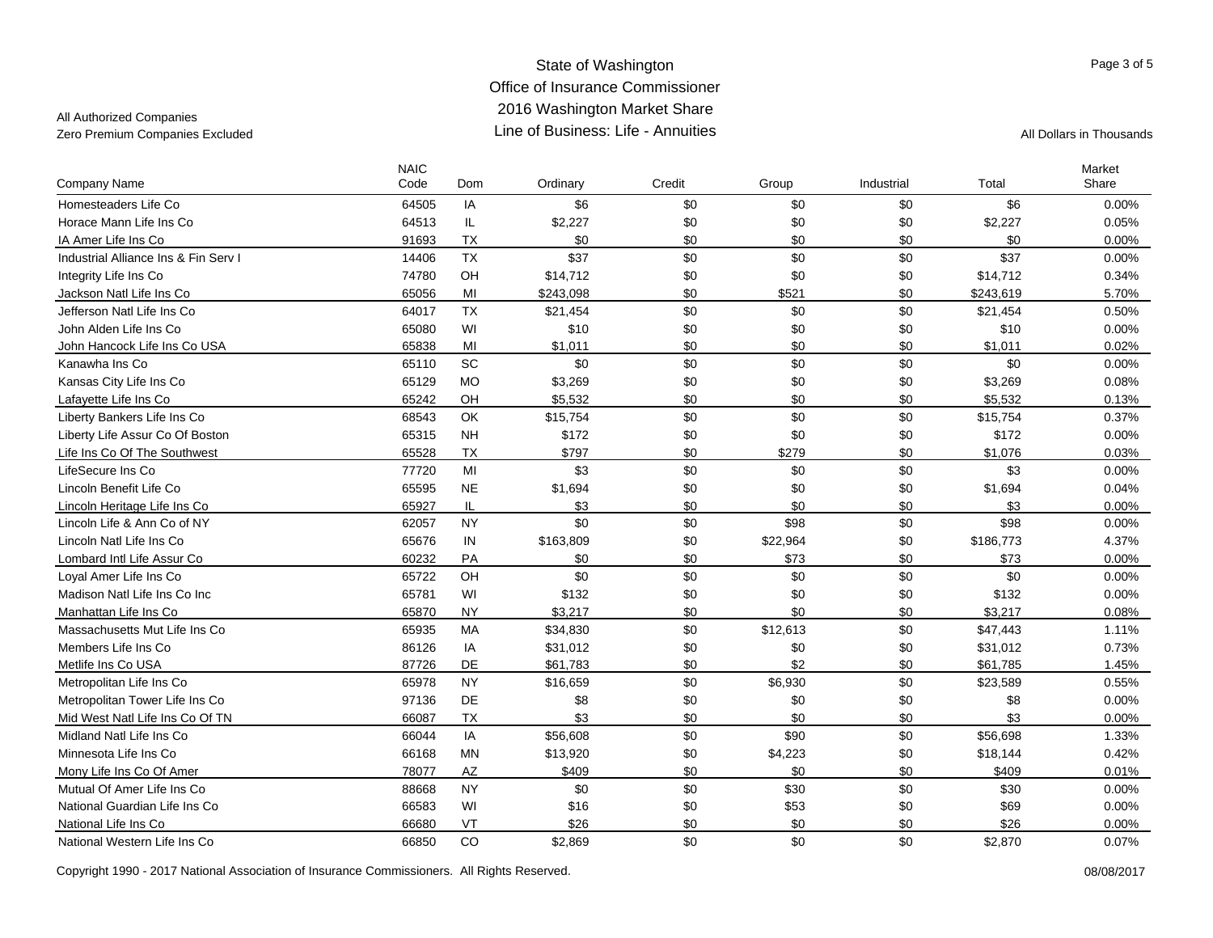# State of Washington
## Office of Insurance Commissioner
## 2016 Washington Market Share
## Line of Business: Life - Annuities

All Authorized Companies
Zero Premium Companies Excluded

All Dollars in Thousands

| Company Name | NAIC Code | Dom | Ordinary | Credit | Group | Industrial | Total | Market Share |
|---|---|---|---|---|---|---|---|---|
| Homesteaders Life Co | 64505 | IA | $6 | $0 | $0 | $0 | $6 | 0.00% |
| Horace Mann Life Ins Co | 64513 | IL | $2,227 | $0 | $0 | $0 | $2,227 | 0.05% |
| IA Amer Life Ins Co | 91693 | TX | $0 | $0 | $0 | $0 | $0 | 0.00% |
| Industrial Alliance Ins & Fin Serv I | 14406 | TX | $37 | $0 | $0 | $0 | $37 | 0.00% |
| Integrity Life Ins Co | 74780 | OH | $14,712 | $0 | $0 | $0 | $14,712 | 0.34% |
| Jackson Natl Life Ins Co | 65056 | MI | $243,098 | $0 | $521 | $0 | $243,619 | 5.70% |
| Jefferson Natl Life Ins Co | 64017 | TX | $21,454 | $0 | $0 | $0 | $21,454 | 0.50% |
| John Alden Life Ins Co | 65080 | WI | $10 | $0 | $0 | $0 | $10 | 0.00% |
| John Hancock Life Ins Co USA | 65838 | MI | $1,011 | $0 | $0 | $0 | $1,011 | 0.02% |
| Kanawha Ins Co | 65110 | SC | $0 | $0 | $0 | $0 | $0 | 0.00% |
| Kansas City Life Ins Co | 65129 | MO | $3,269 | $0 | $0 | $0 | $3,269 | 0.08% |
| Lafayette Life Ins Co | 65242 | OH | $5,532 | $0 | $0 | $0 | $5,532 | 0.13% |
| Liberty Bankers Life Ins Co | 68543 | OK | $15,754 | $0 | $0 | $0 | $15,754 | 0.37% |
| Liberty Life Assur Co Of Boston | 65315 | NH | $172 | $0 | $0 | $0 | $172 | 0.00% |
| Life Ins Co Of The Southwest | 65528 | TX | $797 | $0 | $279 | $0 | $1,076 | 0.03% |
| LifeSecure Ins Co | 77720 | MI | $3 | $0 | $0 | $0 | $3 | 0.00% |
| Lincoln Benefit Life Co | 65595 | NE | $1,694 | $0 | $0 | $0 | $1,694 | 0.04% |
| Lincoln Heritage Life Ins Co | 65927 | IL | $3 | $0 | $0 | $0 | $3 | 0.00% |
| Lincoln Life & Ann Co of NY | 62057 | NY | $0 | $0 | $98 | $0 | $98 | 0.00% |
| Lincoln Natl Life Ins Co | 65676 | IN | $163,809 | $0 | $22,964 | $0 | $186,773 | 4.37% |
| Lombard Intl Life Assur Co | 60232 | PA | $0 | $0 | $73 | $0 | $73 | 0.00% |
| Loyal Amer Life Ins Co | 65722 | OH | $0 | $0 | $0 | $0 | $0 | 0.00% |
| Madison Natl Life Ins Co Inc | 65781 | WI | $132 | $0 | $0 | $0 | $132 | 0.00% |
| Manhattan Life Ins Co | 65870 | NY | $3,217 | $0 | $0 | $0 | $3,217 | 0.08% |
| Massachusetts Mut Life Ins Co | 65935 | MA | $34,830 | $0 | $12,613 | $0 | $47,443 | 1.11% |
| Members Life Ins Co | 86126 | IA | $31,012 | $0 | $0 | $0 | $31,012 | 0.73% |
| Metlife Ins Co USA | 87726 | DE | $61,783 | $0 | $2 | $0 | $61,785 | 1.45% |
| Metropolitan Life Ins Co | 65978 | NY | $16,659 | $0 | $6,930 | $0 | $23,589 | 0.55% |
| Metropolitan Tower Life Ins Co | 97136 | DE | $8 | $0 | $0 | $0 | $8 | 0.00% |
| Mid West Natl Life Ins Co Of TN | 66087 | TX | $3 | $0 | $0 | $0 | $3 | 0.00% |
| Midland Natl Life Ins Co | 66044 | IA | $56,608 | $0 | $90 | $0 | $56,698 | 1.33% |
| Minnesota Life Ins Co | 66168 | MN | $13,920 | $0 | $4,223 | $0 | $18,144 | 0.42% |
| Mony Life Ins Co Of Amer | 78077 | AZ | $409 | $0 | $0 | $0 | $409 | 0.01% |
| Mutual Of Amer Life Ins Co | 88668 | NY | $0 | $0 | $30 | $0 | $30 | 0.00% |
| National Guardian Life Ins Co | 66583 | WI | $16 | $0 | $53 | $0 | $69 | 0.00% |
| National Life Ins Co | 66680 | VT | $26 | $0 | $0 | $0 | $26 | 0.00% |
| National Western Life Ins Co | 66850 | CO | $2,869 | $0 | $0 | $0 | $2,870 | 0.07% |

Copyright 1990 - 2017 National Association of Insurance Commissioners. All Rights Reserved.

08/08/2017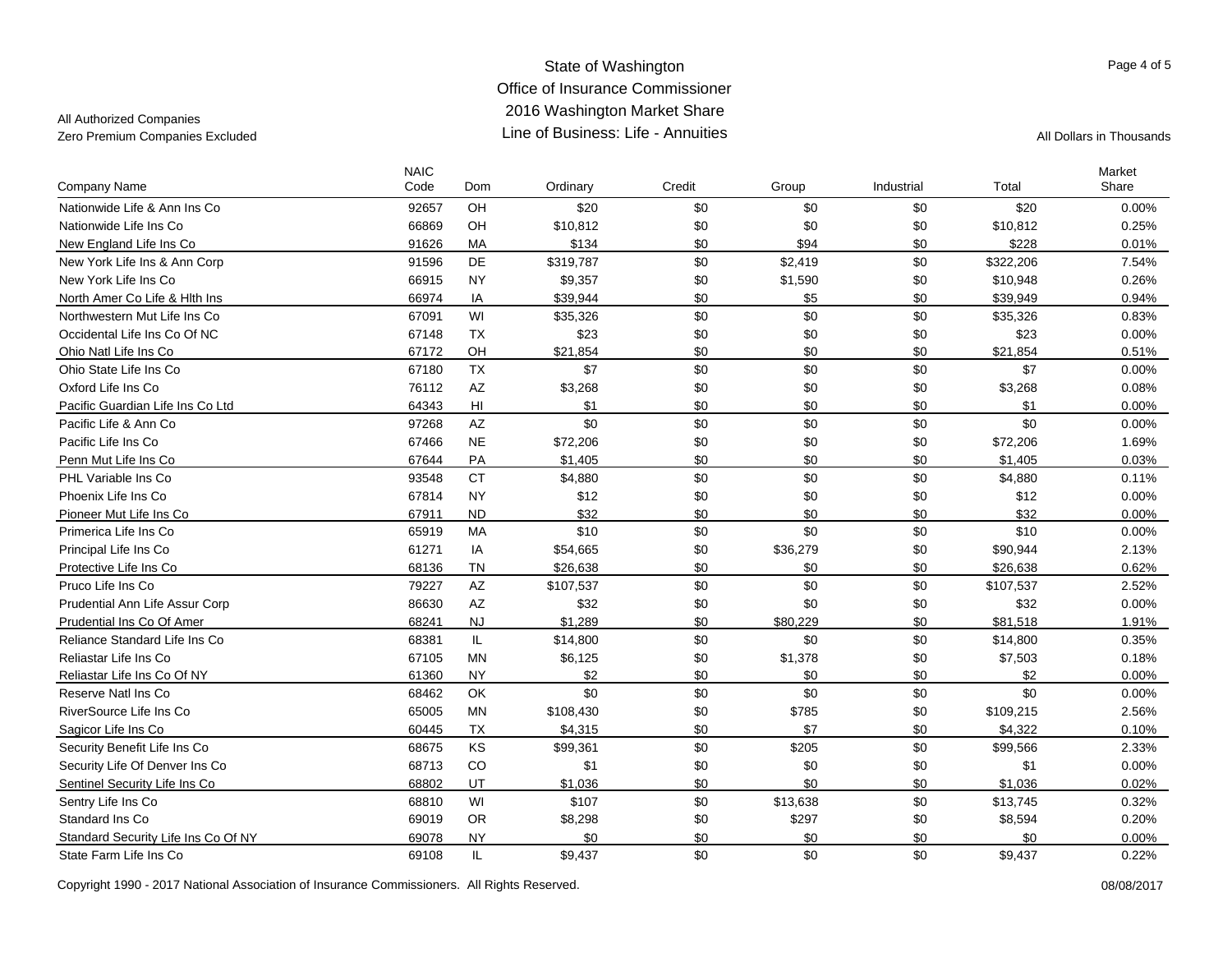# State of Washington
## Office of Insurance Commissioner
## 2016 Washington Market Share
## Line of Business: Life - Annuities

All Authorized Companies
Zero Premium Companies Excluded

All Dollars in Thousands

| Company Name | NAIC Code | Dom | Ordinary | Credit | Group | Industrial | Total | Market Share |
|---|---|---|---|---|---|---|---|---|
| Nationwide Life & Ann Ins Co | 92657 | OH | $20 | $0 | $0 | $0 | $20 | 0.00% |
| Nationwide Life Ins Co | 66869 | OH | $10,812 | $0 | $0 | $0 | $10,812 | 0.25% |
| New England Life Ins Co | 91626 | MA | $134 | $0 | $94 | $0 | $228 | 0.01% |
| New York Life Ins & Ann Corp | 91596 | DE | $319,787 | $0 | $2,419 | $0 | $322,206 | 7.54% |
| New York Life Ins Co | 66915 | NY | $9,357 | $0 | $1,590 | $0 | $10,948 | 0.26% |
| North Amer Co Life & Hlth Ins | 66974 | IA | $39,944 | $0 | $5 | $0 | $39,949 | 0.94% |
| Northwestern Mut Life Ins Co | 67091 | WI | $35,326 | $0 | $0 | $0 | $35,326 | 0.83% |
| Occidental Life Ins Co Of NC | 67148 | TX | $23 | $0 | $0 | $0 | $23 | 0.00% |
| Ohio Natl Life Ins Co | 67172 | OH | $21,854 | $0 | $0 | $0 | $21,854 | 0.51% |
| Ohio State Life Ins Co | 67180 | TX | $7 | $0 | $0 | $0 | $7 | 0.00% |
| Oxford Life Ins Co | 76112 | AZ | $3,268 | $0 | $0 | $0 | $3,268 | 0.08% |
| Pacific Guardian Life Ins Co Ltd | 64343 | HI | $1 | $0 | $0 | $0 | $1 | 0.00% |
| Pacific Life & Ann Co | 97268 | AZ | $0 | $0 | $0 | $0 | $0 | 0.00% |
| Pacific Life Ins Co | 67466 | NE | $72,206 | $0 | $0 | $0 | $72,206 | 1.69% |
| Penn Mut Life Ins Co | 67644 | PA | $1,405 | $0 | $0 | $0 | $1,405 | 0.03% |
| PHL Variable Ins Co | 93548 | CT | $4,880 | $0 | $0 | $0 | $4,880 | 0.11% |
| Phoenix Life Ins Co | 67814 | NY | $12 | $0 | $0 | $0 | $12 | 0.00% |
| Pioneer Mut Life Ins Co | 67911 | ND | $32 | $0 | $0 | $0 | $32 | 0.00% |
| Primerica Life Ins Co | 65919 | MA | $10 | $0 | $0 | $0 | $10 | 0.00% |
| Principal Life Ins Co | 61271 | IA | $54,665 | $0 | $36,279 | $0 | $90,944 | 2.13% |
| Protective Life Ins Co | 68136 | TN | $26,638 | $0 | $0 | $0 | $26,638 | 0.62% |
| Pruco Life Ins Co | 79227 | AZ | $107,537 | $0 | $0 | $0 | $107,537 | 2.52% |
| Prudential Ann Life Assur Corp | 86630 | AZ | $32 | $0 | $0 | $0 | $32 | 0.00% |
| Prudential Ins Co Of Amer | 68241 | NJ | $1,289 | $0 | $80,229 | $0 | $81,518 | 1.91% |
| Reliance Standard Life Ins Co | 68381 | IL | $14,800 | $0 | $0 | $0 | $14,800 | 0.35% |
| Reliastar Life Ins Co | 67105 | MN | $6,125 | $0 | $1,378 | $0 | $7,503 | 0.18% |
| Reliastar Life Ins Co Of NY | 61360 | NY | $2 | $0 | $0 | $0 | $2 | 0.00% |
| Reserve Natl Ins Co | 68462 | OK | $0 | $0 | $0 | $0 | $0 | 0.00% |
| RiverSource Life Ins Co | 65005 | MN | $108,430 | $0 | $785 | $0 | $109,215 | 2.56% |
| Sagicor Life Ins Co | 60445 | TX | $4,315 | $0 | $7 | $0 | $4,322 | 0.10% |
| Security Benefit Life Ins Co | 68675 | KS | $99,361 | $0 | $205 | $0 | $99,566 | 2.33% |
| Security Life Of Denver Ins Co | 68713 | CO | $1 | $0 | $0 | $0 | $1 | 0.00% |
| Sentinel Security Life Ins Co | 68802 | UT | $1,036 | $0 | $0 | $0 | $1,036 | 0.02% |
| Sentry Life Ins Co | 68810 | WI | $107 | $0 | $13,638 | $0 | $13,745 | 0.32% |
| Standard Ins Co | 69019 | OR | $8,298 | $0 | $297 | $0 | $8,594 | 0.20% |
| Standard Security Life Ins Co Of NY | 69078 | NY | $0 | $0 | $0 | $0 | $0 | 0.00% |
| State Farm Life Ins Co | 69108 | IL | $9,437 | $0 | $0 | $0 | $9,437 | 0.22% |

Copyright 1990 - 2017 National Association of Insurance Commissioners. All Rights Reserved. 08/08/2017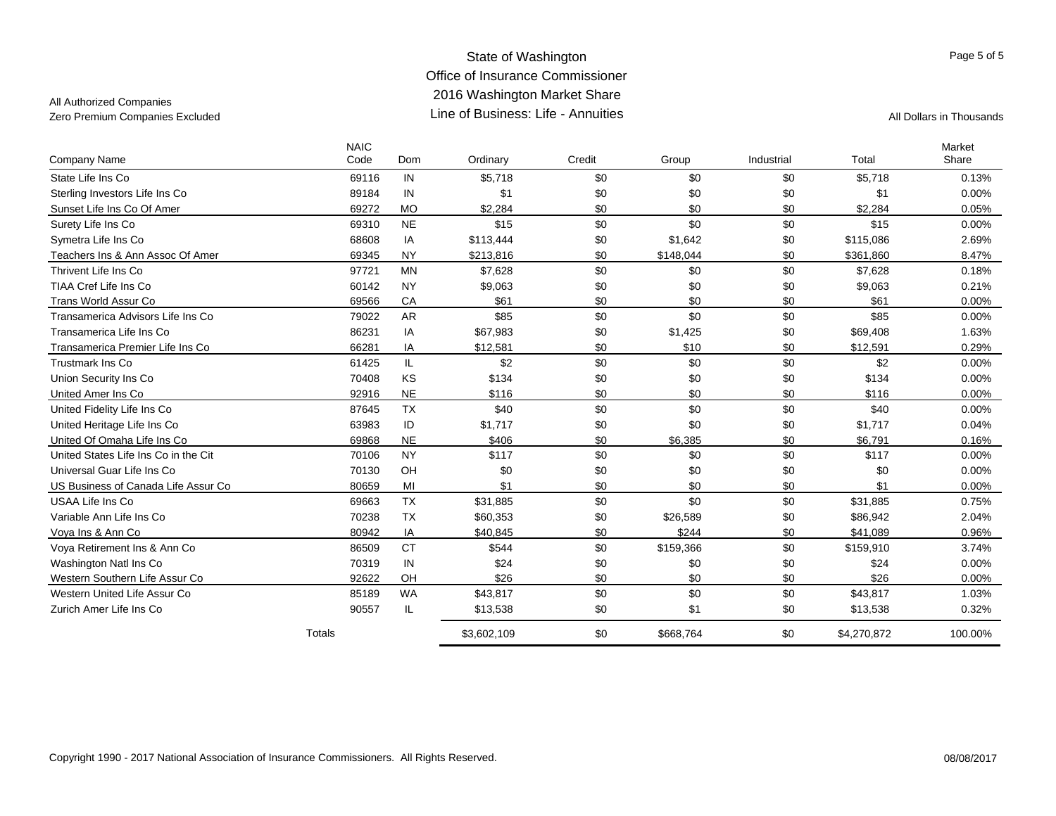# State of Washington
## Office of Insurance Commissioner
## 2016 Washington Market Share
## Line of Business: Life - Annuities

All Authorized Companies
Zero Premium Companies Excluded

All Dollars in Thousands

| Company Name | NAIC Code | Dom | Ordinary | Credit | Group | Industrial | Total | Market Share |
|---|---|---|---|---|---|---|---|---|
| State Life Ins Co | 69116 | IN | $5,718 | $0 | $0 | $0 | $5,718 | 0.13% |
| Sterling Investors Life Ins Co | 89184 | IN | $1 | $0 | $0 | $0 | $1 | 0.00% |
| Sunset Life Ins Co Of Amer | 69272 | MO | $2,284 | $0 | $0 | $0 | $2,284 | 0.05% |
| Surety Life Ins Co | 69310 | NE | $15 | $0 | $0 | $0 | $15 | 0.00% |
| Symetra Life Ins Co | 68608 | IA | $113,444 | $0 | $1,642 | $0 | $115,086 | 2.69% |
| Teachers Ins & Ann Assoc Of Amer | 69345 | NY | $213,816 | $0 | $148,044 | $0 | $361,860 | 8.47% |
| Thrivent Life Ins Co | 97721 | MN | $7,628 | $0 | $0 | $0 | $7,628 | 0.18% |
| TIAA Cref Life Ins Co | 60142 | NY | $9,063 | $0 | $0 | $0 | $9,063 | 0.21% |
| Trans World Assur Co | 69566 | CA | $61 | $0 | $0 | $0 | $61 | 0.00% |
| Transamerica Advisors Life Ins Co | 79022 | AR | $85 | $0 | $0 | $0 | $85 | 0.00% |
| Transamerica Life Ins Co | 86231 | IA | $67,983 | $0 | $1,425 | $0 | $69,408 | 1.63% |
| Transamerica Premier Life Ins Co | 66281 | IA | $12,581 | $0 | $10 | $0 | $12,591 | 0.29% |
| Trustmark Ins Co | 61425 | IL | $2 | $0 | $0 | $0 | $2 | 0.00% |
| Union Security Ins Co | 70408 | KS | $134 | $0 | $0 | $0 | $134 | 0.00% |
| United Amer Ins Co | 92916 | NE | $116 | $0 | $0 | $0 | $116 | 0.00% |
| United Fidelity Life Ins Co | 87645 | TX | $40 | $0 | $0 | $0 | $40 | 0.00% |
| United Heritage Life Ins Co | 63983 | ID | $1,717 | $0 | $0 | $0 | $1,717 | 0.04% |
| United Of Omaha Life Ins Co | 69868 | NE | $406 | $0 | $6,385 | $0 | $6,791 | 0.16% |
| United States Life Ins Co in the Cit | 70106 | NY | $117 | $0 | $0 | $0 | $117 | 0.00% |
| Universal Guar Life Ins Co | 70130 | OH | $0 | $0 | $0 | $0 | $0 | 0.00% |
| US Business of Canada Life Assur Co | 80659 | MI | $1 | $0 | $0 | $0 | $1 | 0.00% |
| USAA Life Ins Co | 69663 | TX | $31,885 | $0 | $0 | $0 | $31,885 | 0.75% |
| Variable Ann Life Ins Co | 70238 | TX | $60,353 | $0 | $26,589 | $0 | $86,942 | 2.04% |
| Voya Ins & Ann Co | 80942 | IA | $40,845 | $0 | $244 | $0 | $41,089 | 0.96% |
| Voya Retirement Ins & Ann Co | 86509 | CT | $544 | $0 | $159,366 | $0 | $159,910 | 3.74% |
| Washington Natl Ins Co | 70319 | IN | $24 | $0 | $0 | $0 | $24 | 0.00% |
| Western Southern Life Assur Co | 92622 | OH | $26 | $0 | $0 | $0 | $26 | 0.00% |
| Western United Life Assur Co | 85189 | WA | $43,817 | $0 | $0 | $0 | $43,817 | 1.03% |
| Zurich Amer Life Ins Co | 90557 | IL | $13,538 | $0 | $1 | $0 | $13,538 | 0.32% |
| Totals | | | $3,602,109 | $0 | $668,764 | $0 | $4,270,872 | 100.00% |

Copyright 1990 - 2017 National Association of Insurance Commissioners. All Rights Reserved.

08/08/2017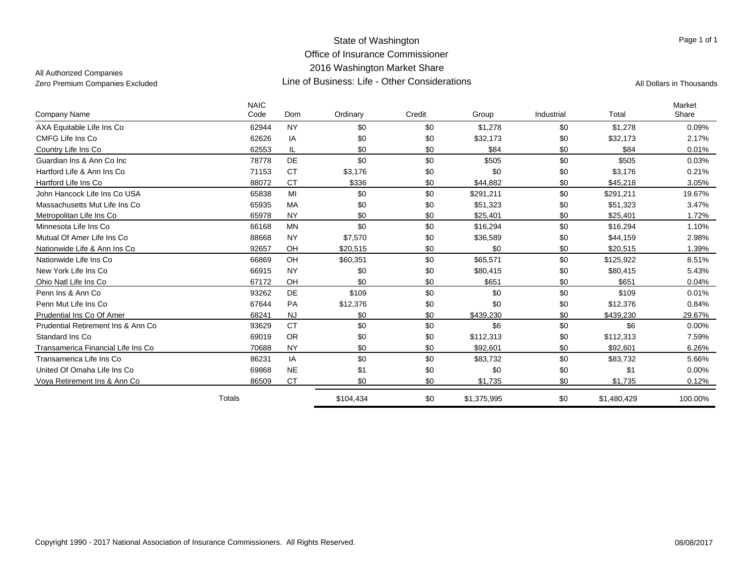All Authorized Companies
Zero Premium Companies Excluded

# State of Washington
## Office of Insurance Commissioner
## 2016 Washington Market Share
## Line of Business: Life - Other Considerations

All Dollars in Thousands

| Company Name | NAIC Code | Dom | Ordinary | Credit | Group | Industrial | Total | Market Share |
|---|---|---|---|---|---|---|---|---|
| AXA Equitable Life Ins Co | 62944 | NY | $0 | $0 | $1,278 | $0 | $1,278 | 0.09% |
| CMFG Life Ins Co | 62626 | IA | $0 | $0 | $32,173 | $0 | $32,173 | 2.17% |
| Country Life Ins Co | 62553 | IL | $0 | $0 | $84 | $0 | $84 | 0.01% |
| Guardian Ins & Ann Co Inc | 78778 | DE | $0 | $0 | $505 | $0 | $505 | 0.03% |
| Hartford Life & Ann Ins Co | 71153 | CT | $3,176 | $0 | $0 | $0 | $3,176 | 0.21% |
| Hartford Life Ins Co | 88072 | CT | $336 | $0 | $44,882 | $0 | $45,218 | 3.05% |
| John Hancock Life Ins Co USA | 65838 | MI | $0 | $0 | $291,211 | $0 | $291,211 | 19.67% |
| Massachusetts Mut Life Ins Co | 65935 | MA | $0 | $0 | $51,323 | $0 | $51,323 | 3.47% |
| Metropolitan Life Ins Co | 65978 | NY | $0 | $0 | $25,401 | $0 | $25,401 | 1.72% |
| Minnesota Life Ins Co | 66168 | MN | $0 | $0 | $16,294 | $0 | $16,294 | 1.10% |
| Mutual Of Amer Life Ins Co | 88668 | NY | $7,570 | $0 | $36,589 | $0 | $44,159 | 2.98% |
| Nationwide Life & Ann Ins Co | 92657 | OH | $20,515 | $0 | $0 | $0 | $20,515 | 1.39% |
| Nationwide Life Ins Co | 66869 | OH | $60,351 | $0 | $65,571 | $0 | $125,922 | 8.51% |
| New York Life Ins Co | 66915 | NY | $0 | $0 | $80,415 | $0 | $80,415 | 5.43% |
| Ohio Natl Life Ins Co | 67172 | OH | $0 | $0 | $651 | $0 | $651 | 0.04% |
| Penn Ins & Ann Co | 93262 | DE | $109 | $0 | $0 | $0 | $109 | 0.01% |
| Penn Mut Life Ins Co | 67644 | PA | $12,376 | $0 | $0 | $0 | $12,376 | 0.84% |
| Prudential Ins Co Of Amer | 68241 | NJ | $0 | $0 | $439,230 | $0 | $439,230 | 29.67% |
| Prudential Retirement Ins & Ann Co | 93629 | CT | $0 | $0 | $6 | $0 | $6 | 0.00% |
| Standard Ins Co | 69019 | OR | $0 | $0 | $112,313 | $0 | $112,313 | 7.59% |
| Transamerica Financial Life Ins Co | 70688 | NY | $0 | $0 | $92,601 | $0 | $92,601 | 6.26% |
| Transamerica Life Ins Co | 86231 | IA | $0 | $0 | $83,732 | $0 | $83,732 | 5.66% |
| United Of Omaha Life Ins Co | 69868 | NE | $1 | $0 | $0 | $0 | $1 | 0.00% |
| Voya Retirement Ins & Ann Co | 86509 | CT | $0 | $0 | $1,735 | $0 | $1,735 | 0.12% |
| Totals | | | $104,434 | $0 | $1,375,995 | $0 | $1,480,429 | 100.00% |

Copyright 1990 - 2017 National Association of Insurance Commissioners. All Rights Reserved. 08/08/2017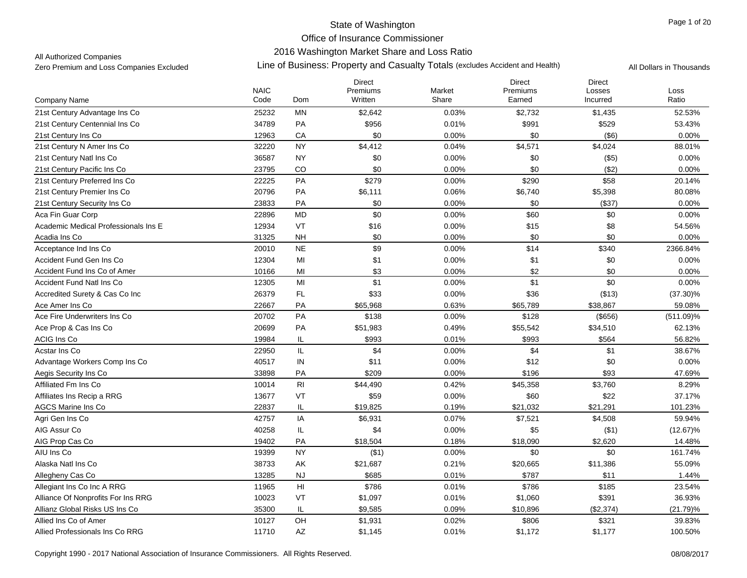# State of Washington
## Office of Insurance Commissioner
## 2016 Washington Market Share and Loss Ratio

All Authorized Companies
Zero Premium and Loss Companies Excluded

**Line of Business: Property and Casualty Totals** (excludes Accident and Health)

All Dollars in Thousands

| Company Name | NAIC Code | Dom | Direct Premiums Written | Market Share | Direct Premiums Earned | Direct Losses Incurred | Loss Ratio |
|---|---|---|---|---|---|---|---|
| 21st Century Advantage Ins Co | 25232 | MN | $2,642 | 0.03% | $2,732 | $1,435 | 52.53% |
| 21st Century Centennial Ins Co | 34789 | PA | $956 | 0.01% | $991 | $529 | 53.43% |
| 21st Century Ins Co | 12963 | CA | $0 | 0.00% | $0 | ($6) | 0.00% |
| 21st Century N Amer Ins Co | 32220 | NY | $4,412 | 0.04% | $4,571 | $4,024 | 88.01% |
| 21st Century Natl Ins Co | 36587 | NY | $0 | 0.00% | $0 | ($5) | 0.00% |
| 21st Century Pacific Ins Co | 23795 | CO | $0 | 0.00% | $0 | ($2) | 0.00% |
| 21st Century Preferred Ins Co | 22225 | PA | $279 | 0.00% | $290 | $58 | 20.14% |
| 21st Century Premier Ins Co | 20796 | PA | $6,111 | 0.06% | $6,740 | $5,398 | 80.08% |
| 21st Century Security Ins Co | 23833 | PA | $0 | 0.00% | $0 | ($37) | 0.00% |
| Aca Fin Guar Corp | 22896 | MD | $0 | 0.00% | $60 | $0 | 0.00% |
| Academic Medical Professionals Ins E | 12934 | VT | $16 | 0.00% | $15 | $8 | 54.56% |
| Acadia Ins Co | 31325 | NH | $0 | 0.00% | $0 | $0 | 0.00% |
| Acceptance Ind Ins Co | 20010 | NE | $9 | 0.00% | $14 | $340 | 2366.84% |
| Accident Fund Gen Ins Co | 12304 | MI | $1 | 0.00% | $1 | $0 | 0.00% |
| Accident Fund Ins Co of Amer | 10166 | MI | $3 | 0.00% | $2 | $0 | 0.00% |
| Accident Fund Natl Ins Co | 12305 | MI | $1 | 0.00% | $1 | $0 | 0.00% |
| Accredited Surety & Cas Co Inc | 26379 | FL | $33 | 0.00% | $36 | ($13) | (37.30)% |
| Ace Amer Ins Co | 22667 | PA | $65,968 | 0.63% | $65,789 | $38,867 | 59.08% |
| Ace Fire Underwriters Ins Co | 20702 | PA | $138 | 0.00% | $128 | ($656) | (511.09)% |
| Ace Prop & Cas Ins Co | 20699 | PA | $51,983 | 0.49% | $55,542 | $34,510 | 62.13% |
| ACIG Ins Co | 19984 | IL | $993 | 0.01% | $993 | $564 | 56.82% |
| Acstar Ins Co | 22950 | IL | $4 | 0.00% | $4 | $1 | 38.67% |
| Advantage Workers Comp Ins Co | 40517 | IN | $11 | 0.00% | $12 | $0 | 0.00% |
| Aegis Security Ins Co | 33898 | PA | $209 | 0.00% | $196 | $93 | 47.69% |
| Affiliated Fm Ins Co | 10014 | RI | $44,490 | 0.42% | $45,358 | $3,760 | 8.29% |
| Affiliates Ins Recip a RRG | 13677 | VT | $59 | 0.00% | $60 | $22 | 37.17% |
| AGCS Marine Ins Co | 22837 | IL | $19,825 | 0.19% | $21,032 | $21,291 | 101.23% |
| Agri Gen Ins Co | 42757 | IA | $6,931 | 0.07% | $7,521 | $4,508 | 59.94% |
| AIG Assur Co | 40258 | IL | $4 | 0.00% | $5 | ($1) | (12.67)% |
| AIG Prop Cas Co | 19402 | PA | $18,504 | 0.18% | $18,090 | $2,620 | 14.48% |
| AIU Ins Co | 19399 | NY | ($1) | 0.00% | $0 | $0 | 161.74% |
| Alaska Natl Ins Co | 38733 | AK | $21,687 | 0.21% | $20,665 | $11,386 | 55.09% |
| Allegheny Cas Co | 13285 | NJ | $685 | 0.01% | $787 | $11 | 1.44% |
| Allegiant Ins Co Inc A RRG | 11965 | HI | $786 | 0.01% | $786 | $185 | 23.54% |
| Alliance Of Nonprofits For Ins RRG | 10023 | VT | $1,097 | 0.01% | $1,060 | $391 | 36.93% |
| Allianz Global Risks US Ins Co | 35300 | IL | $9,585 | 0.09% | $10,896 | ($2,374) | (21.79)% |
| Allied Ins Co of Amer | 10127 | OH | $1,931 | 0.02% | $806 | $321 | 39.83% |
| Allied Professionals Ins Co RRG | 11710 | AZ | $1,145 | 0.01% | $1,172 | $1,177 | 100.50% |

Copyright 1990 - 2017 National Association of Insurance Commissioners. All Rights Reserved. 08/08/2017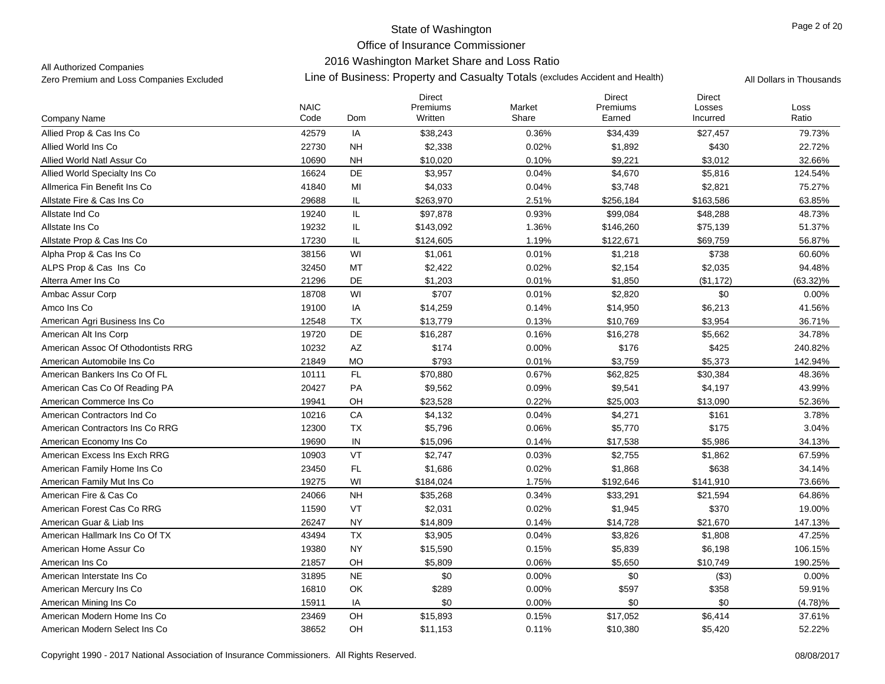# State of Washington
## Office of Insurance Commissioner
## 2016 Washington Market Share and Loss Ratio
### Line of Business: Property and Casualty Totals (excludes Accident and Health)

All Authorized Companies
Zero Premium and Loss Companies Excluded

All Dollars in Thousands

| Company Name | NAIC Code | Dom | Direct Premiums Written | Market Share | Direct Premiums Earned | Direct Losses Incurred | Loss Ratio |
|---|---|---|---|---|---|---|---|
| Allied Prop & Cas Ins Co | 42579 | IA | $38,243 | 0.36% | $34,439 | $27,457 | 79.73% |
| Allied World Ins Co | 22730 | NH | $2,338 | 0.02% | $1,892 | $430 | 22.72% |
| Allied World Natl Assur Co | 10690 | NH | $10,020 | 0.10% | $9,221 | $3,012 | 32.66% |
| Allied World Specialty Ins Co | 16624 | DE | $3,957 | 0.04% | $4,670 | $5,816 | 124.54% |
| Allmerica Fin Benefit Ins Co | 41840 | MI | $4,033 | 0.04% | $3,748 | $2,821 | 75.27% |
| Allstate Fire & Cas Ins Co | 29688 | IL | $263,970 | 2.51% | $256,184 | $163,586 | 63.85% |
| Allstate Ind Co | 19240 | IL | $97,878 | 0.93% | $99,084 | $48,288 | 48.73% |
| Allstate Ins Co | 19232 | IL | $143,092 | 1.36% | $146,260 | $75,139 | 51.37% |
| Allstate Prop & Cas Ins Co | 17230 | IL | $124,605 | 1.19% | $122,671 | $69,759 | 56.87% |
| Alpha Prop & Cas Ins Co | 38156 | WI | $1,061 | 0.01% | $1,218 | $738 | 60.60% |
| ALPS Prop & Cas Ins Co | 32450 | MT | $2,422 | 0.02% | $2,154 | $2,035 | 94.48% |
| Alterra Amer Ins Co | 21296 | DE | $1,203 | 0.01% | $1,850 | ($1,172) | (63.32)% |
| Ambac Assur Corp | 18708 | WI | $707 | 0.01% | $2,820 | $0 | 0.00% |
| Amco Ins Co | 19100 | IA | $14,259 | 0.14% | $14,950 | $6,213 | 41.56% |
| American Agri Business Ins Co | 12548 | TX | $13,779 | 0.13% | $10,769 | $3,954 | 36.71% |
| American Alt Ins Corp | 19720 | DE | $16,287 | 0.16% | $16,278 | $5,662 | 34.78% |
| American Assoc Of Othodontists RRG | 10232 | AZ | $174 | 0.00% | $176 | $425 | 240.82% |
| American Automobile Ins Co | 21849 | MO | $793 | 0.01% | $3,759 | $5,373 | 142.94% |
| American Bankers Ins Co Of FL | 10111 | FL | $70,880 | 0.67% | $62,825 | $30,384 | 48.36% |
| American Cas Co Of Reading PA | 20427 | PA | $9,562 | 0.09% | $9,541 | $4,197 | 43.99% |
| American Commerce Ins Co | 19941 | OH | $23,528 | 0.22% | $25,003 | $13,090 | 52.36% |
| American Contractors Ind Co | 10216 | CA | $4,132 | 0.04% | $4,271 | $161 | 3.78% |
| American Contractors Ins Co RRG | 12300 | TX | $5,796 | 0.06% | $5,770 | $175 | 3.04% |
| American Economy Ins Co | 19690 | IN | $15,096 | 0.14% | $17,538 | $5,986 | 34.13% |
| American Excess Ins Exch RRG | 10903 | VT | $2,747 | 0.03% | $2,755 | $1,862 | 67.59% |
| American Family Home Ins Co | 23450 | FL | $1,686 | 0.02% | $1,868 | $638 | 34.14% |
| American Family Mut Ins Co | 19275 | WI | $184,024 | 1.75% | $192,646 | $141,910 | 73.66% |
| American Fire & Cas Co | 24066 | NH | $35,268 | 0.34% | $33,291 | $21,594 | 64.86% |
| American Forest Cas Co RRG | 11590 | VT | $2,031 | 0.02% | $1,945 | $370 | 19.00% |
| American Guar & Liab Ins | 26247 | NY | $14,809 | 0.14% | $14,728 | $21,670 | 147.13% |
| American Hallmark Ins Co Of TX | 43494 | TX | $3,905 | 0.04% | $3,826 | $1,808 | 47.25% |
| American Home Assur Co | 19380 | NY | $15,590 | 0.15% | $5,839 | $6,198 | 106.15% |
| American Ins Co | 21857 | OH | $5,809 | 0.06% | $5,650 | $10,749 | 190.25% |
| American Interstate Ins Co | 31895 | NE | $0 | 0.00% | $0 | ($3) | 0.00% |
| American Mercury Ins Co | 16810 | OK | $289 | 0.00% | $597 | $358 | 59.91% |
| American Mining Ins Co | 15911 | IA | $0 | 0.00% | $0 | $0 | (4.78)% |
| American Modern Home Ins Co | 23469 | OH | $15,893 | 0.15% | $17,052 | $6,414 | 37.61% |
| American Modern Select Ins Co | 38652 | OH | $11,153 | 0.11% | $10,380 | $5,420 | 52.22% |

Copyright 1990 - 2017 National Association of Insurance Commissioners. All Rights Reserved.

08/08/2017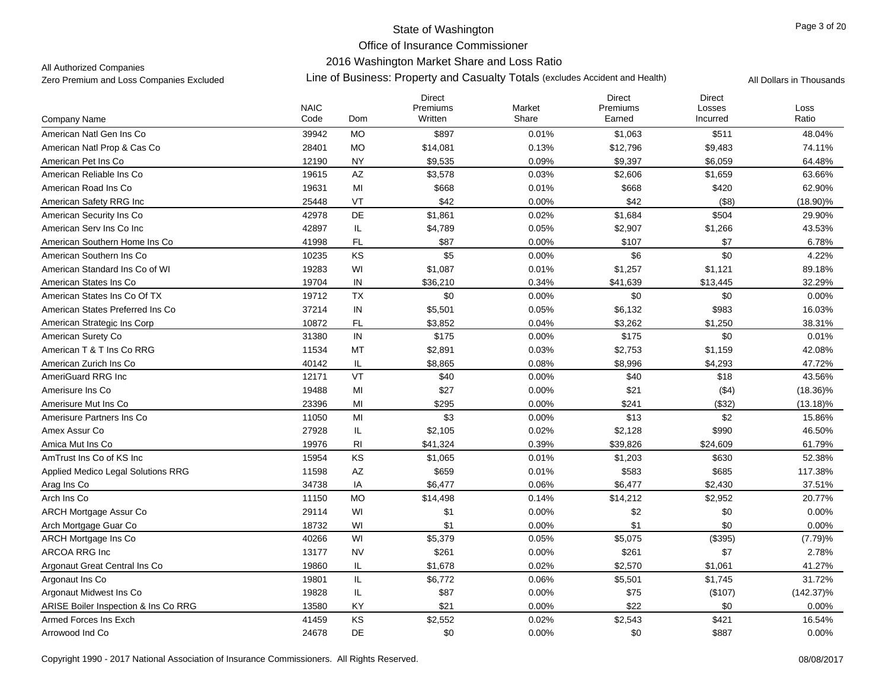State of Washington

Office of Insurance Commissioner

2016 Washington Market Share and Loss Ratio

All Authorized Companies

Zero Premium and Loss Companies Excluded

Line of Business: Property and Casualty Totals (excludes Accident and Health)

All Dollars in Thousands

| Company Name | NAIC Code | Dom | Direct Premiums Written | Market Share | Direct Premiums Earned | Direct Losses Incurred | Loss Ratio |
|---|---|---|---|---|---|---|---|
| American Natl Gen Ins Co | 39942 | MO | $897 | 0.01% | $1,063 | $511 | 48.04% |
| American Natl Prop & Cas Co | 28401 | MO | $14,081 | 0.13% | $12,796 | $9,483 | 74.11% |
| American Pet Ins Co | 12190 | NY | $9,535 | 0.09% | $9,397 | $6,059 | 64.48% |
| American Reliable Ins Co | 19615 | AZ | $3,578 | 0.03% | $2,606 | $1,659 | 63.66% |
| American Road Ins Co | 19631 | MI | $668 | 0.01% | $668 | $420 | 62.90% |
| American Safety RRG Inc | 25448 | VT | $42 | 0.00% | $42 | ($8) | (18.90)% |
| American Security Ins Co | 42978 | DE | $1,861 | 0.02% | $1,684 | $504 | 29.90% |
| American Serv Ins Co Inc | 42897 | IL | $4,789 | 0.05% | $2,907 | $1,266 | 43.53% |
| American Southern Home Ins Co | 41998 | FL | $87 | 0.00% | $107 | $7 | 6.78% |
| American Southern Ins Co | 10235 | KS | $5 | 0.00% | $6 | $0 | 4.22% |
| American Standard Ins Co of WI | 19283 | WI | $1,087 | 0.01% | $1,257 | $1,121 | 89.18% |
| American States Ins Co | 19704 | IN | $36,210 | 0.34% | $41,639 | $13,445 | 32.29% |
| American States Ins Co Of TX | 19712 | TX | $0 | 0.00% | $0 | $0 | 0.00% |
| American States Preferred Ins Co | 37214 | IN | $5,501 | 0.05% | $6,132 | $983 | 16.03% |
| American Strategic Ins Corp | 10872 | FL | $3,852 | 0.04% | $3,262 | $1,250 | 38.31% |
| American Surety Co | 31380 | IN | $175 | 0.00% | $175 | $0 | 0.01% |
| American T & T Ins Co RRG | 11534 | MT | $2,891 | 0.03% | $2,753 | $1,159 | 42.08% |
| American Zurich Ins Co | 40142 | IL | $8,865 | 0.08% | $8,996 | $4,293 | 47.72% |
| AmeriGuard RRG Inc | 12171 | VT | $40 | 0.00% | $40 | $18 | 43.56% |
| Amerisure Ins Co | 19488 | MI | $27 | 0.00% | $21 | ($4) | (18.36)% |
| Amerisure Mut Ins Co | 23396 | MI | $295 | 0.00% | $241 | ($32) | (13.18)% |
| Amerisure Partners Ins Co | 11050 | MI | $3 | 0.00% | $13 | $2 | 15.86% |
| Amex Assur Co | 27928 | IL | $2,105 | 0.02% | $2,128 | $990 | 46.50% |
| Amica Mut Ins Co | 19976 | RI | $41,324 | 0.39% | $39,826 | $24,609 | 61.79% |
| AmTrust Ins Co of KS Inc | 15954 | KS | $1,065 | 0.01% | $1,203 | $630 | 52.38% |
| Applied Medico Legal Solutions RRG | 11598 | AZ | $659 | 0.01% | $583 | $685 | 117.38% |
| Arag Ins Co | 34738 | IA | $6,477 | 0.06% | $6,477 | $2,430 | 37.51% |
| Arch Ins Co | 11150 | MO | $14,498 | 0.14% | $14,212 | $2,952 | 20.77% |
| ARCH Mortgage Assur Co | 29114 | WI | $1 | 0.00% | $2 | $0 | 0.00% |
| Arch Mortgage Guar Co | 18732 | WI | $1 | 0.00% | $1 | $0 | 0.00% |
| ARCH Mortgage Ins Co | 40266 | WI | $5,379 | 0.05% | $5,075 | ($395) | (7.79)% |
| ARCOA RRG Inc | 13177 | NV | $261 | 0.00% | $261 | $7 | 2.78% |
| Argonaut Great Central Ins Co | 19860 | IL | $1,678 | 0.02% | $2,570 | $1,061 | 41.27% |
| Argonaut Ins Co | 19801 | IL | $6,772 | 0.06% | $5,501 | $1,745 | 31.72% |
| Argonaut Midwest Ins Co | 19828 | IL | $87 | 0.00% | $75 | ($107) | (142.37)% |
| ARISE Boiler Inspection & Ins Co RRG | 13580 | KY | $21 | 0.00% | $22 | $0 | 0.00% |
| Armed Forces Ins Exch | 41459 | KS | $2,552 | 0.02% | $2,543 | $421 | 16.54% |
| Arrowood Ind Co | 24678 | DE | $0 | 0.00% | $0 | $887 | 0.00% |

Copyright 1990 - 2017 National Association of Insurance Commissioners. All Rights Reserved.

08/08/2017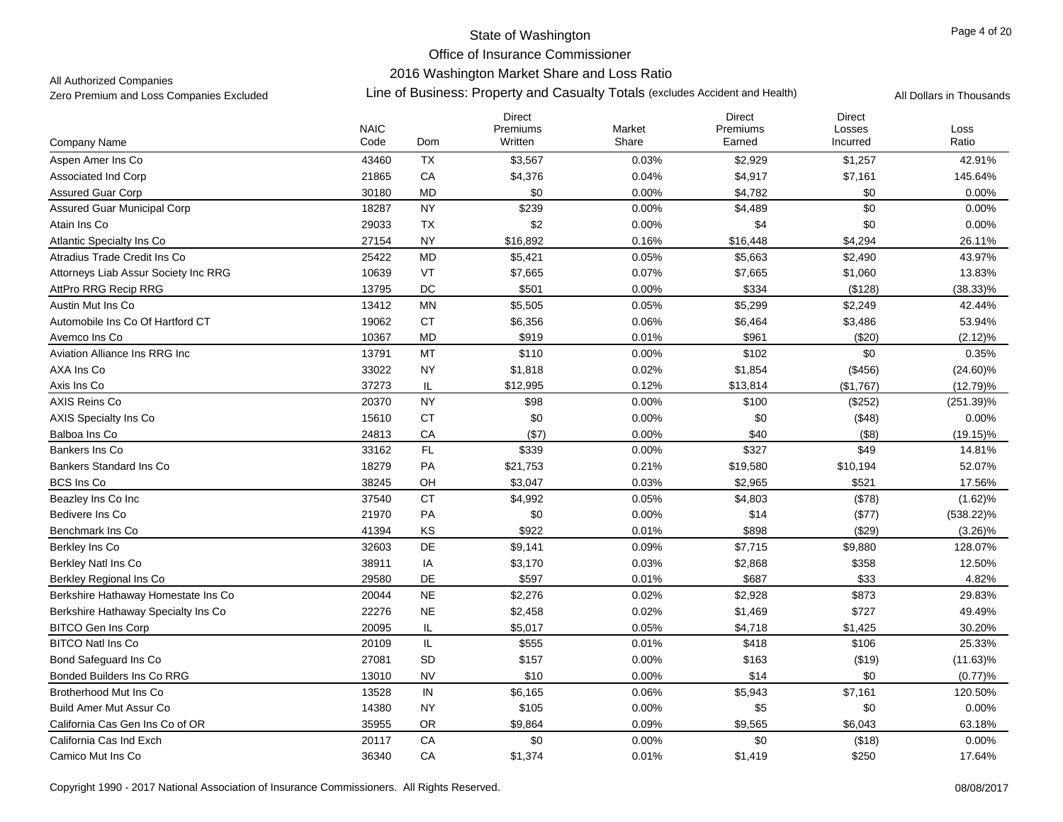# State of Washington
## Office of Insurance Commissioner
## 2016 Washington Market Share and Loss Ratio

All Authorized Companies
Zero Premium and Loss Companies Excluded

Line of Business: Property and Casualty Totals (excludes Accident and Health)

All Dollars in Thousands

| Company Name | NAIC Code | Dom | Direct Premiums Written | Market Share | Direct Premiums Earned | Direct Losses Incurred | Loss Ratio |
|---|---|---|---|---|---|---|---|
| Aspen Amer Ins Co | 43460 | TX | $3,567 | 0.03% | $2,929 | $1,257 | 42.91% |
| Associated Ind Corp | 21865 | CA | $4,376 | 0.04% | $4,917 | $7,161 | 145.64% |
| Assured Guar Corp | 30180 | MD | $0 | 0.00% | $4,782 | $0 | 0.00% |
| Assured Guar Municipal Corp | 18287 | NY | $239 | 0.00% | $4,489 | $0 | 0.00% |
| Atain Ins Co | 29033 | TX | $2 | 0.00% | $4 | $0 | 0.00% |
| Atlantic Specialty Ins Co | 27154 | NY | $16,892 | 0.16% | $16,448 | $4,294 | 26.11% |
| Atradius Trade Credit Ins Co | 25422 | MD | $5,421 | 0.05% | $5,663 | $2,490 | 43.97% |
| Attorneys Liab Assur Society Inc RRG | 10639 | VT | $7,665 | 0.07% | $7,665 | $1,060 | 13.83% |
| AttPro RRG Recip RRG | 13795 | DC | $501 | 0.00% | $334 | ($128) | (38.33)% |
| Austin Mut Ins Co | 13412 | MN | $5,505 | 0.05% | $5,299 | $2,249 | 42.44% |
| Automobile Ins Co Of Hartford CT | 19062 | CT | $6,356 | 0.06% | $6,464 | $3,486 | 53.94% |
| Avemco Ins Co | 10367 | MD | $919 | 0.01% | $961 | ($20) | (2.12)% |
| Aviation Alliance Ins RRG Inc | 13791 | MT | $110 | 0.00% | $102 | $0 | 0.35% |
| AXA Ins Co | 33022 | NY | $1,818 | 0.02% | $1,854 | ($456) | (24.60)% |
| Axis Ins Co | 37273 | IL | $12,995 | 0.12% | $13,814 | ($1,767) | (12.79)% |
| AXIS Reins Co | 20370 | NY | $98 | 0.00% | $100 | ($252) | (251.39)% |
| AXIS Specialty Ins Co | 15610 | CT | $0 | 0.00% | $0 | ($48) | 0.00% |
| Balboa Ins Co | 24813 | CA | ($7) | 0.00% | $40 | ($8) | (19.15)% |
| Bankers Ins Co | 33162 | FL | $339 | 0.00% | $327 | $49 | 14.81% |
| Bankers Standard Ins Co | 18279 | PA | $21,753 | 0.21% | $19,580 | $10,194 | 52.07% |
| BCS Ins Co | 38245 | OH | $3,047 | 0.03% | $2,965 | $521 | 17.56% |
| Beazley Ins Co Inc | 37540 | CT | $4,992 | 0.05% | $4,803 | ($78) | (1.62)% |
| Bedivere Ins Co | 21970 | PA | $0 | 0.00% | $14 | ($77) | (538.22)% |
| Benchmark Ins Co | 41394 | KS | $922 | 0.01% | $898 | ($29) | (3.26)% |
| Berkley Ins Co | 32603 | DE | $9,141 | 0.09% | $7,715 | $9,880 | 128.07% |
| Berkley Natl Ins Co | 38911 | IA | $3,170 | 0.03% | $2,868 | $358 | 12.50% |
| Berkley Regional Ins Co | 29580 | DE | $597 | 0.01% | $687 | $33 | 4.82% |
| Berkshire Hathaway Homestate Ins Co | 20044 | NE | $2,276 | 0.02% | $2,928 | $873 | 29.83% |
| Berkshire Hathaway Specialty Ins Co | 22276 | NE | $2,458 | 0.02% | $1,469 | $727 | 49.49% |
| BITCO Gen Ins Corp | 20095 | IL | $5,017 | 0.05% | $4,718 | $1,425 | 30.20% |
| BITCO Natl Ins Co | 20109 | IL | $555 | 0.01% | $418 | $106 | 25.33% |
| Bond Safeguard Ins Co | 27081 | SD | $157 | 0.00% | $163 | ($19) | (11.63)% |
| Bonded Builders Ins Co RRG | 13010 | NV | $10 | 0.00% | $14 | $0 | (0.77)% |
| Brotherhood Mut Ins Co | 13528 | IN | $6,165 | 0.06% | $5,943 | $7,161 | 120.50% |
| Build Amer Mut Assur Co | 14380 | NY | $105 | 0.00% | $5 | $0 | 0.00% |
| California Cas Gen Ins Co of OR | 35955 | OR | $9,864 | 0.09% | $9,565 | $6,043 | 63.18% |
| California Cas Ind Exch | 20117 | CA | $0 | 0.00% | $0 | ($18) | 0.00% |
| Camico Mut Ins Co | 36340 | CA | $1,374 | 0.01% | $1,419 | $250 | 17.64% |

Copyright 1990 - 2017 National Association of Insurance Commissioners. All Rights Reserved. 08/08/2017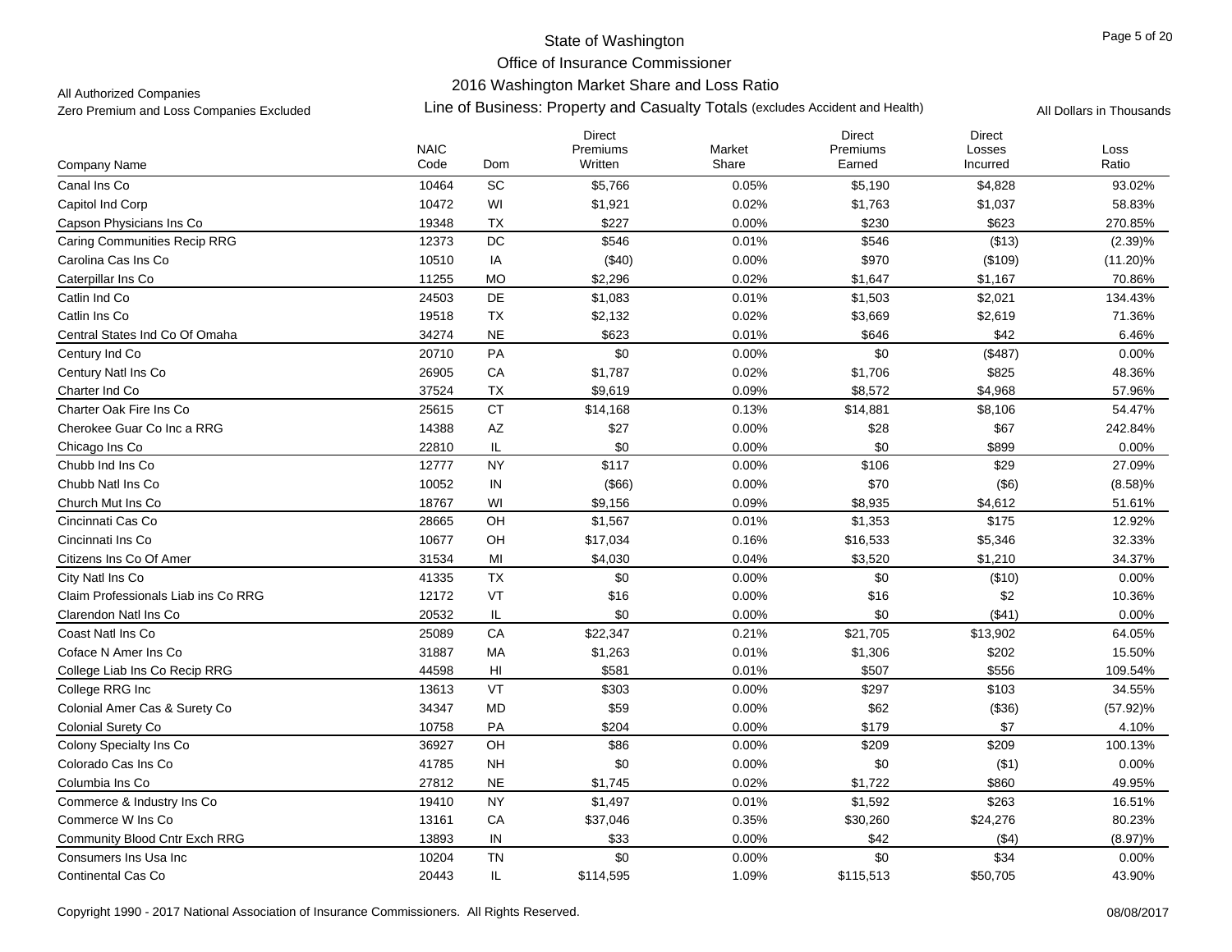# State of Washington
## Office of Insurance Commissioner
## 2016 Washington Market Share and Loss Ratio

All Authorized Companies

Zero Premium and Loss Companies Excluded

Line of Business: Property and Casualty Totals (excludes Accident and Health)

All Dollars in Thousands

| Company Name | NAIC Code | Dom | Direct Premiums Written | Market Share | Direct Premiums Earned | Direct Losses Incurred | Loss Ratio |
|---|---|---|---|---|---|---|---|
| Canal Ins Co | 10464 | SC | $5,766 | 0.05% | $5,190 | $4,828 | 93.02% |
| Capitol Ind Corp | 10472 | WI | $1,921 | 0.02% | $1,763 | $1,037 | 58.83% |
| Capson Physicians Ins Co | 19348 | TX | $227 | 0.00% | $230 | $623 | 270.85% |
| Caring Communities Recip RRG | 12373 | DC | $546 | 0.01% | $546 | ($13) | (2.39)% |
| Carolina Cas Ins Co | 10510 | IA | ($40) | 0.00% | $970 | ($109) | (11.20)% |
| Caterpillar Ins Co | 11255 | MO | $2,296 | 0.02% | $1,647 | $1,167 | 70.86% |
| Catlin Ind Co | 24503 | DE | $1,083 | 0.01% | $1,503 | $2,021 | 134.43% |
| Catlin Ins Co | 19518 | TX | $2,132 | 0.02% | $3,669 | $2,619 | 71.36% |
| Central States Ind Co Of Omaha | 34274 | NE | $623 | 0.01% | $646 | $42 | 6.46% |
| Century Ind Co | 20710 | PA | $0 | 0.00% | $0 | ($487) | 0.00% |
| Century Natl Ins Co | 26905 | CA | $1,787 | 0.02% | $1,706 | $825 | 48.36% |
| Charter Ind Co | 37524 | TX | $9,619 | 0.09% | $8,572 | $4,968 | 57.96% |
| Charter Oak Fire Ins Co | 25615 | CT | $14,168 | 0.13% | $14,881 | $8,106 | 54.47% |
| Cherokee Guar Co Inc a RRG | 14388 | AZ | $27 | 0.00% | $28 | $67 | 242.84% |
| Chicago Ins Co | 22810 | IL | $0 | 0.00% | $0 | $899 | 0.00% |
| Chubb Ind Ins Co | 12777 | NY | $117 | 0.00% | $106 | $29 | 27.09% |
| Chubb Natl Ins Co | 10052 | IN | ($66) | 0.00% | $70 | ($6) | (8.58)% |
| Church Mut Ins Co | 18767 | WI | $9,156 | 0.09% | $8,935 | $4,612 | 51.61% |
| Cincinnati Cas Co | 28665 | OH | $1,567 | 0.01% | $1,353 | $175 | 12.92% |
| Cincinnati Ins Co | 10677 | OH | $17,034 | 0.16% | $16,533 | $5,346 | 32.33% |
| Citizens Ins Co Of Amer | 31534 | MI | $4,030 | 0.04% | $3,520 | $1,210 | 34.37% |
| City Natl Ins Co | 41335 | TX | $0 | 0.00% | $0 | ($10) | 0.00% |
| Claim Professionals Liab ins Co RRG | 12172 | VT | $16 | 0.00% | $16 | $2 | 10.36% |
| Clarendon Natl Ins Co | 20532 | IL | $0 | 0.00% | $0 | ($41) | 0.00% |
| Coast Natl Ins Co | 25089 | CA | $22,347 | 0.21% | $21,705 | $13,902 | 64.05% |
| Coface N Amer Ins Co | 31887 | MA | $1,263 | 0.01% | $1,306 | $202 | 15.50% |
| College Liab Ins Co Recip RRG | 44598 | HI | $581 | 0.01% | $507 | $556 | 109.54% |
| College RRG Inc | 13613 | VT | $303 | 0.00% | $297 | $103 | 34.55% |
| Colonial Amer Cas & Surety Co | 34347 | MD | $59 | 0.00% | $62 | ($36) | (57.92)% |
| Colonial Surety Co | 10758 | PA | $204 | 0.00% | $179 | $7 | 4.10% |
| Colony Specialty Ins Co | 36927 | OH | $86 | 0.00% | $209 | $209 | 100.13% |
| Colorado Cas Ins Co | 41785 | NH | $0 | 0.00% | $0 | ($1) | 0.00% |
| Columbia Ins Co | 27812 | NE | $1,745 | 0.02% | $1,722 | $860 | 49.95% |
| Commerce & Industry Ins Co | 19410 | NY | $1,497 | 0.01% | $1,592 | $263 | 16.51% |
| Commerce W Ins Co | 13161 | CA | $37,046 | 0.35% | $30,260 | $24,276 | 80.23% |
| Community Blood Cntr Exch RRG | 13893 | IN | $33 | 0.00% | $42 | ($4) | (8.97)% |
| Consumers Ins Usa Inc | 10204 | TN | $0 | 0.00% | $0 | $34 | 0.00% |
| Continental Cas Co | 20443 | IL | $114,595 | 1.09% | $115,513 | $50,705 | 43.90% |

Copyright 1990 - 2017 National Association of Insurance Commissioners. All Rights Reserved.

08/08/2017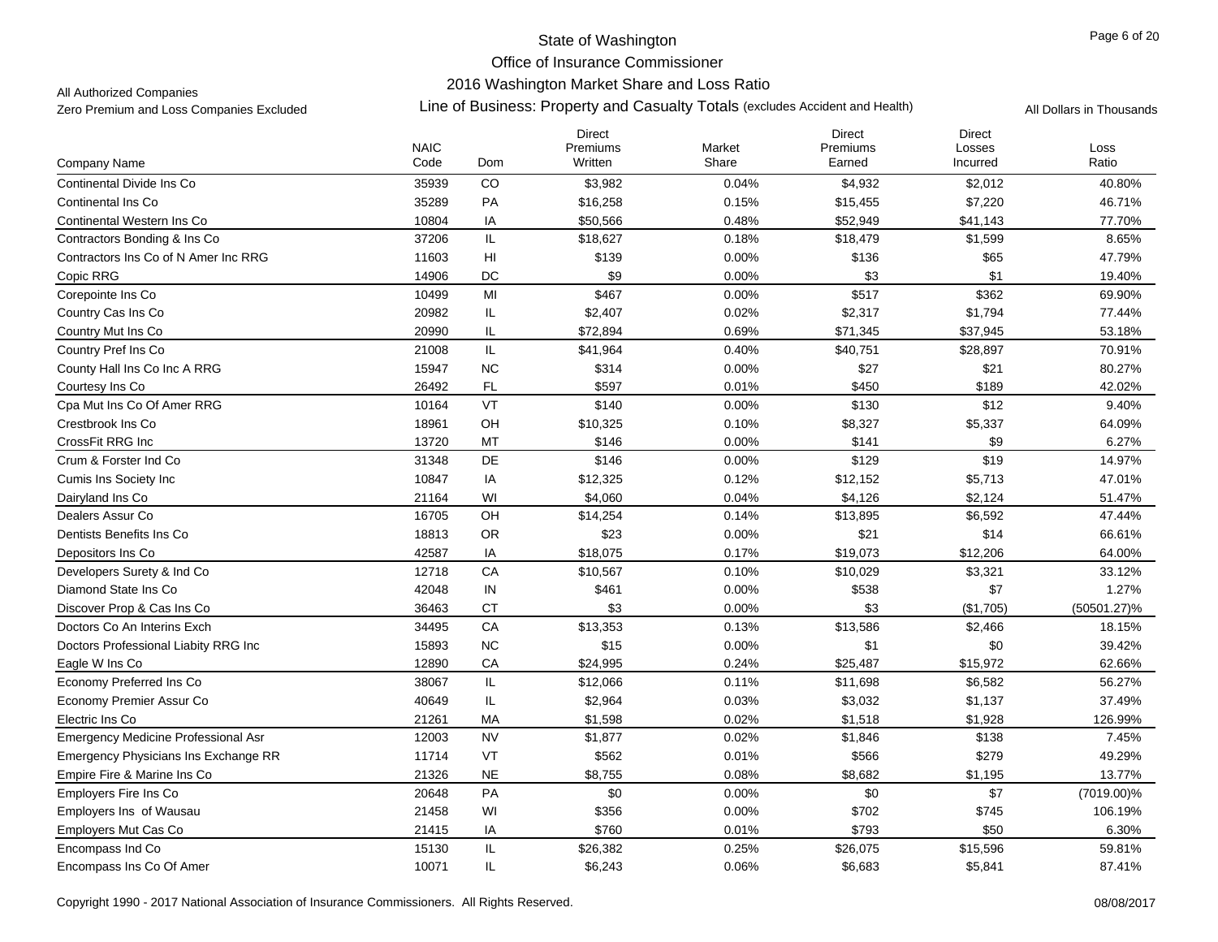# State of Washington
## Office of Insurance Commissioner
### 2016 Washington Market Share and Loss Ratio

All Authorized Companies
Zero Premium and Loss Companies Excluded

Line of Business: Property and Casualty Totals (excludes Accident and Health)

All Dollars in Thousands

| Company Name | NAIC Code | Dom | Direct Premiums Written | Market Share | Direct Premiums Earned | Direct Losses Incurred | Loss Ratio |
|---|---|---|---|---|---|---|---|
| Continental Divide Ins Co | 35939 | CO | $3,982 | 0.04% | $4,932 | $2,012 | 40.80% |
| Continental Ins Co | 35289 | PA | $16,258 | 0.15% | $15,455 | $7,220 | 46.71% |
| Continental Western Ins Co | 10804 | IA | $50,566 | 0.48% | $52,949 | $41,143 | 77.70% |
| Contractors Bonding & Ins Co | 37206 | IL | $18,627 | 0.18% | $18,479 | $1,599 | 8.65% |
| Contractors Ins Co of N Amer Inc RRG | 11603 | HI | $139 | 0.00% | $136 | $65 | 47.79% |
| Copic RRG | 14906 | DC | $9 | 0.00% | $3 | $1 | 19.40% |
| Corepointe Ins Co | 10499 | MI | $467 | 0.00% | $517 | $362 | 69.90% |
| Country Cas Ins Co | 20982 | IL | $2,407 | 0.02% | $2,317 | $1,794 | 77.44% |
| Country Mut Ins Co | 20990 | IL | $72,894 | 0.69% | $71,345 | $37,945 | 53.18% |
| Country Pref Ins Co | 21008 | IL | $41,964 | 0.40% | $40,751 | $28,897 | 70.91% |
| County Hall Ins Co Inc A RRG | 15947 | NC | $314 | 0.00% | $27 | $21 | 80.27% |
| Courtesy Ins Co | 26492 | FL | $597 | 0.01% | $450 | $189 | 42.02% |
| Cpa Mut Ins Co Of Amer RRG | 10164 | VT | $140 | 0.00% | $130 | $12 | 9.40% |
| Crestbrook Ins Co | 18961 | OH | $10,325 | 0.10% | $8,327 | $5,337 | 64.09% |
| CrossFit RRG Inc | 13720 | MT | $146 | 0.00% | $141 | $9 | 6.27% |
| Crum & Forster Ind Co | 31348 | DE | $146 | 0.00% | $129 | $19 | 14.97% |
| Cumis Ins Society Inc | 10847 | IA | $12,325 | 0.12% | $12,152 | $5,713 | 47.01% |
| Dairyland Ins Co | 21164 | WI | $4,060 | 0.04% | $4,126 | $2,124 | 51.47% |
| Dealers Assur Co | 16705 | OH | $14,254 | 0.14% | $13,895 | $6,592 | 47.44% |
| Dentists Benefits Ins Co | 18813 | OR | $23 | 0.00% | $21 | $14 | 66.61% |
| Depositors Ins Co | 42587 | IA | $18,075 | 0.17% | $19,073 | $12,206 | 64.00% |
| Developers Surety & Ind Co | 12718 | CA | $10,567 | 0.10% | $10,029 | $3,321 | 33.12% |
| Diamond State Ins Co | 42048 | IN | $461 | 0.00% | $538 | $7 | 1.27% |
| Discover Prop & Cas Ins Co | 36463 | CT | $3 | 0.00% | $3 | ($1,705) | (50501.27)% |
| Doctors Co An Interins Exch | 34495 | CA | $13,353 | 0.13% | $13,586 | $2,466 | 18.15% |
| Doctors Professional Liabity RRG Inc | 15893 | NC | $15 | 0.00% | $1 | $0 | 39.42% |
| Eagle W Ins Co | 12890 | CA | $24,995 | 0.24% | $25,487 | $15,972 | 62.66% |
| Economy Preferred Ins Co | 38067 | IL | $12,066 | 0.11% | $11,698 | $6,582 | 56.27% |
| Economy Premier Assur Co | 40649 | IL | $2,964 | 0.03% | $3,032 | $1,137 | 37.49% |
| Electric Ins Co | 21261 | MA | $1,598 | 0.02% | $1,518 | $1,928 | 126.99% |
| Emergency Medicine Professional Asr | 12003 | NV | $1,877 | 0.02% | $1,846 | $138 | 7.45% |
| Emergency Physicians Ins Exchange RR | 11714 | VT | $562 | 0.01% | $566 | $279 | 49.29% |
| Empire Fire & Marine Ins Co | 21326 | NE | $8,755 | 0.08% | $8,682 | $1,195 | 13.77% |
| Employers Fire Ins Co | 20648 | PA | $0 | 0.00% | $0 | $7 | (7019.00)% |
| Employers Ins of Wausau | 21458 | WI | $356 | 0.00% | $702 | $745 | 106.19% |
| Employers Mut Cas Co | 21415 | IA | $760 | 0.01% | $793 | $50 | 6.30% |
| Encompass Ind Co | 15130 | IL | $26,382 | 0.25% | $26,075 | $15,596 | 59.81% |
| Encompass Ins Co Of Amer | 10071 | IL | $6,243 | 0.06% | $6,683 | $5,841 | 87.41% |

Copyright 1990 - 2017 National Association of Insurance Commissioners. All Rights Reserved.

08/08/2017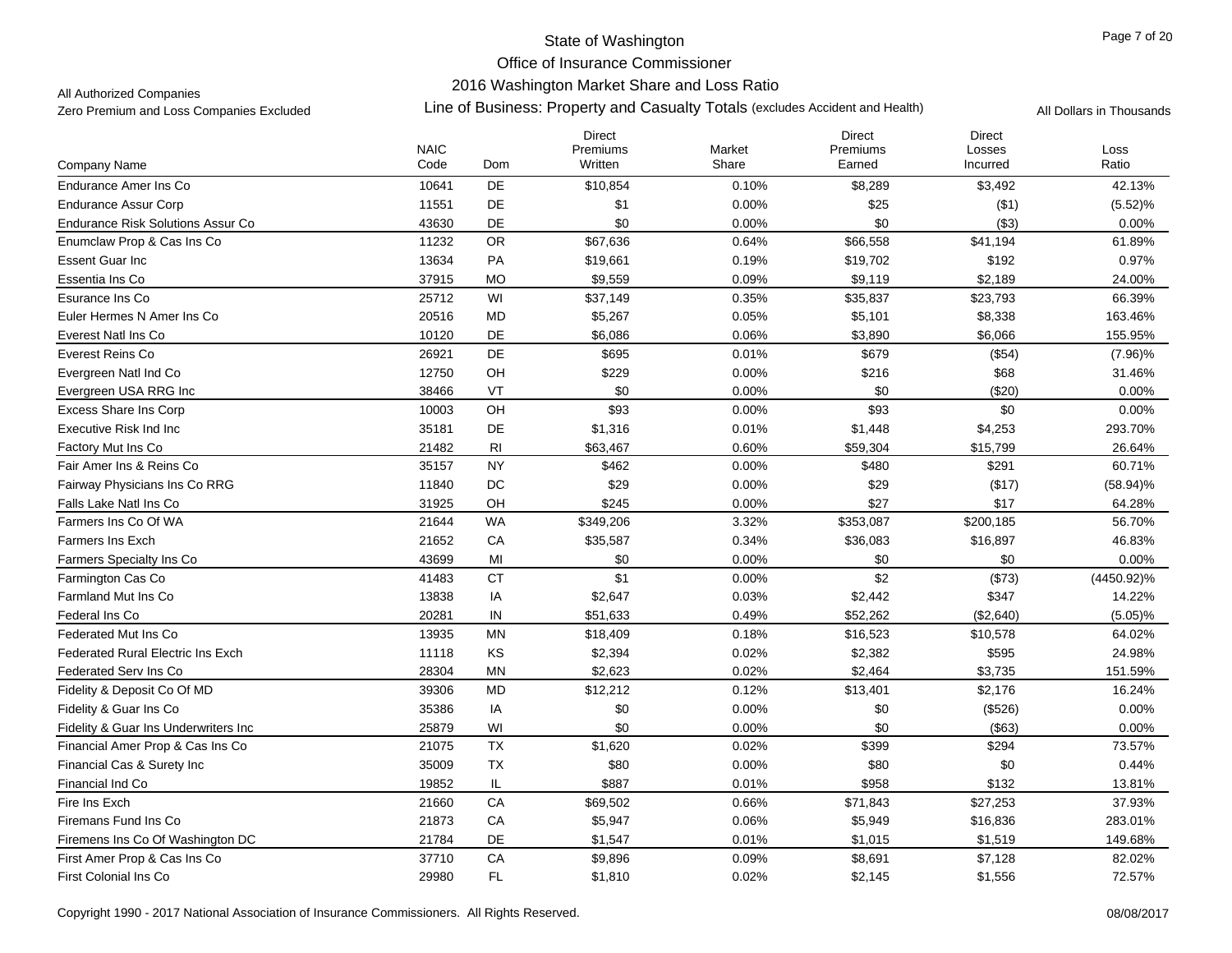State of Washington
Office of Insurance Commissioner
2016 Washington Market Share and Loss Ratio

All Authorized Companies
Zero Premium and Loss Companies Excluded

Line of Business: Property and Casualty Totals (excludes Accident and Health)

All Dollars in Thousands

| Company Name | NAIC Code | Dom | Direct Premiums Written | Market Share | Direct Premiums Earned | Direct Losses Incurred | Loss Ratio |
|---|---|---|---|---|---|---|---|
| Endurance Amer Ins Co | 10641 | DE | $10,854 | 0.10% | $8,289 | $3,492 | 42.13% |
| Endurance Assur Corp | 11551 | DE | $1 | 0.00% | $25 | ($1) | (5.52)% |
| Endurance Risk Solutions Assur Co | 43630 | DE | $0 | 0.00% | $0 | ($3) | 0.00% |
| Enumclaw Prop & Cas Ins Co | 11232 | OR | $67,636 | 0.64% | $66,558 | $41,194 | 61.89% |
| Essent Guar Inc | 13634 | PA | $19,661 | 0.19% | $19,702 | $192 | 0.97% |
| Essentia Ins Co | 37915 | MO | $9,559 | 0.09% | $9,119 | $2,189 | 24.00% |
| Esurance Ins Co | 25712 | WI | $37,149 | 0.35% | $35,837 | $23,793 | 66.39% |
| Euler Hermes N Amer Ins Co | 20516 | MD | $5,267 | 0.05% | $5,101 | $8,338 | 163.46% |
| Everest Natl Ins Co | 10120 | DE | $6,086 | 0.06% | $3,890 | $6,066 | 155.95% |
| Everest Reins Co | 26921 | DE | $695 | 0.01% | $679 | ($54) | (7.96)% |
| Evergreen Natl Ind Co | 12750 | OH | $229 | 0.00% | $216 | $68 | 31.46% |
| Evergreen USA RRG Inc | 38466 | VT | $0 | 0.00% | $0 | ($20) | 0.00% |
| Excess Share Ins Corp | 10003 | OH | $93 | 0.00% | $93 | $0 | 0.00% |
| Executive Risk Ind Inc | 35181 | DE | $1,316 | 0.01% | $1,448 | $4,253 | 293.70% |
| Factory Mut Ins Co | 21482 | RI | $63,467 | 0.60% | $59,304 | $15,799 | 26.64% |
| Fair Amer Ins & Reins Co | 35157 | NY | $462 | 0.00% | $480 | $291 | 60.71% |
| Fairway Physicians Ins Co RRG | 11840 | DC | $29 | 0.00% | $29 | ($17) | (58.94)% |
| Falls Lake Natl Ins Co | 31925 | OH | $245 | 0.00% | $27 | $17 | 64.28% |
| Farmers Ins Co Of WA | 21644 | WA | $349,206 | 3.32% | $353,087 | $200,185 | 56.70% |
| Farmers Ins Exch | 21652 | CA | $35,587 | 0.34% | $36,083 | $16,897 | 46.83% |
| Farmers Specialty Ins Co | 43699 | MI | $0 | 0.00% | $0 | $0 | 0.00% |
| Farmington Cas Co | 41483 | CT | $1 | 0.00% | $2 | ($73) | (4450.92)% |
| Farmland Mut Ins Co | 13838 | IA | $2,647 | 0.03% | $2,442 | $347 | 14.22% |
| Federal Ins Co | 20281 | IN | $51,633 | 0.49% | $52,262 | ($2,640) | (5.05)% |
| Federated Mut Ins Co | 13935 | MN | $18,409 | 0.18% | $16,523 | $10,578 | 64.02% |
| Federated Rural Electric Ins Exch | 11118 | KS | $2,394 | 0.02% | $2,382 | $595 | 24.98% |
| Federated Serv Ins Co | 28304 | MN | $2,623 | 0.02% | $2,464 | $3,735 | 151.59% |
| Fidelity & Deposit Co Of MD | 39306 | MD | $12,212 | 0.12% | $13,401 | $2,176 | 16.24% |
| Fidelity & Guar Ins Co | 35386 | IA | $0 | 0.00% | $0 | ($526) | 0.00% |
| Fidelity & Guar Ins Underwriters Inc | 25879 | WI | $0 | 0.00% | $0 | ($63) | 0.00% |
| Financial Amer Prop & Cas Ins Co | 21075 | TX | $1,620 | 0.02% | $399 | $294 | 73.57% |
| Financial Cas & Surety Inc | 35009 | TX | $80 | 0.00% | $80 | $0 | 0.44% |
| Financial Ind Co | 19852 | IL | $887 | 0.01% | $958 | $132 | 13.81% |
| Fire Ins Exch | 21660 | CA | $69,502 | 0.66% | $71,843 | $27,253 | 37.93% |
| Firemans Fund Ins Co | 21873 | CA | $5,947 | 0.06% | $5,949 | $16,836 | 283.01% |
| Firemens Ins Co Of Washington DC | 21784 | DE | $1,547 | 0.01% | $1,015 | $1,519 | 149.68% |
| First Amer Prop & Cas Ins Co | 37710 | CA | $9,896 | 0.09% | $8,691 | $7,128 | 82.02% |
| First Colonial Ins Co | 29980 | FL | $1,810 | 0.02% | $2,145 | $1,556 | 72.57% |

Copyright 1990 - 2017 National Association of Insurance Commissioners. All Rights Reserved.

08/08/2017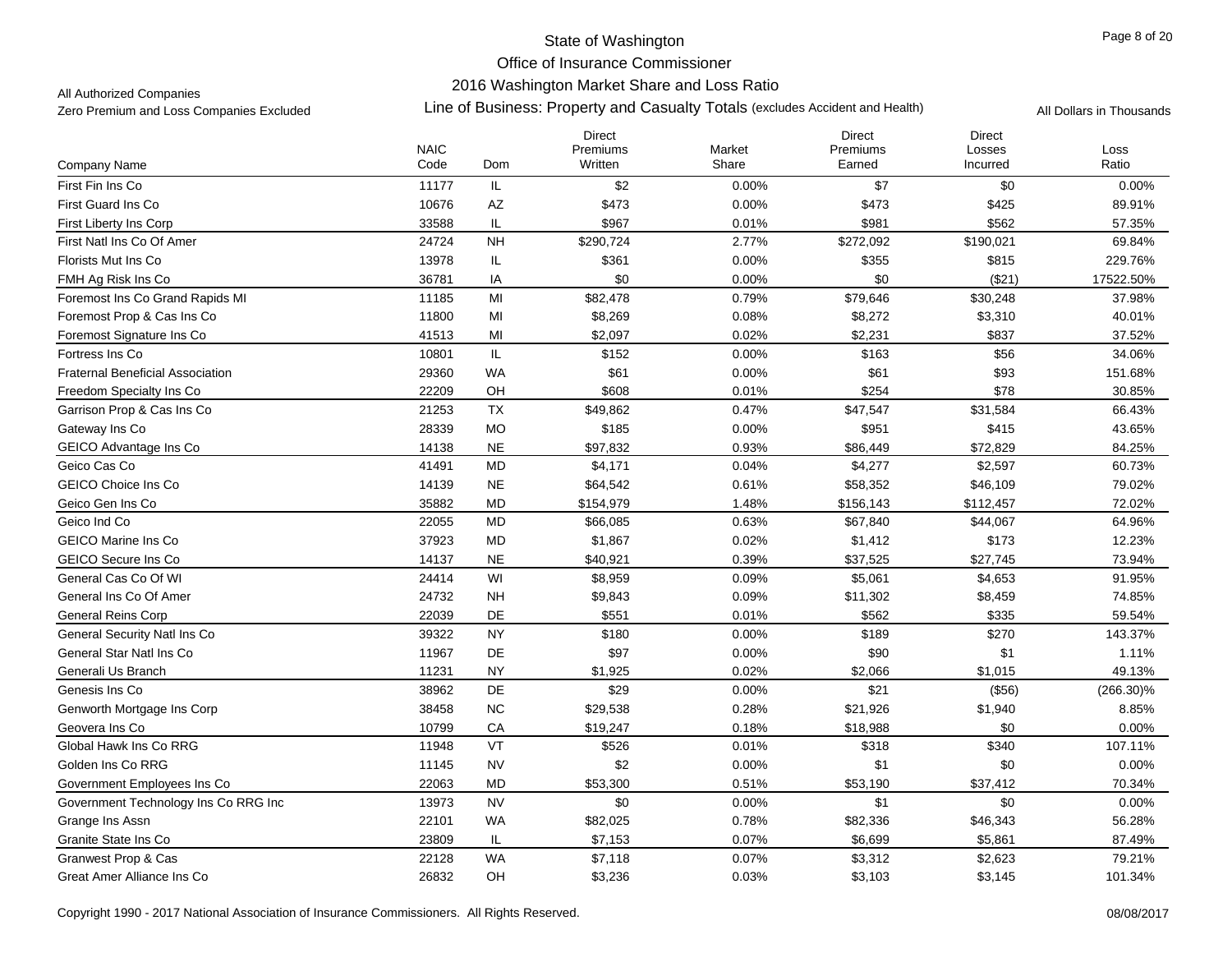# State of Washington
## Office of Insurance Commissioner
## 2016 Washington Market Share and Loss Ratio

All Authorized Companies
Zero Premium and Loss Companies Excluded

Line of Business: Property and Casualty Totals (excludes Accident and Health)

All Dollars in Thousands

| Company Name | NAIC Code | Dom | Direct Premiums Written | Market Share | Direct Premiums Earned | Direct Losses Incurred | Loss Ratio |
|---|---|---|---|---|---|---|---|
| First Fin Ins Co | 11177 | IL | $2 | 0.00% | $7 | $0 | 0.00% |
| First Guard Ins Co | 10676 | AZ | $473 | 0.00% | $473 | $425 | 89.91% |
| First Liberty Ins Corp | 33588 | IL | $967 | 0.01% | $981 | $562 | 57.35% |
| First Natl Ins Co Of Amer | 24724 | NH | $290,724 | 2.77% | $272,092 | $190,021 | 69.84% |
| Florists Mut Ins Co | 13978 | IL | $361 | 0.00% | $355 | $815 | 229.76% |
| FMH Ag Risk Ins Co | 36781 | IA | $0 | 0.00% | $0 | ($21) | 17522.50% |
| Foremost Ins Co Grand Rapids MI | 11185 | MI | $82,478 | 0.79% | $79,646 | $30,248 | 37.98% |
| Foremost Prop & Cas Ins Co | 11800 | MI | $8,269 | 0.08% | $8,272 | $3,310 | 40.01% |
| Foremost Signature Ins Co | 41513 | MI | $2,097 | 0.02% | $2,231 | $837 | 37.52% |
| Fortress Ins Co | 10801 | IL | $152 | 0.00% | $163 | $56 | 34.06% |
| Fraternal Beneficial Association | 29360 | WA | $61 | 0.00% | $61 | $93 | 151.68% |
| Freedom Specialty Ins Co | 22209 | OH | $608 | 0.01% | $254 | $78 | 30.85% |
| Garrison Prop & Cas Ins Co | 21253 | TX | $49,862 | 0.47% | $47,547 | $31,584 | 66.43% |
| Gateway Ins Co | 28339 | MO | $185 | 0.00% | $951 | $415 | 43.65% |
| GEICO Advantage Ins Co | 14138 | NE | $97,832 | 0.93% | $86,449 | $72,829 | 84.25% |
| Geico Cas Co | 41491 | MD | $4,171 | 0.04% | $4,277 | $2,597 | 60.73% |
| GEICO Choice Ins Co | 14139 | NE | $64,542 | 0.61% | $58,352 | $46,109 | 79.02% |
| Geico Gen Ins Co | 35882 | MD | $154,979 | 1.48% | $156,143 | $112,457 | 72.02% |
| Geico Ind Co | 22055 | MD | $66,085 | 0.63% | $67,840 | $44,067 | 64.96% |
| GEICO Marine Ins Co | 37923 | MD | $1,867 | 0.02% | $1,412 | $173 | 12.23% |
| GEICO Secure Ins Co | 14137 | NE | $40,921 | 0.39% | $37,525 | $27,745 | 73.94% |
| General Cas Co Of WI | 24414 | WI | $8,959 | 0.09% | $5,061 | $4,653 | 91.95% |
| General Ins Co Of Amer | 24732 | NH | $9,843 | 0.09% | $11,302 | $8,459 | 74.85% |
| General Reins Corp | 22039 | DE | $551 | 0.01% | $562 | $335 | 59.54% |
| General Security Natl Ins Co | 39322 | NY | $180 | 0.00% | $189 | $270 | 143.37% |
| General Star Natl Ins Co | 11967 | DE | $97 | 0.00% | $90 | $1 | 1.11% |
| Generali Us Branch | 11231 | NY | $1,925 | 0.02% | $2,066 | $1,015 | 49.13% |
| Genesis Ins Co | 38962 | DE | $29 | 0.00% | $21 | ($56) | (266.30)% |
| Genworth Mortgage Ins Corp | 38458 | NC | $29,538 | 0.28% | $21,926 | $1,940 | 8.85% |
| Geovera Ins Co | 10799 | CA | $19,247 | 0.18% | $18,988 | $0 | 0.00% |
| Global Hawk Ins Co RRG | 11948 | VT | $526 | 0.01% | $318 | $340 | 107.11% |
| Golden Ins Co RRG | 11145 | NV | $2 | 0.00% | $1 | $0 | 0.00% |
| Government Employees Ins Co | 22063 | MD | $53,300 | 0.51% | $53,190 | $37,412 | 70.34% |
| Government Technology Ins Co RRG Inc | 13973 | NV | $0 | 0.00% | $1 | $0 | 0.00% |
| Grange Ins Assn | 22101 | WA | $82,025 | 0.78% | $82,336 | $46,343 | 56.28% |
| Granite State Ins Co | 23809 | IL | $7,153 | 0.07% | $6,699 | $5,861 | 87.49% |
| Granwest Prop & Cas | 22128 | WA | $7,118 | 0.07% | $3,312 | $2,623 | 79.21% |
| Great Amer Alliance Ins Co | 26832 | OH | $3,236 | 0.03% | $3,103 | $3,145 | 101.34% |

Copyright 1990 - 2017 National Association of Insurance Commissioners. All Rights Reserved.

08/08/2017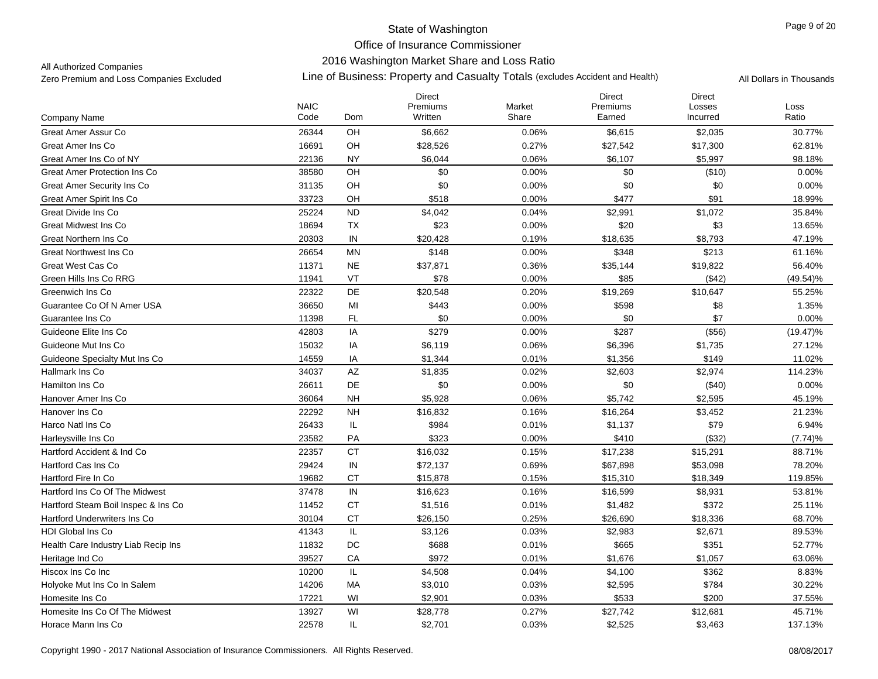State of Washington
Office of Insurance Commissioner
2016 Washington Market Share and Loss Ratio

All Authorized Companies
Zero Premium and Loss Companies Excluded

Line of Business: Property and Casualty Totals (excludes Accident and Health)

All Dollars in Thousands

| Company Name | NAIC Code | Dom | Direct Premiums Written | Market Share | Direct Premiums Earned | Direct Losses Incurred | Loss Ratio |
|---|---|---|---|---|---|---|---|
| Great Amer Assur Co | 26344 | OH | $6,662 | 0.06% | $6,615 | $2,035 | 30.77% |
| Great Amer Ins Co | 16691 | OH | $28,526 | 0.27% | $27,542 | $17,300 | 62.81% |
| Great Amer Ins Co of NY | 22136 | NY | $6,044 | 0.06% | $6,107 | $5,997 | 98.18% |
| Great Amer Protection Ins Co | 38580 | OH | $0 | 0.00% | $0 | ($10) | 0.00% |
| Great Amer Security Ins Co | 31135 | OH | $0 | 0.00% | $0 | $0 | 0.00% |
| Great Amer Spirit Ins Co | 33723 | OH | $518 | 0.00% | $477 | $91 | 18.99% |
| Great Divide Ins Co | 25224 | ND | $4,042 | 0.04% | $2,991 | $1,072 | 35.84% |
| Great Midwest Ins Co | 18694 | TX | $23 | 0.00% | $20 | $3 | 13.65% |
| Great Northern Ins Co | 20303 | IN | $20,428 | 0.19% | $18,635 | $8,793 | 47.19% |
| Great Northwest Ins Co | 26654 | MN | $148 | 0.00% | $348 | $213 | 61.16% |
| Great West Cas Co | 11371 | NE | $37,871 | 0.36% | $35,144 | $19,822 | 56.40% |
| Green Hills Ins Co RRG | 11941 | VT | $78 | 0.00% | $85 | ($42) | (49.54)% |
| Greenwich Ins Co | 22322 | DE | $20,548 | 0.20% | $19,269 | $10,647 | 55.25% |
| Guarantee Co Of N Amer USA | 36650 | MI | $443 | 0.00% | $598 | $8 | 1.35% |
| Guarantee Ins Co | 11398 | FL | $0 | 0.00% | $0 | $7 | 0.00% |
| Guideone Elite Ins Co | 42803 | IA | $279 | 0.00% | $287 | ($56) | (19.47)% |
| Guideone Mut Ins Co | 15032 | IA | $6,119 | 0.06% | $6,396 | $1,735 | 27.12% |
| Guideone Specialty Mut Ins Co | 14559 | IA | $1,344 | 0.01% | $1,356 | $149 | 11.02% |
| Hallmark Ins Co | 34037 | AZ | $1,835 | 0.02% | $2,603 | $2,974 | 114.23% |
| Hamilton Ins Co | 26611 | DE | $0 | 0.00% | $0 | ($40) | 0.00% |
| Hanover Amer Ins Co | 36064 | NH | $5,928 | 0.06% | $5,742 | $2,595 | 45.19% |
| Hanover Ins Co | 22292 | NH | $16,832 | 0.16% | $16,264 | $3,452 | 21.23% |
| Harco Natl Ins Co | 26433 | IL | $984 | 0.01% | $1,137 | $79 | 6.94% |
| Harleysville Ins Co | 23582 | PA | $323 | 0.00% | $410 | ($32) | (7.74)% |
| Hartford Accident & Ind Co | 22357 | CT | $16,032 | 0.15% | $17,238 | $15,291 | 88.71% |
| Hartford Cas Ins Co | 29424 | IN | $72,137 | 0.69% | $67,898 | $53,098 | 78.20% |
| Hartford Fire In Co | 19682 | CT | $15,878 | 0.15% | $15,310 | $18,349 | 119.85% |
| Hartford Ins Co Of The Midwest | 37478 | IN | $16,623 | 0.16% | $16,599 | $8,931 | 53.81% |
| Hartford Steam Boil Inspec & Ins Co | 11452 | CT | $1,516 | 0.01% | $1,482 | $372 | 25.11% |
| Hartford Underwriters Ins Co | 30104 | CT | $26,150 | 0.25% | $26,690 | $18,336 | 68.70% |
| HDI Global Ins Co | 41343 | IL | $3,126 | 0.03% | $2,983 | $2,671 | 89.53% |
| Health Care Industry Liab Recip Ins | 11832 | DC | $688 | 0.01% | $665 | $351 | 52.77% |
| Heritage Ind Co | 39527 | CA | $972 | 0.01% | $1,676 | $1,057 | 63.06% |
| Hiscox Ins Co Inc | 10200 | IL | $4,508 | 0.04% | $4,100 | $362 | 8.83% |
| Holyoke Mut Ins Co In Salem | 14206 | MA | $3,010 | 0.03% | $2,595 | $784 | 30.22% |
| Homesite Ins Co | 17221 | WI | $2,901 | 0.03% | $533 | $200 | 37.55% |
| Homesite Ins Co Of The Midwest | 13927 | WI | $28,778 | 0.27% | $27,742 | $12,681 | 45.71% |
| Horace Mann Ins Co | 22578 | IL | $2,701 | 0.03% | $2,525 | $3,463 | 137.13% |

Copyright 1990 - 2017 National Association of Insurance Commissioners. All Rights Reserved. 08/08/2017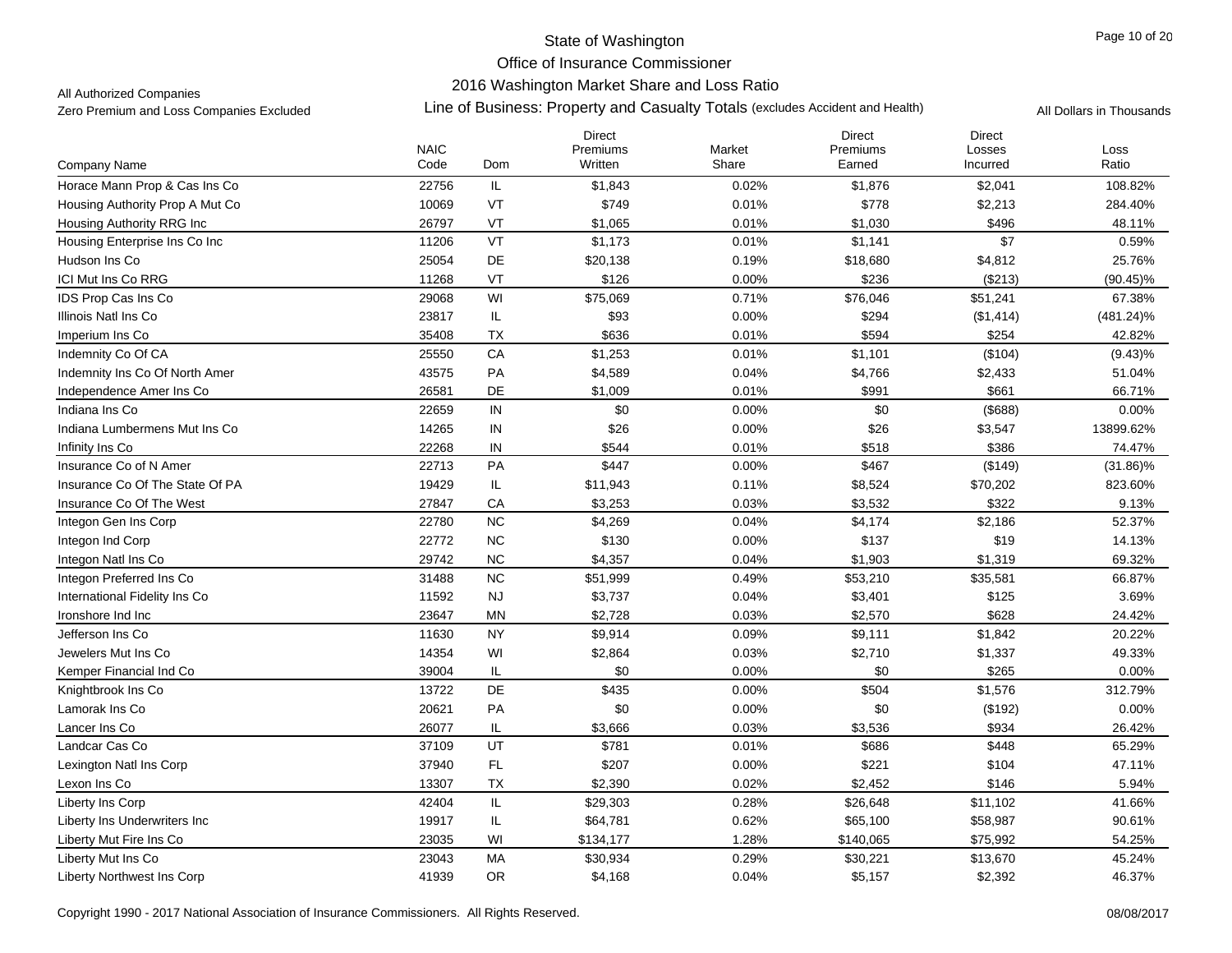State of Washington

Office of Insurance Commissioner

2016 Washington Market Share and Loss Ratio

All Authorized Companies

Zero Premium and Loss Companies Excluded

Line of Business: Property and Casualty Totals (excludes Accident and Health)

All Dollars in Thousands

| Company Name | NAIC Code | Dom | Direct Premiums Written | Market Share | Direct Premiums Earned | Direct Losses Incurred | Loss Ratio |
|---|---|---|---|---|---|---|---|
| Horace Mann Prop & Cas Ins Co | 22756 | IL | $1,843 | 0.02% | $1,876 | $2,041 | 108.82% |
| Housing Authority Prop A Mut Co | 10069 | VT | $749 | 0.01% | $778 | $2,213 | 284.40% |
| Housing Authority RRG Inc | 26797 | VT | $1,065 | 0.01% | $1,030 | $496 | 48.11% |
| Housing Enterprise Ins Co Inc | 11206 | VT | $1,173 | 0.01% | $1,141 | $7 | 0.59% |
| Hudson Ins Co | 25054 | DE | $20,138 | 0.19% | $18,680 | $4,812 | 25.76% |
| ICI Mut Ins Co RRG | 11268 | VT | $126 | 0.00% | $236 | ($213) | (90.45)% |
| IDS Prop Cas Ins Co | 29068 | WI | $75,069 | 0.71% | $76,046 | $51,241 | 67.38% |
| Illinois Natl Ins Co | 23817 | IL | $93 | 0.00% | $294 | ($1,414) | (481.24)% |
| Imperium Ins Co | 35408 | TX | $636 | 0.01% | $594 | $254 | 42.82% |
| Indemnity Co Of CA | 25550 | CA | $1,253 | 0.01% | $1,101 | ($104) | (9.43)% |
| Indemnity Ins Co Of North Amer | 43575 | PA | $4,589 | 0.04% | $4,766 | $2,433 | 51.04% |
| Independence Amer Ins Co | 26581 | DE | $1,009 | 0.01% | $991 | $661 | 66.71% |
| Indiana Ins Co | 22659 | IN | $0 | 0.00% | $0 | ($688) | 0.00% |
| Indiana Lumbermens Mut Ins Co | 14265 | IN | $26 | 0.00% | $26 | $3,547 | 13899.62% |
| Infinity Ins Co | 22268 | IN | $544 | 0.01% | $518 | $386 | 74.47% |
| Insurance Co of N Amer | 22713 | PA | $447 | 0.00% | $467 | ($149) | (31.86)% |
| Insurance Co Of The State Of PA | 19429 | IL | $11,943 | 0.11% | $8,524 | $70,202 | 823.60% |
| Insurance Co Of The West | 27847 | CA | $3,253 | 0.03% | $3,532 | $322 | 9.13% |
| Integon Gen Ins Corp | 22780 | NC | $4,269 | 0.04% | $4,174 | $2,186 | 52.37% |
| Integon Ind Corp | 22772 | NC | $130 | 0.00% | $137 | $19 | 14.13% |
| Integon Natl Ins Co | 29742 | NC | $4,357 | 0.04% | $1,903 | $1,319 | 69.32% |
| Integon Preferred Ins Co | 31488 | NC | $51,999 | 0.49% | $53,210 | $35,581 | 66.87% |
| International Fidelity Ins Co | 11592 | NJ | $3,737 | 0.04% | $3,401 | $125 | 3.69% |
| Ironshore Ind Inc | 23647 | MN | $2,728 | 0.03% | $2,570 | $628 | 24.42% |
| Jefferson Ins Co | 11630 | NY | $9,914 | 0.09% | $9,111 | $1,842 | 20.22% |
| Jewelers Mut Ins Co | 14354 | WI | $2,864 | 0.03% | $2,710 | $1,337 | 49.33% |
| Kemper Financial Ind Co | 39004 | IL | $0 | 0.00% | $0 | $265 | 0.00% |
| Knightbrook Ins Co | 13722 | DE | $435 | 0.00% | $504 | $1,576 | 312.79% |
| Lamorak Ins Co | 20621 | PA | $0 | 0.00% | $0 | ($192) | 0.00% |
| Lancer Ins Co | 26077 | IL | $3,666 | 0.03% | $3,536 | $934 | 26.42% |
| Landcar Cas Co | 37109 | UT | $781 | 0.01% | $686 | $448 | 65.29% |
| Lexington Natl Ins Corp | 37940 | FL | $207 | 0.00% | $221 | $104 | 47.11% |
| Lexon Ins Co | 13307 | TX | $2,390 | 0.02% | $2,452 | $146 | 5.94% |
| Liberty Ins Corp | 42404 | IL | $29,303 | 0.28% | $26,648 | $11,102 | 41.66% |
| Liberty Ins Underwriters Inc | 19917 | IL | $64,781 | 0.62% | $65,100 | $58,987 | 90.61% |
| Liberty Mut Fire Ins Co | 23035 | WI | $134,177 | 1.28% | $140,065 | $75,992 | 54.25% |
| Liberty Mut Ins Co | 23043 | MA | $30,934 | 0.29% | $30,221 | $13,670 | 45.24% |
| Liberty Northwest Ins Corp | 41939 | OR | $4,168 | 0.04% | $5,157 | $2,392 | 46.37% |

Copyright 1990 - 2017 National Association of Insurance Commissioners. All Rights Reserved.

08/08/2017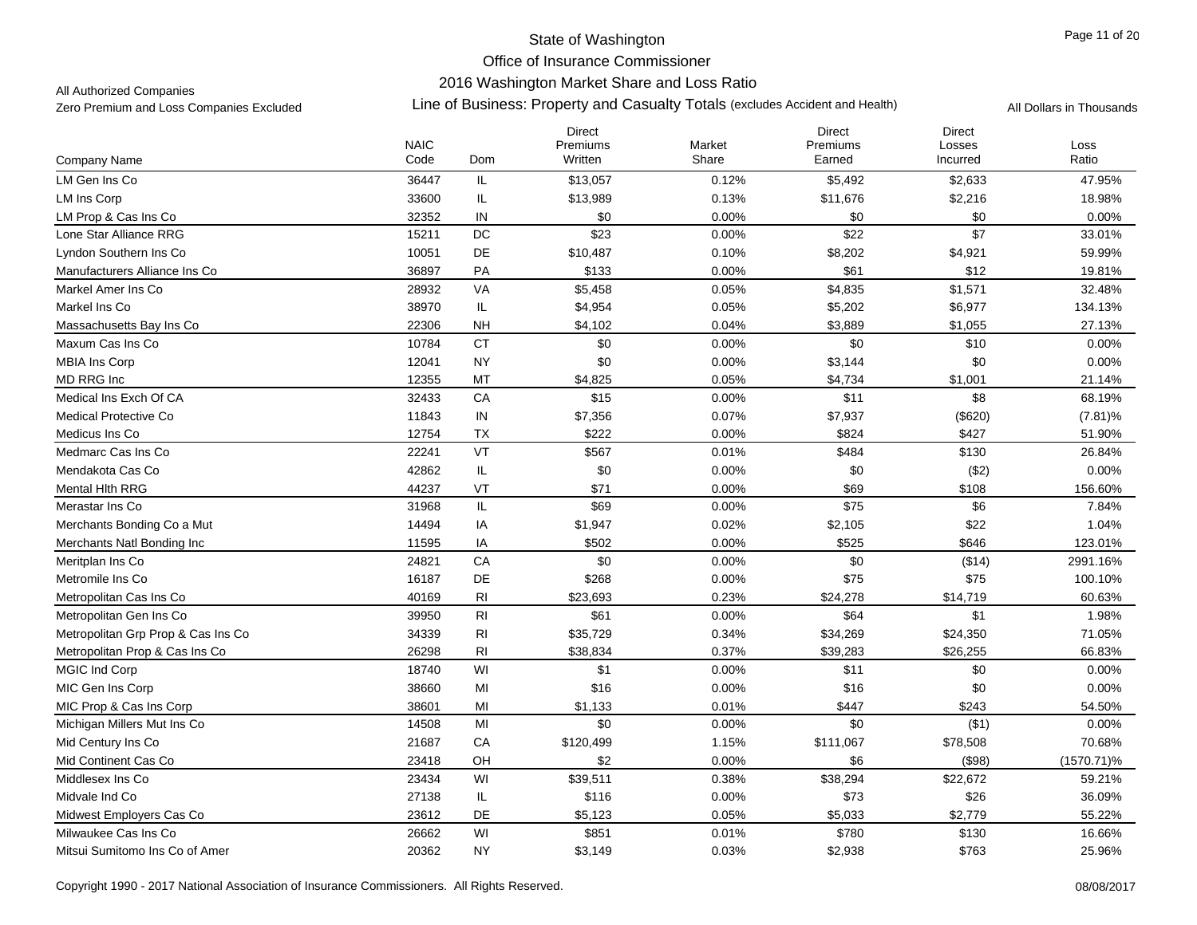# State of Washington
## Office of Insurance Commissioner
### 2016 Washington Market Share and Loss Ratio

All Authorized Companies
Zero Premium and Loss Companies Excluded

Line of Business: Property and Casualty Totals (excludes Accident and Health)

All Dollars in Thousands

| Company Name | NAIC Code | Dom | Direct Premiums Written | Market Share | Direct Premiums Earned | Direct Losses Incurred | Loss Ratio |
|---|---|---|---|---|---|---|---|
| LM Gen Ins Co | 36447 | IL | $13,057 | 0.12% | $5,492 | $2,633 | 47.95% |
| LM Ins Corp | 33600 | IL | $13,989 | 0.13% | $11,676 | $2,216 | 18.98% |
| LM Prop & Cas Ins Co | 32352 | IN | $0 | 0.00% | $0 | $0 | 0.00% |
| Lone Star Alliance RRG | 15211 | DC | $23 | 0.00% | $22 | $7 | 33.01% |
| Lyndon Southern Ins Co | 10051 | DE | $10,487 | 0.10% | $8,202 | $4,921 | 59.99% |
| Manufacturers Alliance Ins Co | 36897 | PA | $133 | 0.00% | $61 | $12 | 19.81% |
| Markel Amer Ins Co | 28932 | VA | $5,458 | 0.05% | $4,835 | $1,571 | 32.48% |
| Markel Ins Co | 38970 | IL | $4,954 | 0.05% | $5,202 | $6,977 | 134.13% |
| Massachusetts Bay Ins Co | 22306 | NH | $4,102 | 0.04% | $3,889 | $1,055 | 27.13% |
| Maxum Cas Ins Co | 10784 | CT | $0 | 0.00% | $0 | $10 | 0.00% |
| MBIA Ins Corp | 12041 | NY | $0 | 0.00% | $3,144 | $0 | 0.00% |
| MD RRG Inc | 12355 | MT | $4,825 | 0.05% | $4,734 | $1,001 | 21.14% |
| Medical Ins Exch Of CA | 32433 | CA | $15 | 0.00% | $11 | $8 | 68.19% |
| Medical Protective Co | 11843 | IN | $7,356 | 0.07% | $7,937 | ($620) | (7.81)% |
| Medicus Ins Co | 12754 | TX | $222 | 0.00% | $824 | $427 | 51.90% |
| Medmarc Cas Ins Co | 22241 | VT | $567 | 0.01% | $484 | $130 | 26.84% |
| Mendakota Cas Co | 42862 | IL | $0 | 0.00% | $0 | ($2) | 0.00% |
| Mental Hlth RRG | 44237 | VT | $71 | 0.00% | $69 | $108 | 156.60% |
| Merastar Ins Co | 31968 | IL | $69 | 0.00% | $75 | $6 | 7.84% |
| Merchants Bonding Co a Mut | 14494 | IA | $1,947 | 0.02% | $2,105 | $22 | 1.04% |
| Merchants Natl Bonding Inc | 11595 | IA | $502 | 0.00% | $525 | $646 | 123.01% |
| Meritplan Ins Co | 24821 | CA | $0 | 0.00% | $0 | ($14) | 2991.16% |
| Metromile Ins Co | 16187 | DE | $268 | 0.00% | $75 | $75 | 100.10% |
| Metropolitan Cas Ins Co | 40169 | RI | $23,693 | 0.23% | $24,278 | $14,719 | 60.63% |
| Metropolitan Gen Ins Co | 39950 | RI | $61 | 0.00% | $64 | $1 | 1.98% |
| Metropolitan Grp Prop & Cas Ins Co | 34339 | RI | $35,729 | 0.34% | $34,269 | $24,350 | 71.05% |
| Metropolitan Prop & Cas Ins Co | 26298 | RI | $38,834 | 0.37% | $39,283 | $26,255 | 66.83% |
| MGIC Ind Corp | 18740 | WI | $1 | 0.00% | $11 | $0 | 0.00% |
| MIC Gen Ins Corp | 38660 | MI | $16 | 0.00% | $16 | $0 | 0.00% |
| MIC Prop & Cas Ins Corp | 38601 | MI | $1,133 | 0.01% | $447 | $243 | 54.50% |
| Michigan Millers Mut Ins Co | 14508 | MI | $0 | 0.00% | $0 | ($1) | 0.00% |
| Mid Century Ins Co | 21687 | CA | $120,499 | 1.15% | $111,067 | $78,508 | 70.68% |
| Mid Continent Cas Co | 23418 | OH | $2 | 0.00% | $6 | ($98) | (1570.71)% |
| Middlesex Ins Co | 23434 | WI | $39,511 | 0.38% | $38,294 | $22,672 | 59.21% |
| Midvale Ind Co | 27138 | IL | $116 | 0.00% | $73 | $26 | 36.09% |
| Midwest Employers Cas Co | 23612 | DE | $5,123 | 0.05% | $5,033 | $2,779 | 55.22% |
| Milwaukee Cas Ins Co | 26662 | WI | $851 | 0.01% | $780 | $130 | 16.66% |
| Mitsui Sumitomo Ins Co of Amer | 20362 | NY | $3,149 | 0.03% | $2,938 | $763 | 25.96% |

Copyright 1990 - 2017 National Association of Insurance Commissioners. All Rights Reserved. 08/08/2017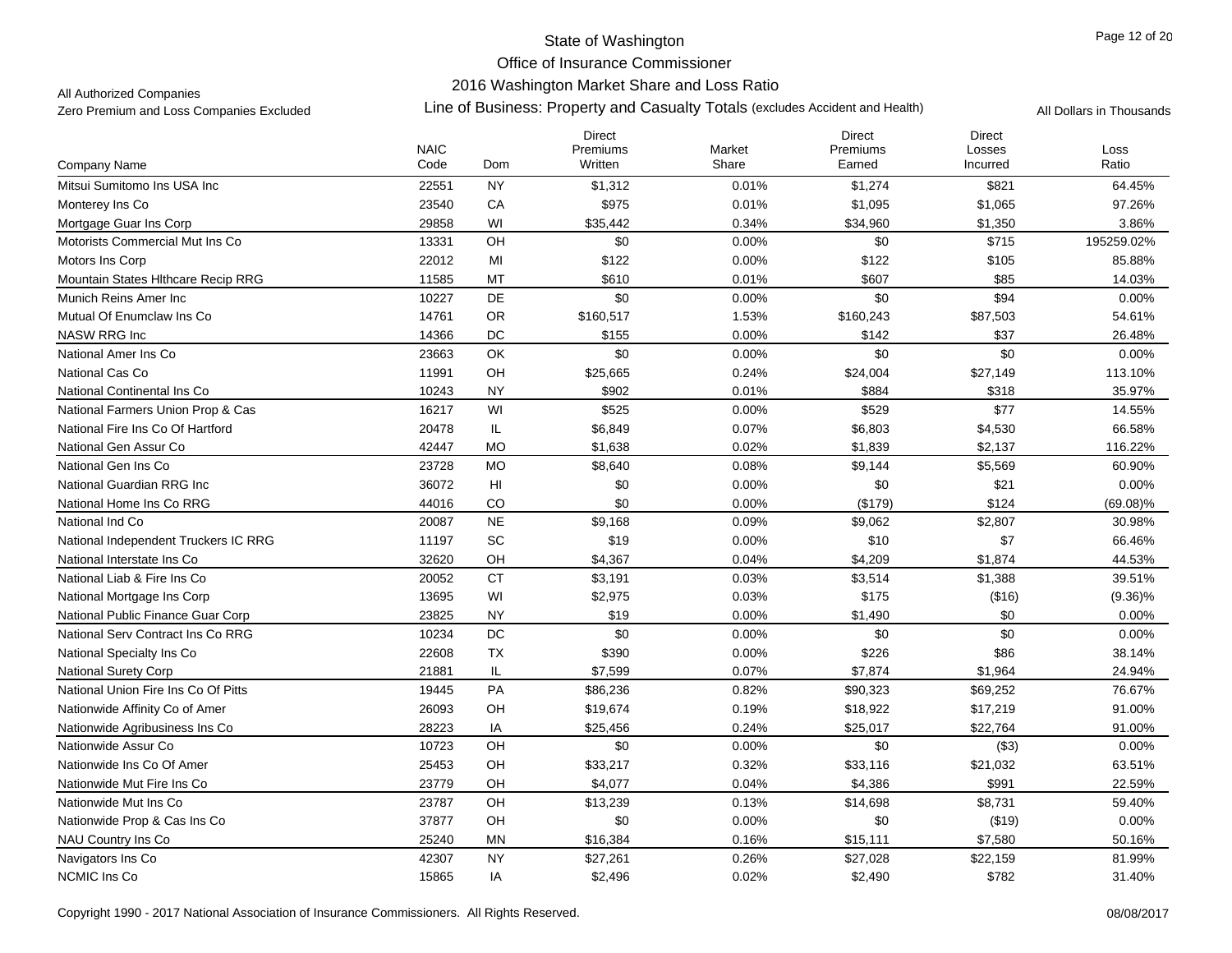# State of Washington
## Office of Insurance Commissioner
### 2016 Washington Market Share and Loss Ratio

All Authorized Companies
Zero Premium and Loss Companies Excluded

Line of Business: Property and Casualty Totals (excludes Accident and Health)

All Dollars in Thousands

| Company Name | NAIC Code | Dom | Direct Premiums Written | Market Share | Direct Premiums Earned | Direct Losses Incurred | Loss Ratio |
|---|---|---|---|---|---|---|---|
| Mitsui Sumitomo Ins USA Inc | 22551 | NY | $1,312 | 0.01% | $1,274 | $821 | 64.45% |
| Monterey Ins Co | 23540 | CA | $975 | 0.01% | $1,095 | $1,065 | 97.26% |
| Mortgage Guar Ins Corp | 29858 | WI | $35,442 | 0.34% | $34,960 | $1,350 | 3.86% |
| Motorists Commercial Mut Ins Co | 13331 | OH | $0 | 0.00% | $0 | $715 | 195259.02% |
| Motors Ins Corp | 22012 | MI | $122 | 0.00% | $122 | $105 | 85.88% |
| Mountain States Hlthcare Recip RRG | 11585 | MT | $610 | 0.01% | $607 | $85 | 14.03% |
| Munich Reins Amer Inc | 10227 | DE | $0 | 0.00% | $0 | $94 | 0.00% |
| Mutual Of Enumclaw Ins Co | 14761 | OR | $160,517 | 1.53% | $160,243 | $87,503 | 54.61% |
| NASW RRG Inc | 14366 | DC | $155 | 0.00% | $142 | $37 | 26.48% |
| National Amer Ins Co | 23663 | OK | $0 | 0.00% | $0 | $0 | 0.00% |
| National Cas Co | 11991 | OH | $25,665 | 0.24% | $24,004 | $27,149 | 113.10% |
| National Continental Ins Co | 10243 | NY | $902 | 0.01% | $884 | $318 | 35.97% |
| National Farmers Union Prop & Cas | 16217 | WI | $525 | 0.00% | $529 | $77 | 14.55% |
| National Fire Ins Co Of Hartford | 20478 | IL | $6,849 | 0.07% | $6,803 | $4,530 | 66.58% |
| National Gen Assur Co | 42447 | MO | $1,638 | 0.02% | $1,839 | $2,137 | 116.22% |
| National Gen Ins Co | 23728 | MO | $8,640 | 0.08% | $9,144 | $5,569 | 60.90% |
| National Guardian RRG Inc | 36072 | HI | $0 | 0.00% | $0 | $21 | 0.00% |
| National Home Ins Co RRG | 44016 | CO | $0 | 0.00% | ($179) | $124 | (69.08)% |
| National Ind Co | 20087 | NE | $9,168 | 0.09% | $9,062 | $2,807 | 30.98% |
| National Independent Truckers IC RRG | 11197 | SC | $19 | 0.00% | $10 | $7 | 66.46% |
| National Interstate Ins Co | 32620 | OH | $4,367 | 0.04% | $4,209 | $1,874 | 44.53% |
| National Liab & Fire Ins Co | 20052 | CT | $3,191 | 0.03% | $3,514 | $1,388 | 39.51% |
| National Mortgage Ins Corp | 13695 | WI | $2,975 | 0.03% | $175 | ($16) | (9.36)% |
| National Public Finance Guar Corp | 23825 | NY | $19 | 0.00% | $1,490 | $0 | 0.00% |
| National Serv Contract Ins Co RRG | 10234 | DC | $0 | 0.00% | $0 | $0 | 0.00% |
| National Specialty Ins Co | 22608 | TX | $390 | 0.00% | $226 | $86 | 38.14% |
| National Surety Corp | 21881 | IL | $7,599 | 0.07% | $7,874 | $1,964 | 24.94% |
| National Union Fire Ins Co Of Pitts | 19445 | PA | $86,236 | 0.82% | $90,323 | $69,252 | 76.67% |
| Nationwide Affinity Co of Amer | 26093 | OH | $19,674 | 0.19% | $18,922 | $17,219 | 91.00% |
| Nationwide Agribusiness Ins Co | 28223 | IA | $25,456 | 0.24% | $25,017 | $22,764 | 91.00% |
| Nationwide Assur Co | 10723 | OH | $0 | 0.00% | $0 | ($3) | 0.00% |
| Nationwide Ins Co Of Amer | 25453 | OH | $33,217 | 0.32% | $33,116 | $21,032 | 63.51% |
| Nationwide Mut Fire Ins Co | 23779 | OH | $4,077 | 0.04% | $4,386 | $991 | 22.59% |
| Nationwide Mut Ins Co | 23787 | OH | $13,239 | 0.13% | $14,698 | $8,731 | 59.40% |
| Nationwide Prop & Cas Ins Co | 37877 | OH | $0 | 0.00% | $0 | ($19) | 0.00% |
| NAU Country Ins Co | 25240 | MN | $16,384 | 0.16% | $15,111 | $7,580 | 50.16% |
| Navigators Ins Co | 42307 | NY | $27,261 | 0.26% | $27,028 | $22,159 | 81.99% |
| NCMIC Ins Co | 15865 | IA | $2,496 | 0.02% | $2,490 | $782 | 31.40% |

Copyright 1990 - 2017 National Association of Insurance Commissioners. All Rights Reserved. 08/08/2017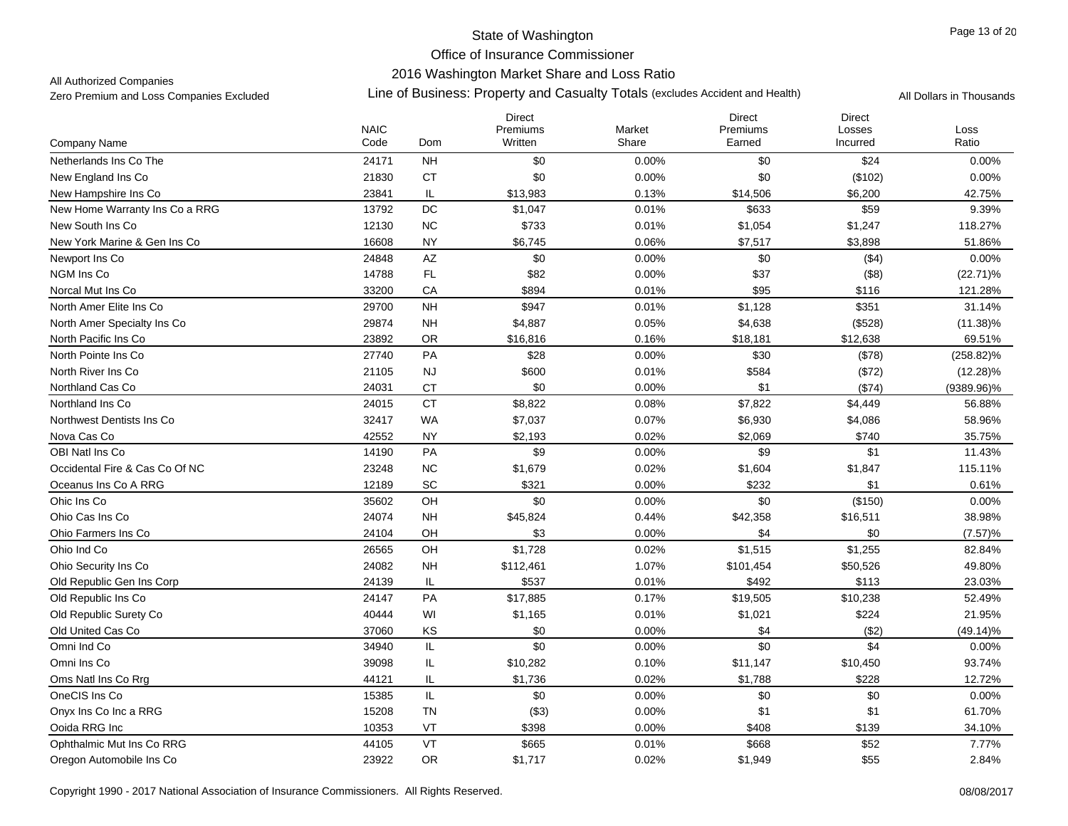State of Washington

Office of Insurance Commissioner

2016 Washington Market Share and Loss Ratio

All Authorized Companies

Zero Premium and Loss Companies Excluded

Line of Business: Property and Casualty Totals (excludes Accident and Health)

All Dollars in Thousands

| Company Name | NAIC Code | Dom | Direct Premiums Written | Market Share | Direct Premiums Earned | Direct Losses Incurred | Loss Ratio |
|---|---|---|---|---|---|---|---|
| Netherlands Ins Co The | 24171 | NH | $0 | 0.00% | $0 | $24 | 0.00% |
| New England Ins Co | 21830 | CT | $0 | 0.00% | $0 | ($102) | 0.00% |
| New Hampshire Ins Co | 23841 | IL | $13,983 | 0.13% | $14,506 | $6,200 | 42.75% |
| New Home Warranty Ins Co a RRG | 13792 | DC | $1,047 | 0.01% | $633 | $59 | 9.39% |
| New South Ins Co | 12130 | NC | $733 | 0.01% | $1,054 | $1,247 | 118.27% |
| New York Marine & Gen Ins Co | 16608 | NY | $6,745 | 0.06% | $7,517 | $3,898 | 51.86% |
| Newport Ins Co | 24848 | AZ | $0 | 0.00% | $0 | ($4) | 0.00% |
| NGM Ins Co | 14788 | FL | $82 | 0.00% | $37 | ($8) | (22.71)% |
| Norcal Mut Ins Co | 33200 | CA | $894 | 0.01% | $95 | $116 | 121.28% |
| North Amer Elite Ins Co | 29700 | NH | $947 | 0.01% | $1,128 | $351 | 31.14% |
| North Amer Specialty Ins Co | 29874 | NH | $4,887 | 0.05% | $4,638 | ($528) | (11.38)% |
| North Pacific Ins Co | 23892 | OR | $16,816 | 0.16% | $18,181 | $12,638 | 69.51% |
| North Pointe Ins Co | 27740 | PA | $28 | 0.00% | $30 | ($78) | (258.82)% |
| North River Ins Co | 21105 | NJ | $600 | 0.01% | $584 | ($72) | (12.28)% |
| Northland Cas Co | 24031 | CT | $0 | 0.00% | $1 | ($74) | (9389.96)% |
| Northland Ins Co | 24015 | CT | $8,822 | 0.08% | $7,822 | $4,449 | 56.88% |
| Northwest Dentists Ins Co | 32417 | WA | $7,037 | 0.07% | $6,930 | $4,086 | 58.96% |
| Nova Cas Co | 42552 | NY | $2,193 | 0.02% | $2,069 | $740 | 35.75% |
| OBI Natl Ins Co | 14190 | PA | $9 | 0.00% | $9 | $1 | 11.43% |
| Occidental Fire & Cas Co Of NC | 23248 | NC | $1,679 | 0.02% | $1,604 | $1,847 | 115.11% |
| Oceanus Ins Co A RRG | 12189 | SC | $321 | 0.00% | $232 | $1 | 0.61% |
| Ohic Ins Co | 35602 | OH | $0 | 0.00% | $0 | ($150) | 0.00% |
| Ohio Cas Ins Co | 24074 | NH | $45,824 | 0.44% | $42,358 | $16,511 | 38.98% |
| Ohio Farmers Ins Co | 24104 | OH | $3 | 0.00% | $4 | $0 | (7.57)% |
| Ohio Ind Co | 26565 | OH | $1,728 | 0.02% | $1,515 | $1,255 | 82.84% |
| Ohio Security Ins Co | 24082 | NH | $112,461 | 1.07% | $101,454 | $50,526 | 49.80% |
| Old Republic Gen Ins Corp | 24139 | IL | $537 | 0.01% | $492 | $113 | 23.03% |
| Old Republic Ins Co | 24147 | PA | $17,885 | 0.17% | $19,505 | $10,238 | 52.49% |
| Old Republic Surety Co | 40444 | WI | $1,165 | 0.01% | $1,021 | $224 | 21.95% |
| Old United Cas Co | 37060 | KS | $0 | 0.00% | $4 | ($2) | (49.14)% |
| Omni Ind Co | 34940 | IL | $0 | 0.00% | $0 | $4 | 0.00% |
| Omni Ins Co | 39098 | IL | $10,282 | 0.10% | $11,147 | $10,450 | 93.74% |
| Oms Natl Ins Co Rrg | 44121 | IL | $1,736 | 0.02% | $1,788 | $228 | 12.72% |
| OneCIS Ins Co | 15385 | IL | $0 | 0.00% | $0 | $0 | 0.00% |
| Onyx Ins Co Inc a RRG | 15208 | TN | ($3) | 0.00% | $1 | $1 | 61.70% |
| Ooida RRG Inc | 10353 | VT | $398 | 0.00% | $408 | $139 | 34.10% |
| Ophthalmic Mut Ins Co RRG | 44105 | VT | $665 | 0.01% | $668 | $52 | 7.77% |
| Oregon Automobile Ins Co | 23922 | OR | $1,717 | 0.02% | $1,949 | $55 | 2.84% |

Copyright 1990 - 2017 National Association of Insurance Commissioners. All Rights Reserved.

08/08/2017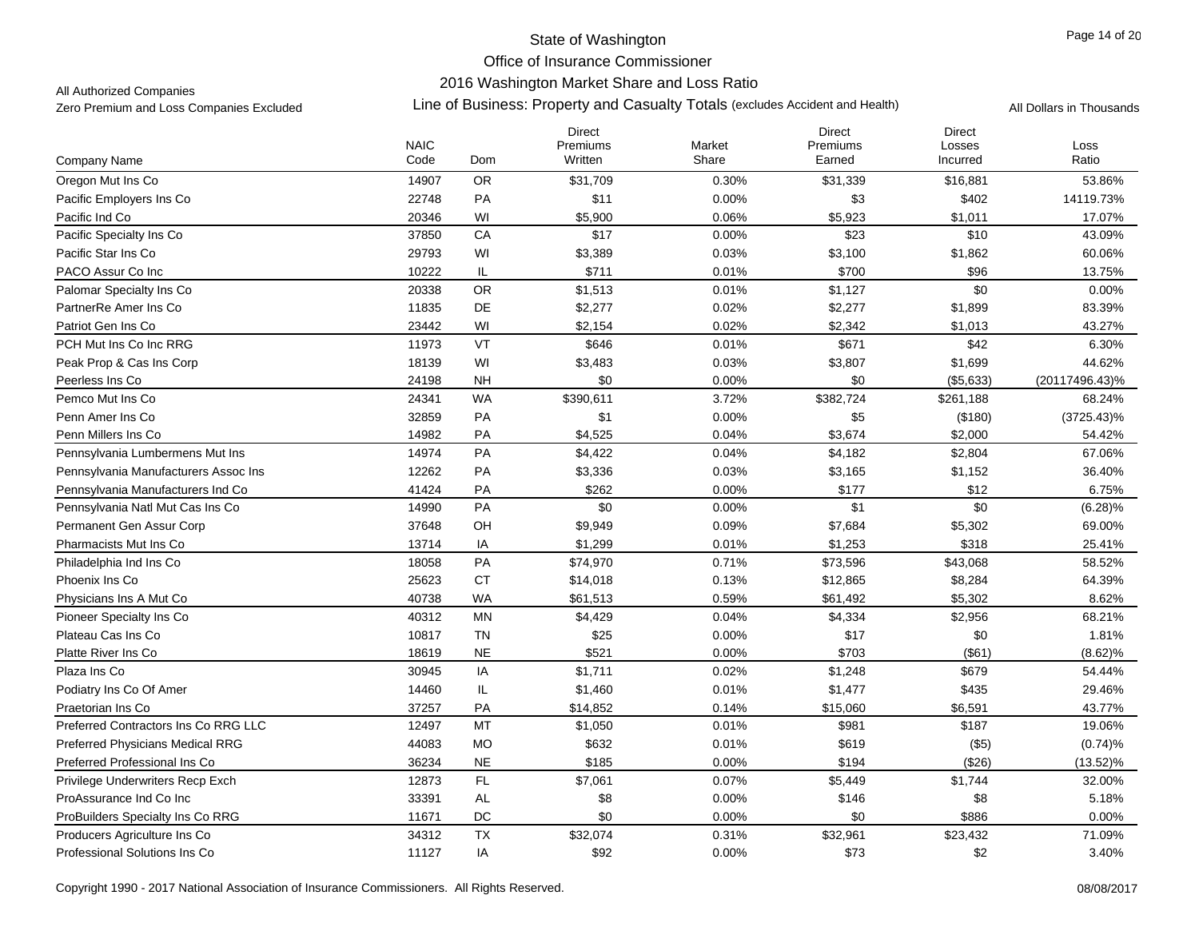State of Washington
Office of Insurance Commissioner
2016 Washington Market Share and Loss Ratio

All Authorized Companies
Zero Premium and Loss Companies Excluded

Line of Business: Property and Casualty Totals (excludes Accident and Health)

All Dollars in Thousands

| Company Name | NAIC Code | Dom | Direct Premiums Written | Market Share | Direct Premiums Earned | Direct Losses Incurred | Loss Ratio |
|---|---|---|---|---|---|---|---|
| Oregon Mut Ins Co | 14907 | OR | $31,709 | 0.30% | $31,339 | $16,881 | 53.86% |
| Pacific Employers Ins Co | 22748 | PA | $11 | 0.00% | $3 | $402 | 14119.73% |
| Pacific Ind Co | 20346 | WI | $5,900 | 0.06% | $5,923 | $1,011 | 17.07% |
| Pacific Specialty Ins Co | 37850 | CA | $17 | 0.00% | $23 | $10 | 43.09% |
| Pacific Star Ins Co | 29793 | WI | $3,389 | 0.03% | $3,100 | $1,862 | 60.06% |
| PACO Assur Co Inc | 10222 | IL | $711 | 0.01% | $700 | $96 | 13.75% |
| Palomar Specialty Ins Co | 20338 | OR | $1,513 | 0.01% | $1,127 | $0 | 0.00% |
| PartnerRe Amer Ins Co | 11835 | DE | $2,277 | 0.02% | $2,277 | $1,899 | 83.39% |
| Patriot Gen Ins Co | 23442 | WI | $2,154 | 0.02% | $2,342 | $1,013 | 43.27% |
| PCH Mut Ins Co Inc RRG | 11973 | VT | $646 | 0.01% | $671 | $42 | 6.30% |
| Peak Prop & Cas Ins Corp | 18139 | WI | $3,483 | 0.03% | $3,807 | $1,699 | 44.62% |
| Peerless Ins Co | 24198 | NH | $0 | 0.00% | $0 | ($5,633) | (20117496.43)% |
| Pemco Mut Ins Co | 24341 | WA | $390,611 | 3.72% | $382,724 | $261,188 | 68.24% |
| Penn Amer Ins Co | 32859 | PA | $1 | 0.00% | $5 | ($180) | (3725.43)% |
| Penn Millers Ins Co | 14982 | PA | $4,525 | 0.04% | $3,674 | $2,000 | 54.42% |
| Pennsylvania Lumbermens Mut Ins | 14974 | PA | $4,422 | 0.04% | $4,182 | $2,804 | 67.06% |
| Pennsylvania Manufacturers Assoc Ins | 12262 | PA | $3,336 | 0.03% | $3,165 | $1,152 | 36.40% |
| Pennsylvania Manufacturers Ind Co | 41424 | PA | $262 | 0.00% | $177 | $12 | 6.75% |
| Pennsylvania Natl Mut Cas Ins Co | 14990 | PA | $0 | 0.00% | $1 | $0 | (6.28)% |
| Permanent Gen Assur Corp | 37648 | OH | $9,949 | 0.09% | $7,684 | $5,302 | 69.00% |
| Pharmacists Mut Ins Co | 13714 | IA | $1,299 | 0.01% | $1,253 | $318 | 25.41% |
| Philadelphia Ind Ins Co | 18058 | PA | $74,970 | 0.71% | $73,596 | $43,068 | 58.52% |
| Phoenix Ins Co | 25623 | CT | $14,018 | 0.13% | $12,865 | $8,284 | 64.39% |
| Physicians Ins A Mut Co | 40738 | WA | $61,513 | 0.59% | $61,492 | $5,302 | 8.62% |
| Pioneer Specialty Ins Co | 40312 | MN | $4,429 | 0.04% | $4,334 | $2,956 | 68.21% |
| Plateau Cas Ins Co | 10817 | TN | $25 | 0.00% | $17 | $0 | 1.81% |
| Platte River Ins Co | 18619 | NE | $521 | 0.00% | $703 | ($61) | (8.62)% |
| Plaza Ins Co | 30945 | IA | $1,711 | 0.02% | $1,248 | $679 | 54.44% |
| Podiatry Ins Co Of Amer | 14460 | IL | $1,460 | 0.01% | $1,477 | $435 | 29.46% |
| Praetorian Ins Co | 37257 | PA | $14,852 | 0.14% | $15,060 | $6,591 | 43.77% |
| Preferred Contractors Ins Co RRG LLC | 12497 | MT | $1,050 | 0.01% | $981 | $187 | 19.06% |
| Preferred Physicians Medical RRG | 44083 | MO | $632 | 0.01% | $619 | ($5) | (0.74)% |
| Preferred Professional Ins Co | 36234 | NE | $185 | 0.00% | $194 | ($26) | (13.52)% |
| Privilege Underwriters Recp Exch | 12873 | FL | $7,061 | 0.07% | $5,449 | $1,744 | 32.00% |
| ProAssurance Ind Co Inc | 33391 | AL | $8 | 0.00% | $146 | $8 | 5.18% |
| ProBuilders Specialty Ins Co RRG | 11671 | DC | $0 | 0.00% | $0 | $886 | 0.00% |
| Producers Agriculture Ins Co | 34312 | TX | $32,074 | 0.31% | $32,961 | $23,432 | 71.09% |
| Professional Solutions Ins Co | 11127 | IA | $92 | 0.00% | $73 | $2 | 3.40% |

Copyright 1990 - 2017 National Association of Insurance Commissioners. All Rights Reserved.

08/08/2017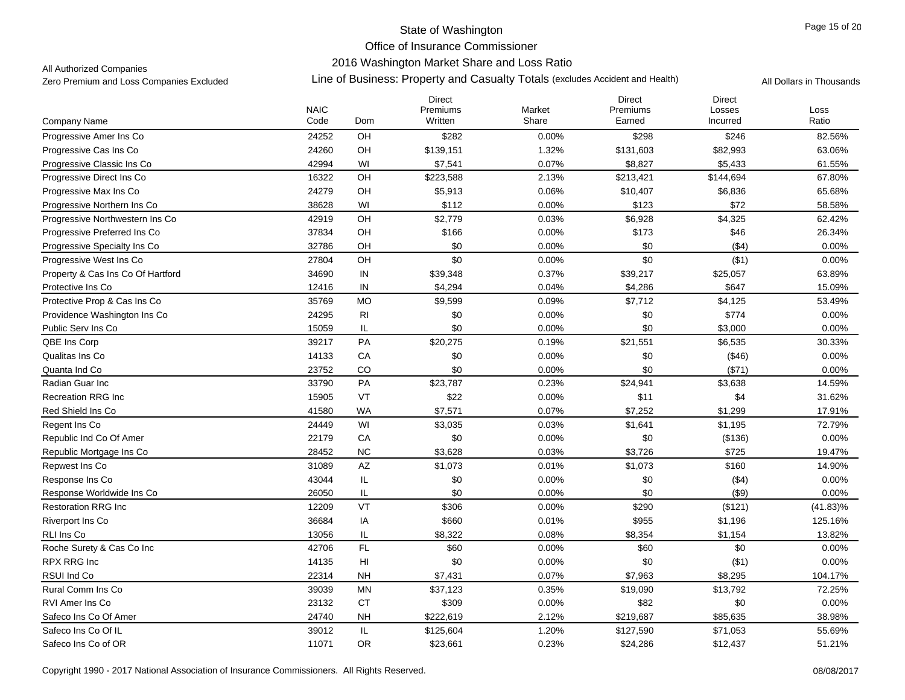State of Washington
Office of Insurance Commissioner
2016 Washington Market Share and Loss Ratio

All Authorized Companies
Zero Premium and Loss Companies Excluded

Line of Business: Property and Casualty Totals (excludes Accident and Health)

All Dollars in Thousands

| Company Name | NAIC Code | Dom | Direct Premiums Written | Market Share | Direct Premiums Earned | Direct Losses Incurred | Loss Ratio |
|---|---|---|---|---|---|---|---|
| Progressive Amer Ins Co | 24252 | OH | $282 | 0.00% | $298 | $246 | 82.56% |
| Progressive Cas Ins Co | 24260 | OH | $139,151 | 1.32% | $131,603 | $82,993 | 63.06% |
| Progressive Classic Ins Co | 42994 | WI | $7,541 | 0.07% | $8,827 | $5,433 | 61.55% |
| Progressive Direct Ins Co | 16322 | OH | $223,588 | 2.13% | $213,421 | $144,694 | 67.80% |
| Progressive Max Ins Co | 24279 | OH | $5,913 | 0.06% | $10,407 | $6,836 | 65.68% |
| Progressive Northern Ins Co | 38628 | WI | $112 | 0.00% | $123 | $72 | 58.58% |
| Progressive Northwestern Ins Co | 42919 | OH | $2,779 | 0.03% | $6,928 | $4,325 | 62.42% |
| Progressive Preferred Ins Co | 37834 | OH | $166 | 0.00% | $173 | $46 | 26.34% |
| Progressive Specialty Ins Co | 32786 | OH | $0 | 0.00% | $0 | ($4) | 0.00% |
| Progressive West Ins Co | 27804 | OH | $0 | 0.00% | $0 | ($1) | 0.00% |
| Property & Cas Ins Co Of Hartford | 34690 | IN | $39,348 | 0.37% | $39,217 | $25,057 | 63.89% |
| Protective Ins Co | 12416 | IN | $4,294 | 0.04% | $4,286 | $647 | 15.09% |
| Protective Prop & Cas Ins Co | 35769 | MO | $9,599 | 0.09% | $7,712 | $4,125 | 53.49% |
| Providence Washington Ins Co | 24295 | RI | $0 | 0.00% | $0 | $774 | 0.00% |
| Public Serv Ins Co | 15059 | IL | $0 | 0.00% | $0 | $3,000 | 0.00% |
| QBE Ins Corp | 39217 | PA | $20,275 | 0.19% | $21,551 | $6,535 | 30.33% |
| Qualitas Ins Co | 14133 | CA | $0 | 0.00% | $0 | ($46) | 0.00% |
| Quanta Ind Co | 23752 | CO | $0 | 0.00% | $0 | ($71) | 0.00% |
| Radian Guar Inc | 33790 | PA | $23,787 | 0.23% | $24,941 | $3,638 | 14.59% |
| Recreation RRG Inc | 15905 | VT | $22 | 0.00% | $11 | $4 | 31.62% |
| Red Shield Ins Co | 41580 | WA | $7,571 | 0.07% | $7,252 | $1,299 | 17.91% |
| Regent Ins Co | 24449 | WI | $3,035 | 0.03% | $1,641 | $1,195 | 72.79% |
| Republic Ind Co Of Amer | 22179 | CA | $0 | 0.00% | $0 | ($136) | 0.00% |
| Republic Mortgage Ins Co | 28452 | NC | $3,628 | 0.03% | $3,726 | $725 | 19.47% |
| Repwest Ins Co | 31089 | AZ | $1,073 | 0.01% | $1,073 | $160 | 14.90% |
| Response Ins Co | 43044 | IL | $0 | 0.00% | $0 | ($4) | 0.00% |
| Response Worldwide Ins Co | 26050 | IL | $0 | 0.00% | $0 | ($9) | 0.00% |
| Restoration RRG Inc | 12209 | VT | $306 | 0.00% | $290 | ($121) | (41.83)% |
| Riverport Ins Co | 36684 | IA | $660 | 0.01% | $955 | $1,196 | 125.16% |
| RLI Ins Co | 13056 | IL | $8,322 | 0.08% | $8,354 | $1,154 | 13.82% |
| Roche Surety & Cas Co Inc | 42706 | FL | $60 | 0.00% | $60 | $0 | 0.00% |
| RPX RRG Inc | 14135 | HI | $0 | 0.00% | $0 | ($1) | 0.00% |
| RSUI Ind Co | 22314 | NH | $7,431 | 0.07% | $7,963 | $8,295 | 104.17% |
| Rural Comm Ins Co | 39039 | MN | $37,123 | 0.35% | $19,090 | $13,792 | 72.25% |
| RVI Amer Ins Co | 23132 | CT | $309 | 0.00% | $82 | $0 | 0.00% |
| Safeco Ins Co Of Amer | 24740 | NH | $222,619 | 2.12% | $219,687 | $85,635 | 38.98% |
| Safeco Ins Co Of IL | 39012 | IL | $125,604 | 1.20% | $127,590 | $71,053 | 55.69% |
| Safeco Ins Co of OR | 11071 | OR | $23,661 | 0.23% | $24,286 | $12,437 | 51.21% |

Copyright 1990 - 2017 National Association of Insurance Commissioners. All Rights Reserved.

08/08/2017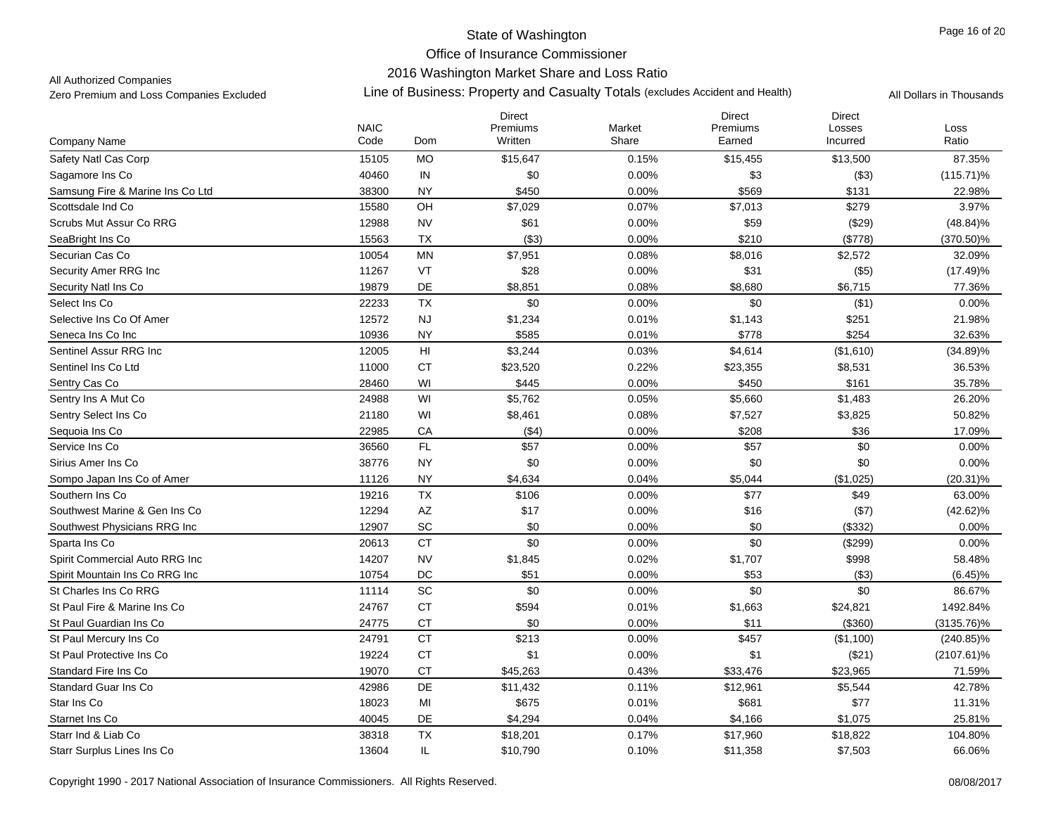State of Washington

Office of Insurance Commissioner

2016 Washington Market Share and Loss Ratio

All Authorized Companies

Zero Premium and Loss Companies Excluded

Line of Business: Property and Casualty Totals (excludes Accident and Health)

All Dollars in Thousands

| Company Name | NAIC Code | Dom | Direct Premiums Written | Market Share | Direct Premiums Earned | Direct Losses Incurred | Loss Ratio |
|---|---|---|---|---|---|---|---|
| Safety Natl Cas Corp | 15105 | MO | $15,647 | 0.15% | $15,455 | $13,500 | 87.35% |
| Sagamore Ins Co | 40460 | IN | $0 | 0.00% | $3 | ($3) | (115.71)% |
| Samsung Fire & Marine Ins Co Ltd | 38300 | NY | $450 | 0.00% | $569 | $131 | 22.98% |
| Scottsdale Ind Co | 15580 | OH | $7,029 | 0.07% | $7,013 | $279 | 3.97% |
| Scrubs Mut Assur Co RRG | 12988 | NV | $61 | 0.00% | $59 | ($29) | (48.84)% |
| SeaBright Ins Co | 15563 | TX | ($3) | 0.00% | $210 | ($778) | (370.50)% |
| Securian Cas Co | 10054 | MN | $7,951 | 0.08% | $8,016 | $2,572 | 32.09% |
| Security Amer RRG Inc | 11267 | VT | $28 | 0.00% | $31 | ($5) | (17.49)% |
| Security Natl Ins Co | 19879 | DE | $8,851 | 0.08% | $8,680 | $6,715 | 77.36% |
| Select Ins Co | 22233 | TX | $0 | 0.00% | $0 | ($1) | 0.00% |
| Selective Ins Co Of Amer | 12572 | NJ | $1,234 | 0.01% | $1,143 | $251 | 21.98% |
| Seneca Ins Co Inc | 10936 | NY | $585 | 0.01% | $778 | $254 | 32.63% |
| Sentinel Assur RRG Inc | 12005 | HI | $3,244 | 0.03% | $4,614 | ($1,610) | (34.89)% |
| Sentinel Ins Co Ltd | 11000 | CT | $23,520 | 0.22% | $23,355 | $8,531 | 36.53% |
| Sentry Cas Co | 28460 | WI | $445 | 0.00% | $450 | $161 | 35.78% |
| Sentry Ins A Mut Co | 24988 | WI | $5,762 | 0.05% | $5,660 | $1,483 | 26.20% |
| Sentry Select Ins Co | 21180 | WI | $8,461 | 0.08% | $7,527 | $3,825 | 50.82% |
| Sequoia Ins Co | 22985 | CA | ($4) | 0.00% | $208 | $36 | 17.09% |
| Service Ins Co | 36560 | FL | $57 | 0.00% | $57 | $0 | 0.00% |
| Sirius Amer Ins Co | 38776 | NY | $0 | 0.00% | $0 | $0 | 0.00% |
| Sompo Japan Ins Co of Amer | 11126 | NY | $4,634 | 0.04% | $5,044 | ($1,025) | (20.31)% |
| Southern Ins Co | 19216 | TX | $106 | 0.00% | $77 | $49 | 63.00% |
| Southwest Marine & Gen Ins Co | 12294 | AZ | $17 | 0.00% | $16 | ($7) | (42.62)% |
| Southwest Physicians RRG Inc | 12907 | SC | $0 | 0.00% | $0 | ($332) | 0.00% |
| Sparta Ins Co | 20613 | CT | $0 | 0.00% | $0 | ($299) | 0.00% |
| Spirit Commercial Auto RRG Inc | 14207 | NV | $1,845 | 0.02% | $1,707 | $998 | 58.48% |
| Spirit Mountain Ins Co RRG Inc | 10754 | DC | $51 | 0.00% | $53 | ($3) | (6.45)% |
| St Charles Ins Co RRG | 11114 | SC | $0 | 0.00% | $0 | $0 | 86.67% |
| St Paul Fire & Marine Ins Co | 24767 | CT | $594 | 0.01% | $1,663 | $24,821 | 1492.84% |
| St Paul Guardian Ins Co | 24775 | CT | $0 | 0.00% | $11 | ($360) | (3135.76)% |
| St Paul Mercury Ins Co | 24791 | CT | $213 | 0.00% | $457 | ($1,100) | (240.85)% |
| St Paul Protective Ins Co | 19224 | CT | $1 | 0.00% | $1 | ($21) | (2107.61)% |
| Standard Fire Ins Co | 19070 | CT | $45,263 | 0.43% | $33,476 | $23,965 | 71.59% |
| Standard Guar Ins Co | 42986 | DE | $11,432 | 0.11% | $12,961 | $5,544 | 42.78% |
| Star Ins Co | 18023 | MI | $675 | 0.01% | $681 | $77 | 11.31% |
| Starnet Ins Co | 40045 | DE | $4,294 | 0.04% | $4,166 | $1,075 | 25.81% |
| Starr Ind & Liab Co | 38318 | TX | $18,201 | 0.17% | $17,960 | $18,822 | 104.80% |
| Starr Surplus Lines Ins Co | 13604 | IL | $10,790 | 0.10% | $11,358 | $7,503 | 66.06% |

Copyright 1990 - 2017 National Association of Insurance Commissioners. All Rights Reserved.

08/08/2017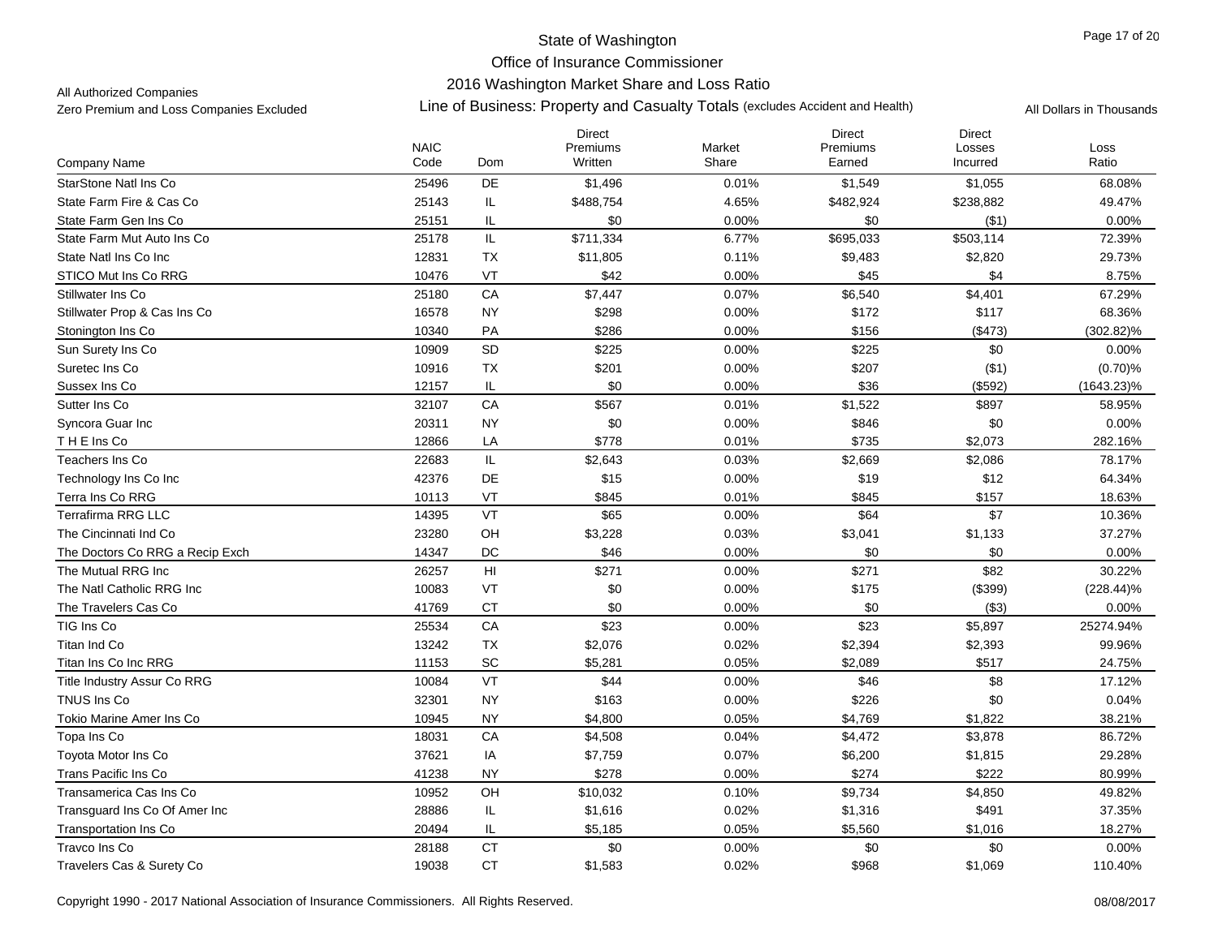# State of Washington

## Office of Insurance Commissioner

### 2016 Washington Market Share and Loss Ratio

All Authorized Companies

Zero Premium and Loss Companies Excluded

Line of Business: Property and Casualty Totals (excludes Accident and Health)

All Dollars in Thousands

| Company Name | NAIC Code | Dom | Direct Premiums Written | Market Share | Direct Premiums Earned | Direct Losses Incurred | Loss Ratio |
|---|---|---|---|---|---|---|---|
| StarStone Natl Ins Co | 25496 | DE | $1,496 | 0.01% | $1,549 | $1,055 | 68.08% |
| State Farm Fire & Cas Co | 25143 | IL | $488,754 | 4.65% | $482,924 | $238,882 | 49.47% |
| State Farm Gen Ins Co | 25151 | IL | $0 | 0.00% | $0 | ($1) | 0.00% |
| State Farm Mut Auto Ins Co | 25178 | IL | $711,334 | 6.77% | $695,033 | $503,114 | 72.39% |
| State Natl Ins Co Inc | 12831 | TX | $11,805 | 0.11% | $9,483 | $2,820 | 29.73% |
| STICO Mut Ins Co RRG | 10476 | VT | $42 | 0.00% | $45 | $4 | 8.75% |
| Stillwater Ins Co | 25180 | CA | $7,447 | 0.07% | $6,540 | $4,401 | 67.29% |
| Stillwater Prop & Cas Ins Co | 16578 | NY | $298 | 0.00% | $172 | $117 | 68.36% |
| Stonington Ins Co | 10340 | PA | $286 | 0.00% | $156 | ($473) | (302.82)% |
| Sun Surety Ins Co | 10909 | SD | $225 | 0.00% | $225 | $0 | 0.00% |
| Suretec Ins Co | 10916 | TX | $201 | 0.00% | $207 | ($1) | (0.70)% |
| Sussex Ins Co | 12157 | IL | $0 | 0.00% | $36 | ($592) | (1643.23)% |
| Sutter Ins Co | 32107 | CA | $567 | 0.01% | $1,522 | $897 | 58.95% |
| Syncora Guar Inc | 20311 | NY | $0 | 0.00% | $846 | $0 | 0.00% |
| T H E Ins Co | 12866 | LA | $778 | 0.01% | $735 | $2,073 | 282.16% |
| Teachers Ins Co | 22683 | IL | $2,643 | 0.03% | $2,669 | $2,086 | 78.17% |
| Technology Ins Co Inc | 42376 | DE | $15 | 0.00% | $19 | $12 | 64.34% |
| Terra Ins Co RRG | 10113 | VT | $845 | 0.01% | $845 | $157 | 18.63% |
| Terrafirma RRG LLC | 14395 | VT | $65 | 0.00% | $64 | $7 | 10.36% |
| The Cincinnati Ind Co | 23280 | OH | $3,228 | 0.03% | $3,041 | $1,133 | 37.27% |
| The Doctors Co RRG a Recip Exch | 14347 | DC | $46 | 0.00% | $0 | $0 | 0.00% |
| The Mutual RRG Inc | 26257 | HI | $271 | 0.00% | $271 | $82 | 30.22% |
| The Natl Catholic RRG Inc | 10083 | VT | $0 | 0.00% | $175 | ($399) | (228.44)% |
| The Travelers Cas Co | 41769 | CT | $0 | 0.00% | $0 | ($3) | 0.00% |
| TIG Ins Co | 25534 | CA | $23 | 0.00% | $23 | $5,897 | 25274.94% |
| Titan Ind Co | 13242 | TX | $2,076 | 0.02% | $2,394 | $2,393 | 99.96% |
| Titan Ins Co Inc RRG | 11153 | SC | $5,281 | 0.05% | $2,089 | $517 | 24.75% |
| Title Industry Assur Co RRG | 10084 | VT | $44 | 0.00% | $46 | $8 | 17.12% |
| TNUS Ins Co | 32301 | NY | $163 | 0.00% | $226 | $0 | 0.04% |
| Tokio Marine Amer Ins Co | 10945 | NY | $4,800 | 0.05% | $4,769 | $1,822 | 38.21% |
| Topa Ins Co | 18031 | CA | $4,508 | 0.04% | $4,472 | $3,878 | 86.72% |
| Toyota Motor Ins Co | 37621 | IA | $7,759 | 0.07% | $6,200 | $1,815 | 29.28% |
| Trans Pacific Ins Co | 41238 | NY | $278 | 0.00% | $274 | $222 | 80.99% |
| Transamerica Cas Ins Co | 10952 | OH | $10,032 | 0.10% | $9,734 | $4,850 | 49.82% |
| Transguard Ins Co Of Amer Inc | 28886 | IL | $1,616 | 0.02% | $1,316 | $491 | 37.35% |
| Transportation Ins Co | 20494 | IL | $5,185 | 0.05% | $5,560 | $1,016 | 18.27% |
| Travco Ins Co | 28188 | CT | $0 | 0.00% | $0 | $0 | 0.00% |
| Travelers Cas & Surety Co | 19038 | CT | $1,583 | 0.02% | $968 | $1,069 | 110.40% |

Copyright 1990 - 2017 National Association of Insurance Commissioners. All Rights Reserved.

08/08/2017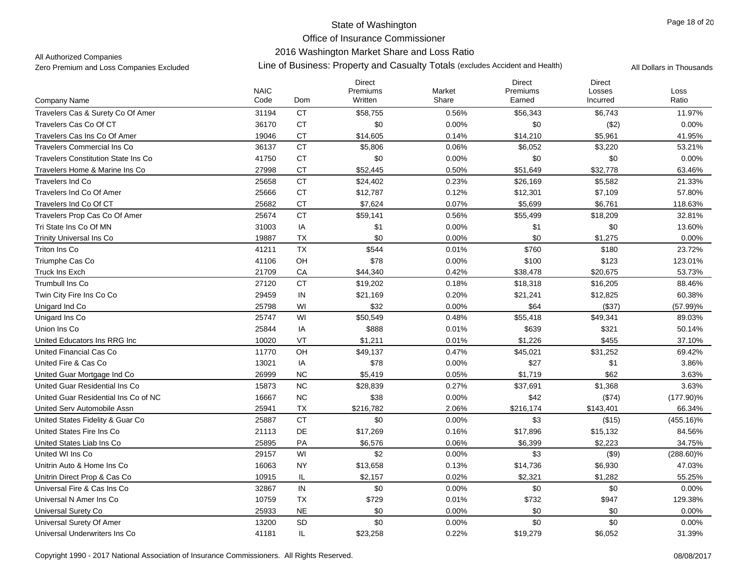State of Washington

Office of Insurance Commissioner

2016 Washington Market Share and Loss Ratio

All Authorized Companies

Zero Premium and Loss Companies Excluded

Line of Business: Property and Casualty Totals (excludes Accident and Health)

All Dollars in Thousands

| Company Name | NAIC Code | Dom | Direct Premiums Written | Market Share | Direct Premiums Earned | Direct Losses Incurred | Loss Ratio |
|---|---|---|---|---|---|---|---|
| Travelers Cas & Surety Co Of Amer | 31194 | CT | $58,755 | 0.56% | $56,343 | $6,743 | 11.97% |
| Travelers Cas Co Of CT | 36170 | CT | $0 | 0.00% | $0 | ($2) | 0.00% |
| Travelers Cas Ins Co Of Amer | 19046 | CT | $14,605 | 0.14% | $14,210 | $5,961 | 41.95% |
| Travelers Commercial Ins Co | 36137 | CT | $5,806 | 0.06% | $6,052 | $3,220 | 53.21% |
| Travelers Constitution State Ins Co | 41750 | CT | $0 | 0.00% | $0 | $0 | 0.00% |
| Travelers Home & Marine Ins Co | 27998 | CT | $52,445 | 0.50% | $51,649 | $32,778 | 63.46% |
| Travelers Ind Co | 25658 | CT | $24,402 | 0.23% | $26,169 | $5,582 | 21.33% |
| Travelers Ind Co Of Amer | 25666 | CT | $12,787 | 0.12% | $12,301 | $7,109 | 57.80% |
| Travelers Ind Co Of CT | 25682 | CT | $7,624 | 0.07% | $5,699 | $6,761 | 118.63% |
| Travelers Prop Cas Co Of Amer | 25674 | CT | $59,141 | 0.56% | $55,499 | $18,209 | 32.81% |
| Tri State Ins Co Of MN | 31003 | IA | $1 | 0.00% | $1 | $0 | 13.60% |
| Trinity Universal Ins Co | 19887 | TX | $0 | 0.00% | $0 | $1,275 | 0.00% |
| Triton Ins Co | 41211 | TX | $544 | 0.01% | $760 | $180 | 23.72% |
| Triumphe Cas Co | 41106 | OH | $78 | 0.00% | $100 | $123 | 123.01% |
| Truck Ins Exch | 21709 | CA | $44,340 | 0.42% | $38,478 | $20,675 | 53.73% |
| Trumbull Ins Co | 27120 | CT | $19,202 | 0.18% | $18,318 | $16,205 | 88.46% |
| Twin City Fire Ins Co Co | 29459 | IN | $21,169 | 0.20% | $21,241 | $12,825 | 60.38% |
| Unigard Ind Co | 25798 | WI | $32 | 0.00% | $64 | ($37) | (57.99)% |
| Unigard Ins Co | 25747 | WI | $50,549 | 0.48% | $55,418 | $49,341 | 89.03% |
| Union Ins Co | 25844 | IA | $888 | 0.01% | $639 | $321 | 50.14% |
| United Educators Ins RRG Inc | 10020 | VT | $1,211 | 0.01% | $1,226 | $455 | 37.10% |
| United Financial Cas Co | 11770 | OH | $49,137 | 0.47% | $45,021 | $31,252 | 69.42% |
| United Fire & Cas Co | 13021 | IA | $78 | 0.00% | $27 | $1 | 3.86% |
| United Guar Mortgage Ind Co | 26999 | NC | $5,419 | 0.05% | $1,719 | $62 | 3.63% |
| United Guar Residential Ins Co | 15873 | NC | $28,839 | 0.27% | $37,691 | $1,368 | 3.63% |
| United Guar Residential Ins Co of NC | 16667 | NC | $38 | 0.00% | $42 | ($74) | (177.90)% |
| United Serv Automobile Assn | 25941 | TX | $216,782 | 2.06% | $216,174 | $143,401 | 66.34% |
| United States Fidelity & Guar Co | 25887 | CT | $0 | 0.00% | $3 | ($15) | (455.16)% |
| United States Fire Ins Co | 21113 | DE | $17,269 | 0.16% | $17,896 | $15,132 | 84.56% |
| United States Liab Ins Co | 25895 | PA | $6,576 | 0.06% | $6,399 | $2,223 | 34.75% |
| United WI Ins Co | 29157 | WI | $2 | 0.00% | $3 | ($9) | (288.60)% |
| Unitrin Auto & Home Ins Co | 16063 | NY | $13,658 | 0.13% | $14,736 | $6,930 | 47.03% |
| Unitrin Direct Prop & Cas Co | 10915 | IL | $2,157 | 0.02% | $2,321 | $1,282 | 55.25% |
| Universal Fire & Cas Ins Co | 32867 | IN | $0 | 0.00% | $0 | $0 | 0.00% |
| Universal N Amer Ins Co | 10759 | TX | $729 | 0.01% | $732 | $947 | 129.38% |
| Universal Surety Co | 25933 | NE | $0 | 0.00% | $0 | $0 | 0.00% |
| Universal Surety Of Amer | 13200 | SD | $0 | 0.00% | $0 | $0 | 0.00% |
| Universal Underwriters Ins Co | 41181 | IL | $23,258 | 0.22% | $19,279 | $6,052 | 31.39% |

Copyright 1990 - 2017 National Association of Insurance Commissioners. All Rights Reserved. 08/08/2017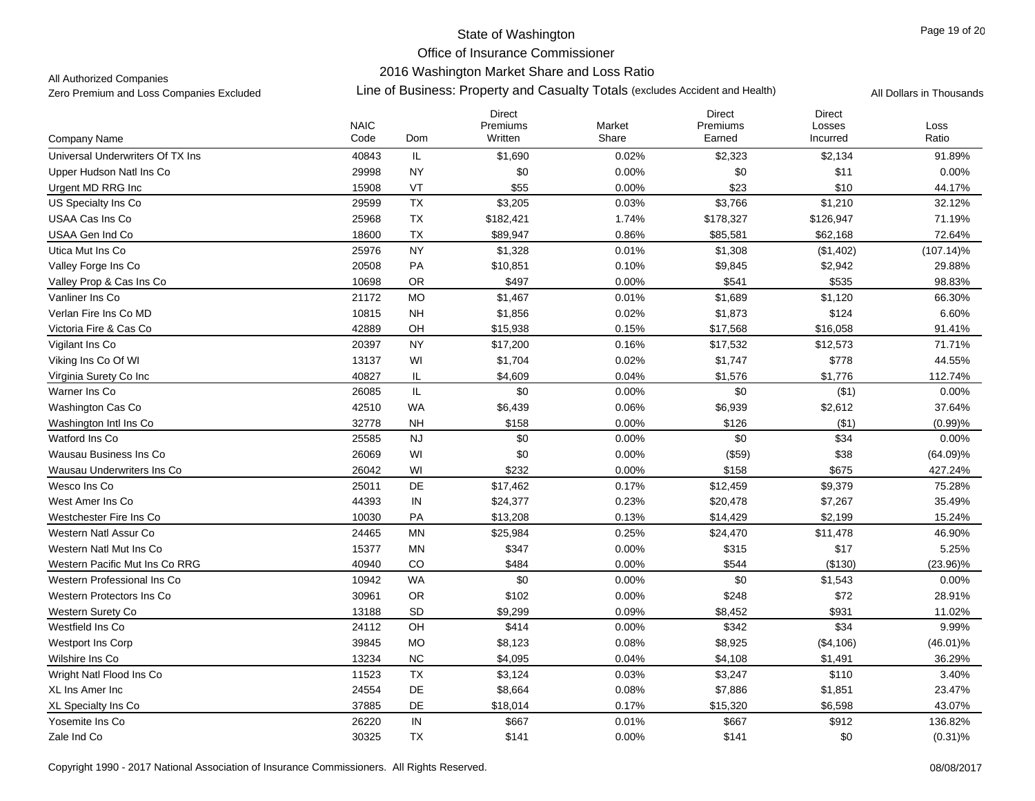State of Washington
Office of Insurance Commissioner
2016 Washington Market Share and Loss Ratio

All Authorized Companies
Zero Premium and Loss Companies Excluded

Line of Business: Property and Casualty Totals (excludes Accident and Health)

All Dollars in Thousands

| Company Name | NAIC Code | Dom | Direct Premiums Written | Market Share | Direct Premiums Earned | Direct Losses Incurred | Loss Ratio |
|---|---|---|---|---|---|---|---|
| Universal Underwriters Of TX Ins | 40843 | IL | $1,690 | 0.02% | $2,323 | $2,134 | 91.89% |
| Upper Hudson Natl Ins Co | 29998 | NY | $0 | 0.00% | $0 | $11 | 0.00% |
| Urgent MD RRG Inc | 15908 | VT | $55 | 0.00% | $23 | $10 | 44.17% |
| US Specialty Ins Co | 29599 | TX | $3,205 | 0.03% | $3,766 | $1,210 | 32.12% |
| USAA Cas Ins Co | 25968 | TX | $182,421 | 1.74% | $178,327 | $126,947 | 71.19% |
| USAA Gen Ind Co | 18600 | TX | $89,947 | 0.86% | $85,581 | $62,168 | 72.64% |
| Utica Mut Ins Co | 25976 | NY | $1,328 | 0.01% | $1,308 | ($1,402) | (107.14)% |
| Valley Forge Ins Co | 20508 | PA | $10,851 | 0.10% | $9,845 | $2,942 | 29.88% |
| Valley Prop & Cas Ins Co | 10698 | OR | $497 | 0.00% | $541 | $535 | 98.83% |
| Vanliner Ins Co | 21172 | MO | $1,467 | 0.01% | $1,689 | $1,120 | 66.30% |
| Verlan Fire Ins Co MD | 10815 | NH | $1,856 | 0.02% | $1,873 | $124 | 6.60% |
| Victoria Fire & Cas Co | 42889 | OH | $15,938 | 0.15% | $17,568 | $16,058 | 91.41% |
| Vigilant Ins Co | 20397 | NY | $17,200 | 0.16% | $17,532 | $12,573 | 71.71% |
| Viking Ins Co Of WI | 13137 | WI | $1,704 | 0.02% | $1,747 | $778 | 44.55% |
| Virginia Surety Co Inc | 40827 | IL | $4,609 | 0.04% | $1,576 | $1,776 | 112.74% |
| Warner Ins Co | 26085 | IL | $0 | 0.00% | $0 | ($1) | 0.00% |
| Washington Cas Co | 42510 | WA | $6,439 | 0.06% | $6,939 | $2,612 | 37.64% |
| Washington Intl Ins Co | 32778 | NH | $158 | 0.00% | $126 | ($1) | (0.99)% |
| Watford Ins Co | 25585 | NJ | $0 | 0.00% | $0 | $34 | 0.00% |
| Wausau Business Ins Co | 26069 | WI | $0 | 0.00% | ($59) | $38 | (64.09)% |
| Wausau Underwriters Ins Co | 26042 | WI | $232 | 0.00% | $158 | $675 | 427.24% |
| Wesco Ins Co | 25011 | DE | $17,462 | 0.17% | $12,459 | $9,379 | 75.28% |
| West Amer Ins Co | 44393 | IN | $24,377 | 0.23% | $20,478 | $7,267 | 35.49% |
| Westchester Fire Ins Co | 10030 | PA | $13,208 | 0.13% | $14,429 | $2,199 | 15.24% |
| Western Natl Assur Co | 24465 | MN | $25,984 | 0.25% | $24,470 | $11,478 | 46.90% |
| Western Natl Mut Ins Co | 15377 | MN | $347 | 0.00% | $315 | $17 | 5.25% |
| Western Pacific Mut Ins Co RRG | 40940 | CO | $484 | 0.00% | $544 | ($130) | (23.96)% |
| Western Professional Ins Co | 10942 | WA | $0 | 0.00% | $0 | $1,543 | 0.00% |
| Western Protectors Ins Co | 30961 | OR | $102 | 0.00% | $248 | $72 | 28.91% |
| Western Surety Co | 13188 | SD | $9,299 | 0.09% | $8,452 | $931 | 11.02% |
| Westfield Ins Co | 24112 | OH | $414 | 0.00% | $342 | $34 | 9.99% |
| Westport Ins Corp | 39845 | MO | $8,123 | 0.08% | $8,925 | ($4,106) | (46.01)% |
| Wilshire Ins Co | 13234 | NC | $4,095 | 0.04% | $4,108 | $1,491 | 36.29% |
| Wright Natl Flood Ins Co | 11523 | TX | $3,124 | 0.03% | $3,247 | $110 | 3.40% |
| XL Ins Amer Inc | 24554 | DE | $8,664 | 0.08% | $7,886 | $1,851 | 23.47% |
| XL Specialty Ins Co | 37885 | DE | $18,014 | 0.17% | $15,320 | $6,598 | 43.07% |
| Yosemite Ins Co | 26220 | IN | $667 | 0.01% | $667 | $912 | 136.82% |
| Zale Ind Co | 30325 | TX | $141 | 0.00% | $141 | $0 | (0.31)% |

Copyright 1990 - 2017 National Association of Insurance Commissioners. All Rights Reserved. 08/08/2017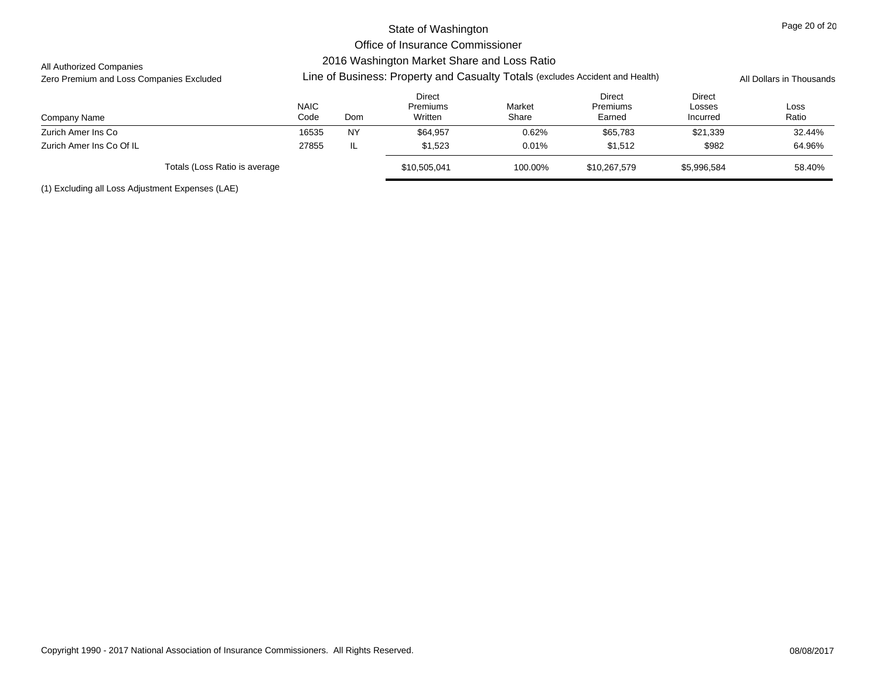State of Washington
Office of Insurance Commissioner
2016 Washington Market Share and Loss Ratio

All Authorized Companies
Zero Premium and Loss Companies Excluded

Line of Business: Property and Casualty Totals (excludes Accident and Health)

All Dollars in Thousands

| Company Name | NAIC Code | Dom | Direct Premiums Written | Market Share | Direct Premiums Earned | Direct Losses Incurred | Loss Ratio |
|---|---|---|---|---|---|---|---|
| Zurich Amer Ins Co | 16535 | NY | $64,957 | 0.62% | $65,783 | $21,339 | 32.44% |
| Zurich Amer Ins Co Of IL | 27855 | IL | $1,523 | 0.01% | $1,512 | $982 | 64.96% |
| Totals (Loss Ratio is average | | | $10,505,041 | 100.00% | $10,267,579 | $5,996,584 | 58.40% |

(1) Excluding all Loss Adjustment Expenses (LAE)

Copyright 1990 - 2017 National Association of Insurance Commissioners. All Rights Reserved.

08/08/2017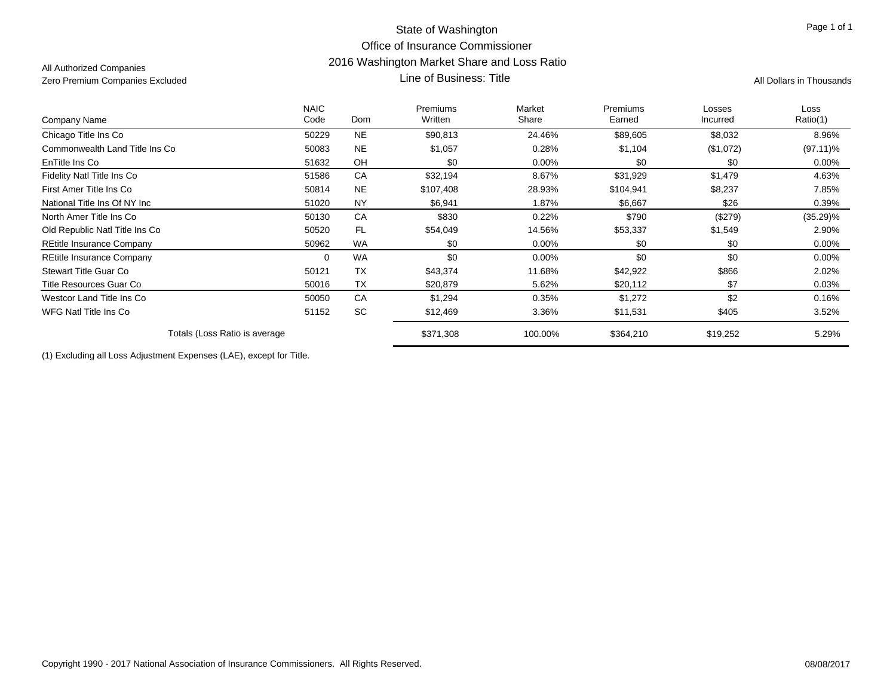All Authorized Companies
Zero Premium Companies Excluded

# State of Washington
## Office of Insurance Commissioner
## 2016 Washington Market Share and Loss Ratio
## Line of Business: Title

All Dollars in Thousands

| Company Name | NAIC Code | Dom | Premiums Written | Market Share | Premiums Earned | Losses Incurred | Loss Ratio(1) |
|---|---|---|---|---|---|---|---|
| Chicago Title Ins Co | 50229 | NE | $90,813 | 24.46% | $89,605 | $8,032 | 8.96% |
| Commonwealth Land Title Ins Co | 50083 | NE | $1,057 | 0.28% | $1,104 | ($1,072) | (97.11)% |
| EnTitle Ins Co | 51632 | OH | $0 | 0.00% | $0 | $0 | 0.00% |
| Fidelity Natl Title Ins Co | 51586 | CA | $32,194 | 8.67% | $31,929 | $1,479 | 4.63% |
| First Amer Title Ins Co | 50814 | NE | $107,408 | 28.93% | $104,941 | $8,237 | 7.85% |
| National Title Ins Of NY Inc | 51020 | NY | $6,941 | 1.87% | $6,667 | $26 | 0.39% |
| North Amer Title Ins Co | 50130 | CA | $830 | 0.22% | $790 | ($279) | (35.29)% |
| Old Republic Natl Title Ins Co | 50520 | FL | $54,049 | 14.56% | $53,337 | $1,549 | 2.90% |
| REtitle Insurance Company | 50962 | WA | $0 | 0.00% | $0 | $0 | 0.00% |
| REtitle Insurance Company | 0 | WA | $0 | 0.00% | $0 | $0 | 0.00% |
| Stewart Title Guar Co | 50121 | TX | $43,374 | 11.68% | $42,922 | $866 | 2.02% |
| Title Resources Guar Co | 50016 | TX | $20,879 | 5.62% | $20,112 | $7 | 0.03% |
| Westcor Land Title Ins Co | 50050 | CA | $1,294 | 0.35% | $1,272 | $2 | 0.16% |
| WFG Natl Title Ins Co | 51152 | SC | $12,469 | 3.36% | $11,531 | $405 | 3.52% |
| Totals (Loss Ratio is average | | | $371,308 | 100.00% | $364,210 | $19,252 | 5.29% |

(1) Excluding all Loss Adjustment Expenses (LAE), except for Title.

Copyright 1990 - 2017 National Association of Insurance Commissioners. All Rights Reserved.

08/08/2017